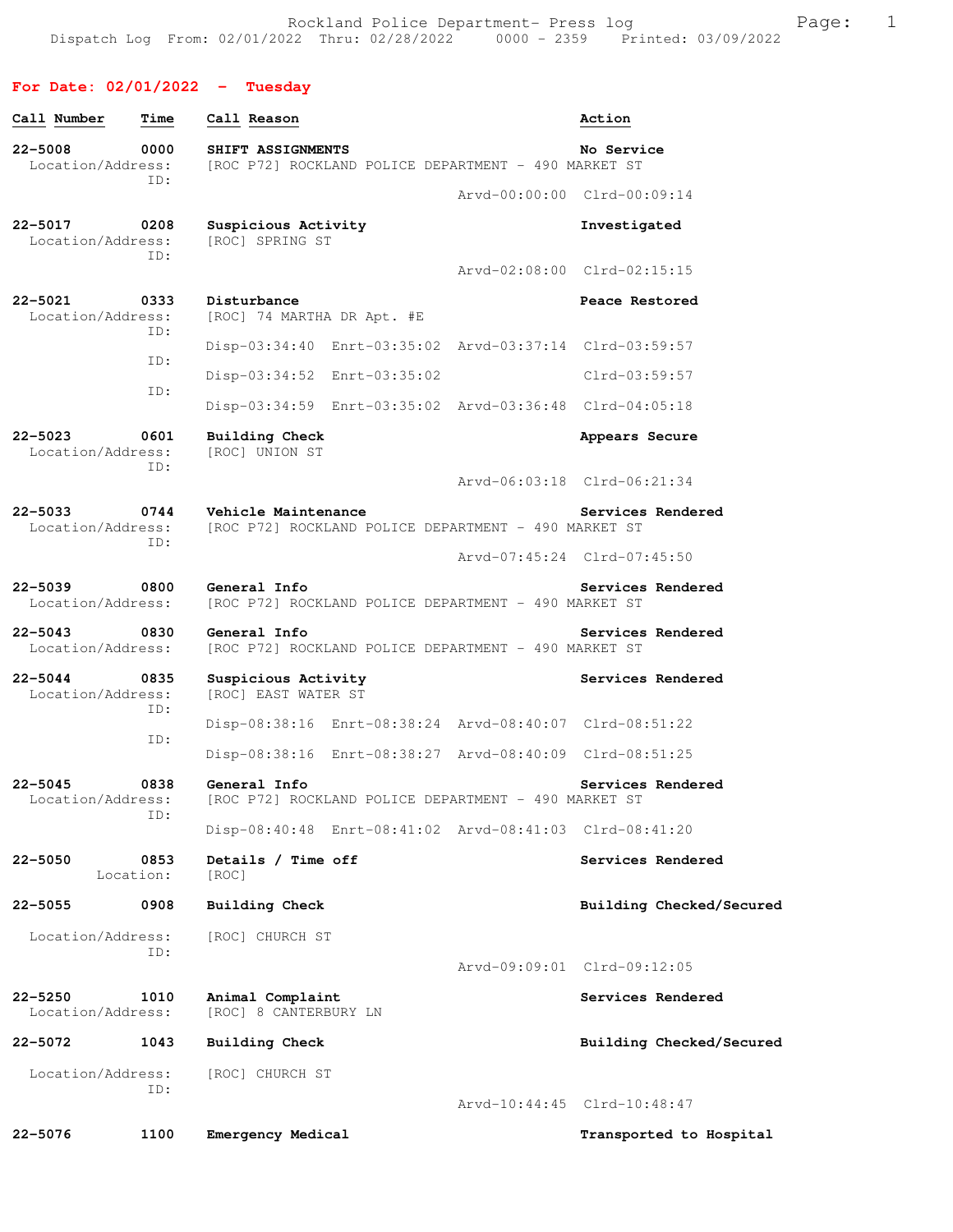Rockland Police Department- Press log
Dispatch Log From: 02/01/2022 Thru: 02/28/2022 0000 - 2359 Printed: 03/09/2022

## For Date: 02/01/2022 - Tuesday

| Call Number | Time | Call Reason | Action |
|---|---|---|---|
| 22-5008 | 0000 | SHIFT ASSIGNMENTS | No Service |

Location/Address: [ROC P72] ROCKLAND POLICE DEPARTMENT - 490 MARKET ST
ID:
Arvd-00:00:00 Clrd-00:09:14

**22-5017 0208 Suspicious Activity — Investigated**
Location/Address: [ROC] SPRING ST
ID:
Arvd-02:08:00 Clrd-02:15:15

**22-5021 0333 Disturbance — Peace Restored**
Location/Address: [ROC] 74 MARTHA DR Apt. #E
ID:
Disp-03:34:40 Enrt-03:35:02 Arvd-03:37:14 Clrd-03:59:57
ID:
Disp-03:34:52 Enrt-03:35:02 Clrd-03:59:57
ID:
Disp-03:34:59 Enrt-03:35:02 Arvd-03:36:48 Clrd-04:05:18

**22-5023 0601 Building Check — Appears Secure**
Location/Address: [ROC] UNION ST
ID:
Arvd-06:03:18 Clrd-06:21:34

**22-5033 0744 Vehicle Maintenance — Services Rendered**
Location/Address: [ROC P72] ROCKLAND POLICE DEPARTMENT - 490 MARKET ST
ID:
Arvd-07:45:24 Clrd-07:45:50

**22-5039 0800 General Info — Services Rendered**
Location/Address: [ROC P72] ROCKLAND POLICE DEPARTMENT - 490 MARKET ST

**22-5043 0830 General Info — Services Rendered**
Location/Address: [ROC P72] ROCKLAND POLICE DEPARTMENT - 490 MARKET ST

**22-5044 0835 Suspicious Activity — Services Rendered**
Location/Address: [ROC] EAST WATER ST
ID:
Disp-08:38:16 Enrt-08:38:24 Arvd-08:40:07 Clrd-08:51:22
ID:
Disp-08:38:16 Enrt-08:38:27 Arvd-08:40:09 Clrd-08:51:25

**22-5045 0838 General Info — Services Rendered**
Location/Address: [ROC P72] ROCKLAND POLICE DEPARTMENT - 490 MARKET ST
ID:
Disp-08:40:48 Enrt-08:41:02 Arvd-08:41:03 Clrd-08:41:20

**22-5050 0853 Details / Time off — Services Rendered**
Location: [ROC]

**22-5055 0908 Building Check — Building Checked/Secured**
Location/Address: [ROC] CHURCH ST
ID:
Arvd-09:09:01 Clrd-09:12:05

**22-5250 1010 Animal Complaint — Services Rendered**
Location/Address: [ROC] 8 CANTERBURY LN

**22-5072 1043 Building Check — Building Checked/Secured**
Location/Address: [ROC] CHURCH ST
ID:
Arvd-10:44:45 Clrd-10:48:47

**22-5076 1100 Emergency Medical — Transported to Hospital**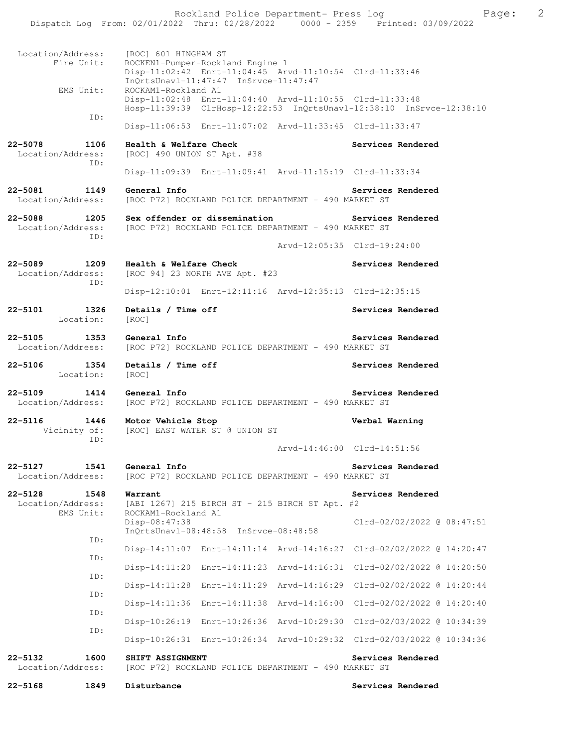```
 Location/Address:    [ROC] 601 HINGHAM ST
       Fire Unit:     ROCKEN1-Pumper-Rockland Engine 1
                      Disp-11:02:42  Enrt-11:04:45  Arvd-11:10:54  Clrd-11:33:46
                      InQrtsUnavl-11:47:47  InSrvce-11:47:47
       EMS Unit:      ROCKAM1-Rockland A1
                      Disp-11:02:48  Enrt-11:04:40  Arvd-11:10:55  Clrd-11:33:48
                      Hosp-11:39:39  ClrHosp-12:22:53  InQrtsUnavl-12:38:10  InSrvce-12:38:10
             ID:
                      Disp-11:06:53  Enrt-11:07:02  Arvd-11:33:45  Clrd-11:33:47

22-5078        1106   Health & Welfare Check                          Services Rendered
 Location/Address:    [ROC] 490 UNION ST Apt. #38
             ID:
                      Disp-11:09:39  Enrt-11:09:41  Arvd-11:15:19  Clrd-11:33:34

22-5081        1149   General Info                                    Services Rendered
 Location/Address:    [ROC P72] ROCKLAND POLICE DEPARTMENT - 490 MARKET ST

22-5088        1205   Sex offender or dissemination                   Services Rendered
 Location/Address:    [ROC P72] ROCKLAND POLICE DEPARTMENT - 490 MARKET ST
             ID:
                                                    Arvd-12:05:35  Clrd-19:24:00

22-5089        1209   Health & Welfare Check                          Services Rendered
 Location/Address:    [ROC 94] 23 NORTH AVE Apt. #23
             ID:
                      Disp-12:10:01  Enrt-12:11:16  Arvd-12:35:13  Clrd-12:35:15

22-5101        1326   Details / Time off                              Services Rendered
       Location:      [ROC]

22-5105        1353   General Info                                    Services Rendered
 Location/Address:    [ROC P72] ROCKLAND POLICE DEPARTMENT - 490 MARKET ST

22-5106        1354   Details / Time off                              Services Rendered
       Location:      [ROC]

22-5109        1414   General Info                                    Services Rendered
 Location/Address:    [ROC P72] ROCKLAND POLICE DEPARTMENT - 490 MARKET ST

22-5116        1446   Motor Vehicle Stop                              Verbal Warning
    Vicinity of:      [ROC] EAST WATER ST @ UNION ST
             ID:
                                                    Arvd-14:46:00  Clrd-14:51:56

22-5127        1541   General Info                                    Services Rendered
 Location/Address:    [ROC P72] ROCKLAND POLICE DEPARTMENT - 490 MARKET ST

22-5128        1548   Warrant                                         Services Rendered
 Location/Address:    [ABI 1267] 215 BIRCH ST - 215 BIRCH ST Apt. #2
       EMS Unit:      ROCKAM1-Rockland A1
                      Disp-08:47:38                                 Clrd-02/02/2022 @ 08:47:51
                      InQrtsUnavl-08:48:58  InSrvce-08:48:58
             ID:
                      Disp-14:11:07  Enrt-14:11:14  Arvd-14:16:27  Clrd-02/02/2022 @ 14:20:47
             ID:
                      Disp-14:11:20  Enrt-14:11:23  Arvd-14:16:31  Clrd-02/02/2022 @ 14:20:50
             ID:
                      Disp-14:11:28  Enrt-14:11:29  Arvd-14:16:29  Clrd-02/02/2022 @ 14:20:44
             ID:
                      Disp-14:11:36  Enrt-14:11:38  Arvd-14:16:00  Clrd-02/02/2022 @ 14:20:40
             ID:
                      Disp-10:26:19  Enrt-10:26:36  Arvd-10:29:30  Clrd-02/03/2022 @ 10:34:39
             ID:
                      Disp-10:26:31  Enrt-10:26:34  Arvd-10:29:32  Clrd-02/03/2022 @ 10:34:36

22-5132        1600   SHIFT ASSIGNMENT                                Services Rendered
 Location/Address:    [ROC P72] ROCKLAND POLICE DEPARTMENT - 490 MARKET ST

22-5168        1849   Disturbance                                     Services Rendered
```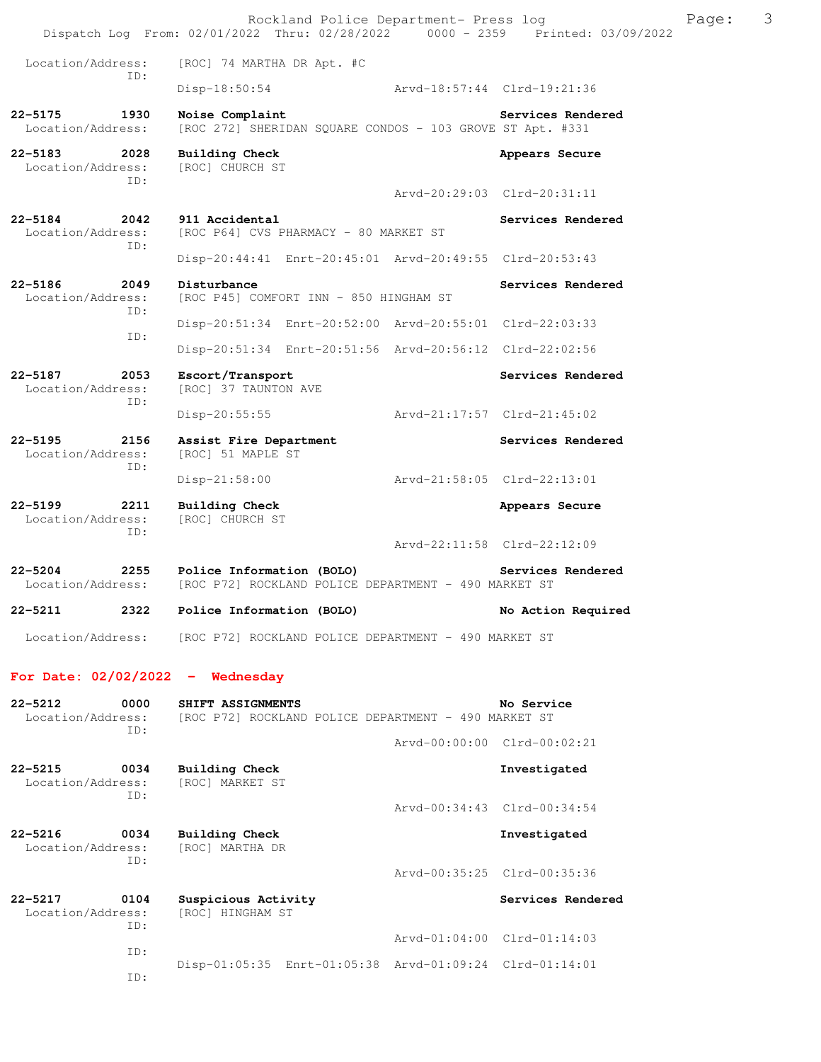Location/Address: [ROC] 74 MARTHA DR Apt. #C
ID:
Disp-18:50:54 Arvd-18:57:44 Clrd-19:21:36

**22-5175 1930 Noise Complaint** **Services Rendered**
Location/Address: [ROC 272] SHERIDAN SQUARE CONDOS - 103 GROVE ST Apt. #331

**22-5183 2028 Building Check** **Appears Secure**
Location/Address: [ROC] CHURCH ST
ID:
Arvd-20:29:03 Clrd-20:31:11

**22-5184 2042 911 Accidental** **Services Rendered**
Location/Address: [ROC P64] CVS PHARMACY - 80 MARKET ST
ID:
Disp-20:44:41 Enrt-20:45:01 Arvd-20:49:55 Clrd-20:53:43

**22-5186 2049 Disturbance** **Services Rendered**
Location/Address: [ROC P45] COMFORT INN - 850 HINGHAM ST
ID:
Disp-20:51:34 Enrt-20:52:00 Arvd-20:55:01 Clrd-22:03:33
ID:
Disp-20:51:34 Enrt-20:51:56 Arvd-20:56:12 Clrd-22:02:56

**22-5187 2053 Escort/Transport** **Services Rendered**
Location/Address: [ROC] 37 TAUNTON AVE
ID:
Disp-20:55:55 Arvd-21:17:57 Clrd-21:45:02

**22-5195 2156 Assist Fire Department** **Services Rendered**
Location/Address: [ROC] 51 MAPLE ST
ID:
Disp-21:58:00 Arvd-21:58:05 Clrd-22:13:01

**22-5199 2211 Building Check** **Appears Secure**
Location/Address: [ROC] CHURCH ST
ID:
Arvd-22:11:58 Clrd-22:12:09

**22-5204 2255 Police Information (BOLO)** **Services Rendered**
Location/Address: [ROC P72] ROCKLAND POLICE DEPARTMENT - 490 MARKET ST

**22-5211 2322 Police Information (BOLO)** **No Action Required**
Location/Address: [ROC P72] ROCKLAND POLICE DEPARTMENT - 490 MARKET ST

## For Date: 02/02/2022 - Wednesday

**22-5212 0000 SHIFT ASSIGNMENTS** **No Service**
Location/Address: [ROC P72] ROCKLAND POLICE DEPARTMENT - 490 MARKET ST
ID:
Arvd-00:00:00 Clrd-00:02:21

**22-5215 0034 Building Check** **Investigated**
Location/Address: [ROC] MARKET ST
ID:
Arvd-00:34:43 Clrd-00:34:54

**22-5216 0034 Building Check** **Investigated**
Location/Address: [ROC] MARTHA DR
ID:
Arvd-00:35:25 Clrd-00:35:36

**22-5217 0104 Suspicious Activity** **Services Rendered**
Location/Address: [ROC] HINGHAM ST
ID:
Arvd-01:04:00 Clrd-01:14:03
ID:
Disp-01:05:35 Enrt-01:05:38 Arvd-01:09:24 Clrd-01:14:01
ID: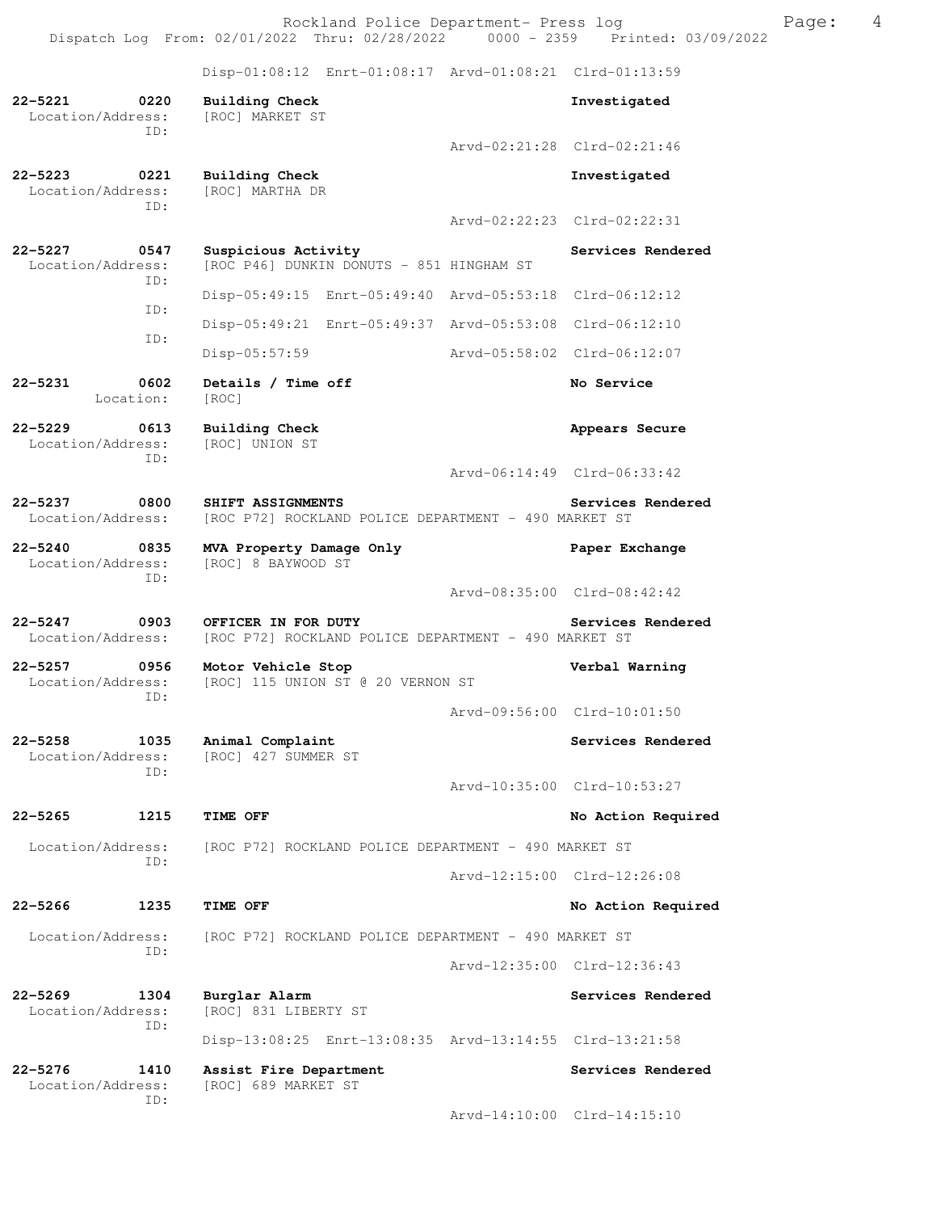Disp-01:08:12 Enrt-01:08:17 Arvd-01:08:21 Clrd-01:13:59

**22-5221 0220 Building Check** — **Investigated**
Location/Address: [ROC] MARKET ST
ID:
Arvd-02:21:28 Clrd-02:21:46

**22-5223 0221 Building Check** — **Investigated**
Location/Address: [ROC] MARTHA DR
ID:
Arvd-02:22:23 Clrd-02:22:31

**22-5227 0547 Suspicious Activity** — **Services Rendered**
Location/Address: [ROC P46] DUNKIN DONUTS - 851 HINGHAM ST
ID:
Disp-05:49:15 Enrt-05:49:40 Arvd-05:53:18 Clrd-06:12:12
ID:
Disp-05:49:21 Enrt-05:49:37 Arvd-05:53:08 Clrd-06:12:10
ID:
Disp-05:57:59 Arvd-05:58:02 Clrd-06:12:07

**22-5231 0602 Details / Time off** — **No Service**
Location: [ROC]

**22-5229 0613 Building Check** — **Appears Secure**
Location/Address: [ROC] UNION ST
ID:
Arvd-06:14:49 Clrd-06:33:42

**22-5237 0800 SHIFT ASSIGNMENTS** — **Services Rendered**
Location/Address: [ROC P72] ROCKLAND POLICE DEPARTMENT - 490 MARKET ST

**22-5240 0835 MVA Property Damage Only** — **Paper Exchange**
Location/Address: [ROC] 8 BAYWOOD ST
ID:
Arvd-08:35:00 Clrd-08:42:42

**22-5247 0903 OFFICER IN FOR DUTY** — **Services Rendered**
Location/Address: [ROC P72] ROCKLAND POLICE DEPARTMENT - 490 MARKET ST

**22-5257 0956 Motor Vehicle Stop** — **Verbal Warning**
Location/Address: [ROC] 115 UNION ST @ 20 VERNON ST
ID:
Arvd-09:56:00 Clrd-10:01:50

**22-5258 1035 Animal Complaint** — **Services Rendered**
Location/Address: [ROC] 427 SUMMER ST
ID:
Arvd-10:35:00 Clrd-10:53:27

**22-5265 1215 TIME OFF** — **No Action Required**
Location/Address: [ROC P72] ROCKLAND POLICE DEPARTMENT - 490 MARKET ST
ID:
Arvd-12:15:00 Clrd-12:26:08

**22-5266 1235 TIME OFF** — **No Action Required**
Location/Address: [ROC P72] ROCKLAND POLICE DEPARTMENT - 490 MARKET ST
ID:
Arvd-12:35:00 Clrd-12:36:43

**22-5269 1304 Burglar Alarm** — **Services Rendered**
Location/Address: [ROC] 831 LIBERTY ST
ID:
Disp-13:08:25 Enrt-13:08:35 Arvd-13:14:55 Clrd-13:21:58

**22-5276 1410 Assist Fire Department** — **Services Rendered**
Location/Address: [ROC] 689 MARKET ST
ID:
Arvd-14:10:00 Clrd-14:15:10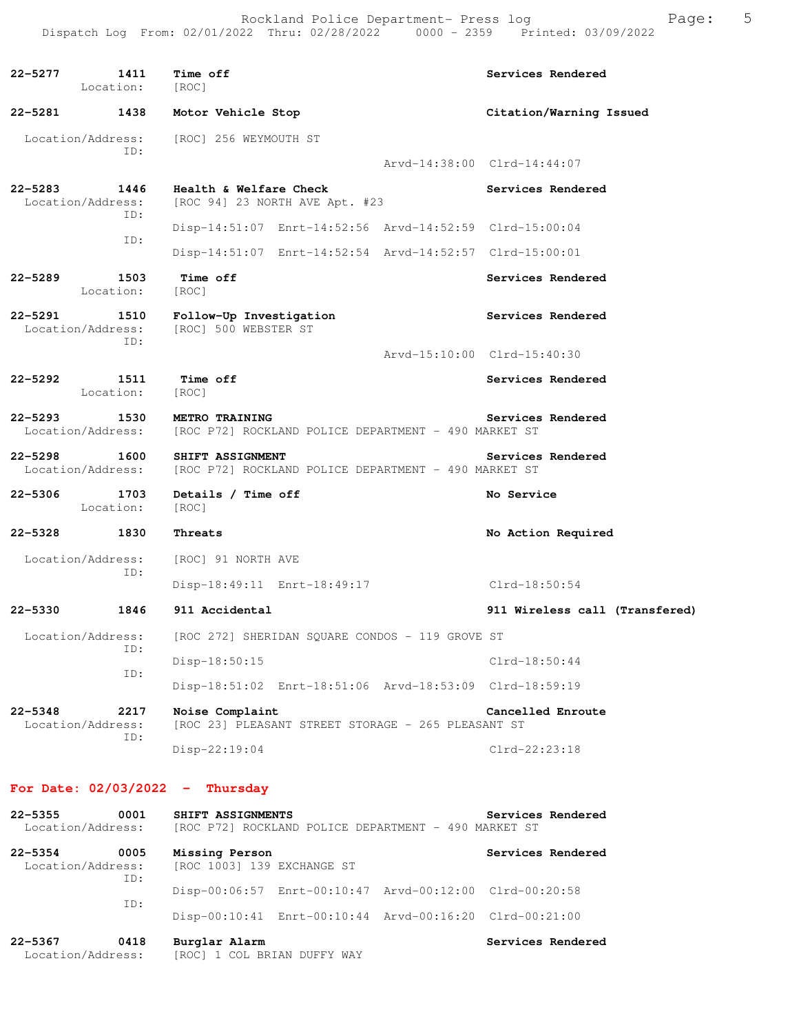22-5277 1411 **Time off** — **Services Rendered**
Location: [ROC]

22-5281 1438 **Motor Vehicle Stop** — **Citation/Warning Issued**
Location/Address: [ROC] 256 WEYMOUTH ST
ID:
Arvd-14:38:00 Clrd-14:44:07

22-5283 1446 **Health & Welfare Check** — **Services Rendered**
Location/Address: [ROC 94] 23 NORTH AVE Apt. #23
ID:
Disp-14:51:07 Enrt-14:52:56 Arvd-14:52:59 Clrd-15:00:04
ID:
Disp-14:51:07 Enrt-14:52:54 Arvd-14:52:57 Clrd-15:00:01

22-5289 1503 **Time off** — **Services Rendered**
Location: [ROC]

22-5291 1510 **Follow-Up Investigation** — **Services Rendered**
Location/Address: [ROC] 500 WEBSTER ST
ID:
Arvd-15:10:00 Clrd-15:40:30

22-5292 1511 **Time off** — **Services Rendered**
Location: [ROC]

22-5293 1530 **METRO TRAINING** — **Services Rendered**
Location/Address: [ROC P72] ROCKLAND POLICE DEPARTMENT - 490 MARKET ST

22-5298 1600 **SHIFT ASSIGNMENT** — **Services Rendered**
Location/Address: [ROC P72] ROCKLAND POLICE DEPARTMENT - 490 MARKET ST

22-5306 1703 **Details / Time off** — **No Service**
Location: [ROC]

22-5328 1830 **Threats** — **No Action Required**
Location/Address: [ROC] 91 NORTH AVE
ID:
Disp-18:49:11 Enrt-18:49:17 Clrd-18:50:54

22-5330 1846 **911 Accidental** — **911 Wireless call (Transfered)**
Location/Address: [ROC 272] SHERIDAN SQUARE CONDOS - 119 GROVE ST
ID:
Disp-18:50:15 Clrd-18:50:44
ID:
Disp-18:51:02 Enrt-18:51:06 Arvd-18:53:09 Clrd-18:59:19

22-5348 2217 **Noise Complaint** — **Cancelled Enroute**
Location/Address: [ROC 23] PLEASANT STREET STORAGE - 265 PLEASANT ST
ID:
Disp-22:19:04 Clrd-22:23:18

## For Date: 02/03/2022 - Thursday

22-5355 0001 **SHIFT ASSIGNMENTS** — **Services Rendered**
Location/Address: [ROC P72] ROCKLAND POLICE DEPARTMENT - 490 MARKET ST

22-5354 0005 **Missing Person** — **Services Rendered**
Location/Address: [ROC 1003] 139 EXCHANGE ST
ID:
Disp-00:06:57 Enrt-00:10:47 Arvd-00:12:00 Clrd-00:20:58
ID:
Disp-00:10:41 Enrt-00:10:44 Arvd-00:16:20 Clrd-00:21:00

22-5367 0418 **Burglar Alarm** — **Services Rendered**
Location/Address: [ROC] 1 COL BRIAN DUFFY WAY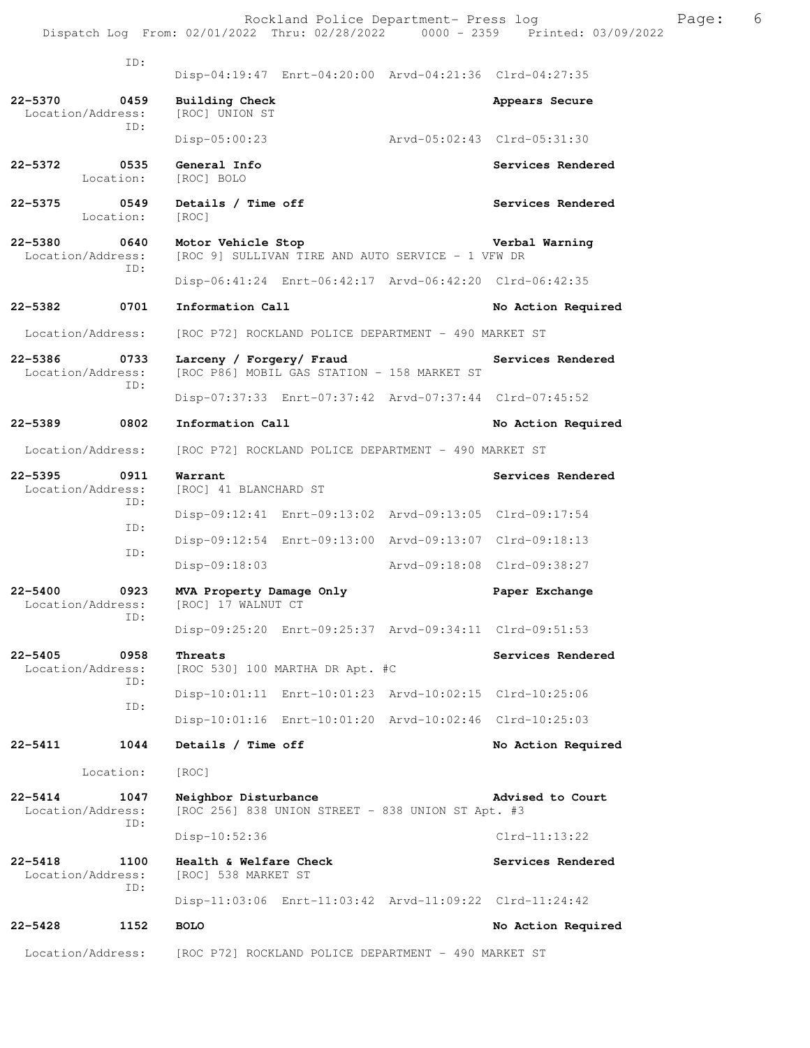ID:
Disp-04:19:47 Enrt-04:20:00 Arvd-04:21:36 Clrd-04:27:35

**22-5370 0459 Building Check** — **Appears Secure**
Location/Address: [ROC] UNION ST
ID:
Disp-05:00:23 Arvd-05:02:43 Clrd-05:31:30

**22-5372 0535 General Info** — **Services Rendered**
Location: [ROC] BOLO

**22-5375 0549 Details / Time off** — **Services Rendered**
Location: [ROC]

**22-5380 0640 Motor Vehicle Stop** — **Verbal Warning**
Location/Address: [ROC 9] SULLIVAN TIRE AND AUTO SERVICE - 1 VFW DR
ID:
Disp-06:41:24 Enrt-06:42:17 Arvd-06:42:20 Clrd-06:42:35

**22-5382 0701 Information Call** — **No Action Required**
Location/Address: [ROC P72] ROCKLAND POLICE DEPARTMENT - 490 MARKET ST

**22-5386 0733 Larceny / Forgery/ Fraud** — **Services Rendered**
Location/Address: [ROC P86] MOBIL GAS STATION - 158 MARKET ST
ID:
Disp-07:37:33 Enrt-07:37:42 Arvd-07:37:44 Clrd-07:45:52

**22-5389 0802 Information Call** — **No Action Required**
Location/Address: [ROC P72] ROCKLAND POLICE DEPARTMENT - 490 MARKET ST

**22-5395 0911 Warrant** — **Services Rendered**
Location/Address: [ROC] 41 BLANCHARD ST
ID:
Disp-09:12:41 Enrt-09:13:02 Arvd-09:13:05 Clrd-09:17:54
ID:
Disp-09:12:54 Enrt-09:13:00 Arvd-09:13:07 Clrd-09:18:13
ID:
Disp-09:18:03 Arvd-09:18:08 Clrd-09:38:27

**22-5400 0923 MVA Property Damage Only** — **Paper Exchange**
Location/Address: [ROC] 17 WALNUT CT
ID:
Disp-09:25:20 Enrt-09:25:37 Arvd-09:34:11 Clrd-09:51:53

**22-5405 0958 Threats** — **Services Rendered**
Location/Address: [ROC 530] 100 MARTHA DR Apt. #C
ID:
Disp-10:01:11 Enrt-10:01:23 Arvd-10:02:15 Clrd-10:25:06
ID:
Disp-10:01:16 Enrt-10:01:20 Arvd-10:02:46 Clrd-10:25:03

**22-5411 1044 Details / Time off** — **No Action Required**
Location: [ROC]

**22-5414 1047 Neighbor Disturbance** — **Advised to Court**
Location/Address: [ROC 256] 838 UNION STREET - 838 UNION ST Apt. #3
ID:
Disp-10:52:36 Clrd-11:13:22

**22-5418 1100 Health & Welfare Check** — **Services Rendered**
Location/Address: [ROC] 538 MARKET ST
ID:
Disp-11:03:06 Enrt-11:03:42 Arvd-11:09:22 Clrd-11:24:42

**22-5428 1152 BOLO** — **No Action Required**
Location/Address: [ROC P72] ROCKLAND POLICE DEPARTMENT - 490 MARKET ST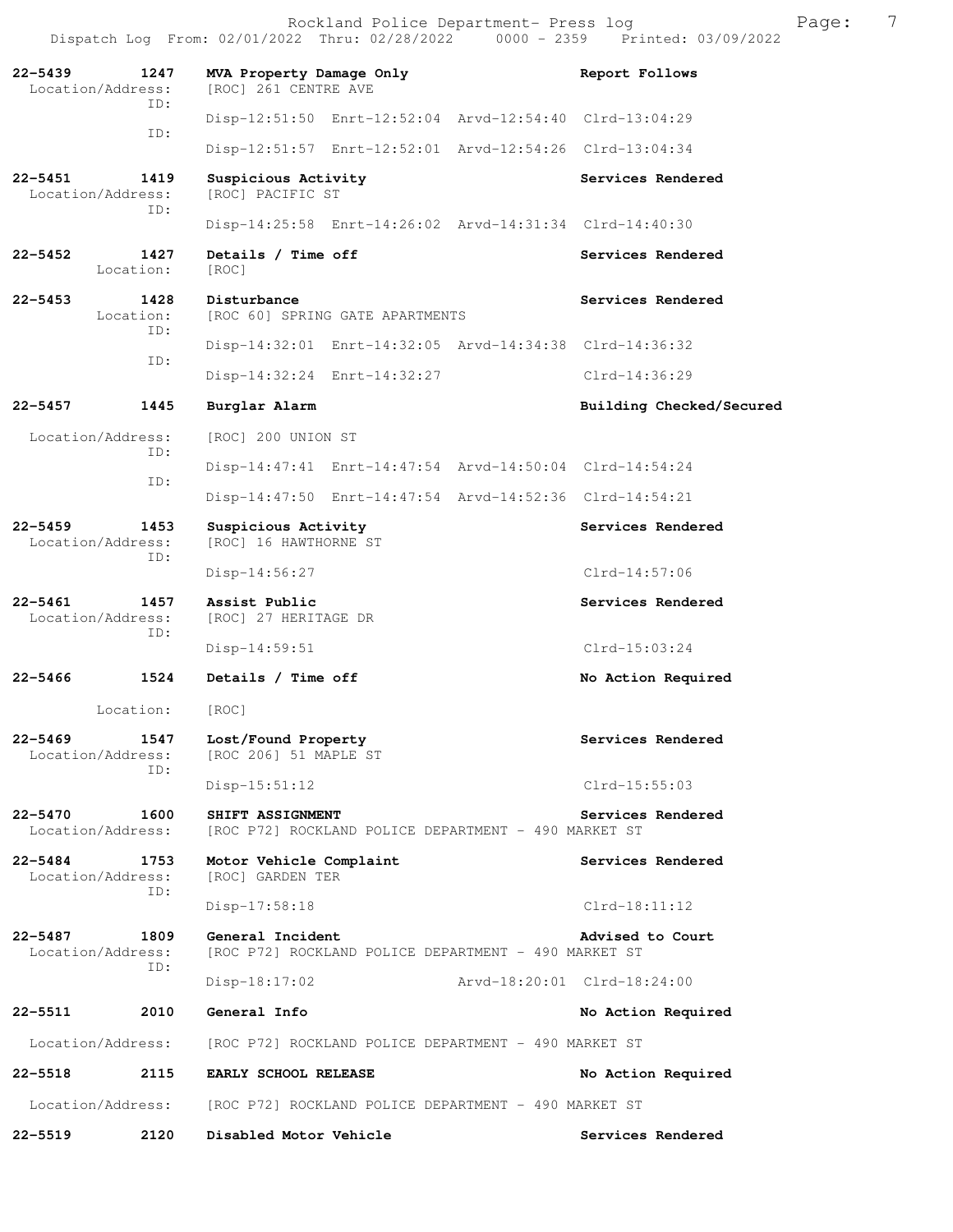| Call # | Time | Call Reason / Location | | | | Action |
|---|---|---|---|---|---|---|
| **22-5439** | **1247** | **MVA Property Damage Only** | | | | **Report Follows** |
| Location/Address: | | [ROC] 261 CENTRE AVE | | | | |
| ID: | | Disp-12:51:50 | Enrt-12:52:04 | Arvd-12:54:40 | Clrd-13:04:29 | |
| ID: | | Disp-12:51:57 | Enrt-12:52:01 | Arvd-12:54:26 | Clrd-13:04:34 | |
| **22-5451** | **1419** | **Suspicious Activity** | | | | **Services Rendered** |
| Location/Address: | | [ROC] PACIFIC ST | | | | |
| ID: | | Disp-14:25:58 | Enrt-14:26:02 | Arvd-14:31:34 | Clrd-14:40:30 | |
| **22-5452** | **1427** | **Details / Time off** | | | | **Services Rendered** |
| Location: | | [ROC] | | | | |
| **22-5453** | **1428** | **Disturbance** | | | | **Services Rendered** |
| Location: | | [ROC 60] SPRING GATE APARTMENTS | | | | |
| ID: | | Disp-14:32:01 | Enrt-14:32:05 | Arvd-14:34:38 | Clrd-14:36:32 | |
| ID: | | Disp-14:32:24 | Enrt-14:32:27 | | Clrd-14:36:29 | |
| **22-5457** | **1445** | **Burglar Alarm** | | | | **Building Checked/Secured** |
| Location/Address: | | [ROC] 200 UNION ST | | | | |
| ID: | | Disp-14:47:41 | Enrt-14:47:54 | Arvd-14:50:04 | Clrd-14:54:24 | |
| ID: | | Disp-14:47:50 | Enrt-14:47:54 | Arvd-14:52:36 | Clrd-14:54:21 | |
| **22-5459** | **1453** | **Suspicious Activity** | | | | **Services Rendered** |
| Location/Address: | | [ROC] 16 HAWTHORNE ST | | | | |
| ID: | | Disp-14:56:27 | | | Clrd-14:57:06 | |
| **22-5461** | **1457** | **Assist Public** | | | | **Services Rendered** |
| Location/Address: | | [ROC] 27 HERITAGE DR | | | | |
| ID: | | Disp-14:59:51 | | | Clrd-15:03:24 | |
| **22-5466** | **1524** | **Details / Time off** | | | | **No Action Required** |
| Location: | | [ROC] | | | | |
| **22-5469** | **1547** | **Lost/Found Property** | | | | **Services Rendered** |
| Location/Address: | | [ROC 206] 51 MAPLE ST | | | | |
| ID: | | Disp-15:51:12 | | | Clrd-15:55:03 | |
| **22-5470** | **1600** | **SHIFT ASSIGNMENT** | | | | **Services Rendered** |
| Location/Address: | | [ROC P72] ROCKLAND POLICE DEPARTMENT - 490 MARKET ST | | | | |
| **22-5484** | **1753** | **Motor Vehicle Complaint** | | | | **Services Rendered** |
| Location/Address: | | [ROC] GARDEN TER | | | | |
| ID: | | Disp-17:58:18 | | | Clrd-18:11:12 | |
| **22-5487** | **1809** | **General Incident** | | | | **Advised to Court** |
| Location/Address: | | [ROC P72] ROCKLAND POLICE DEPARTMENT - 490 MARKET ST | | | | |
| ID: | | Disp-18:17:02 | | Arvd-18:20:01 | Clrd-18:24:00 | |
| **22-5511** | **2010** | **General Info** | | | | **No Action Required** |
| Location/Address: | | [ROC P72] ROCKLAND POLICE DEPARTMENT - 490 MARKET ST | | | | |
| **22-5518** | **2115** | **EARLY SCHOOL RELEASE** | | | | **No Action Required** |
| Location/Address: | | [ROC P72] ROCKLAND POLICE DEPARTMENT - 490 MARKET ST | | | | |
| **22-5519** | **2120** | **Disabled Motor Vehicle** | | | | **Services Rendered** |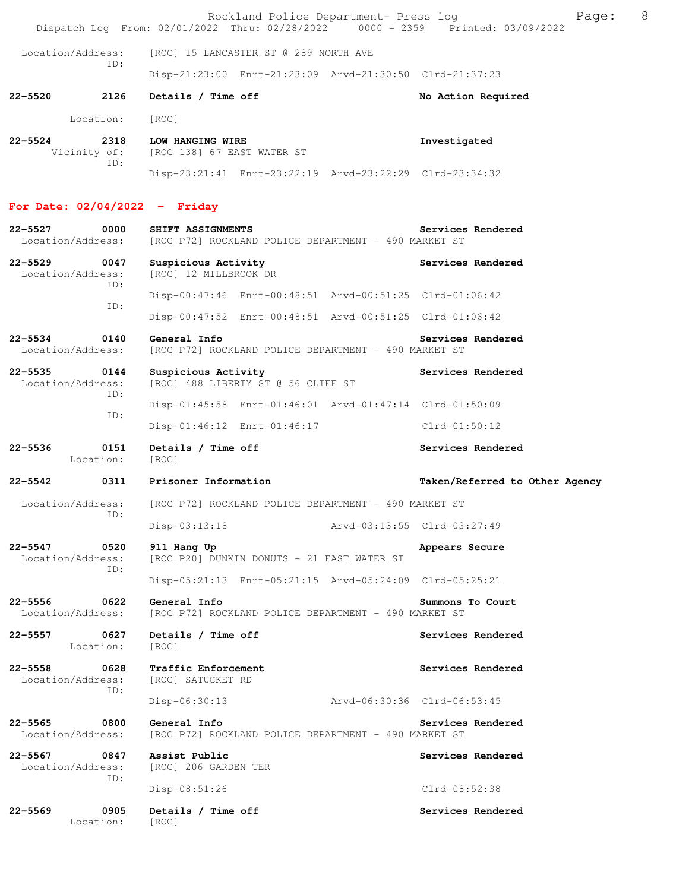Location/Address: [ROC] 15 LANCASTER ST @ 289 NORTH AVE
ID:
Disp-21:23:00 Enrt-21:23:09 Arvd-21:30:50 Clrd-21:37:23

**22-5520 2126 Details / Time off** — **No Action Required**
Location: [ROC]

**22-5524 2318 LOW HANGING WIRE** — **Investigated**
Vicinity of: [ROC 138] 67 EAST WATER ST
ID:
Disp-23:21:41 Enrt-23:22:19 Arvd-23:22:29 Clrd-23:34:32

## For Date: 02/04/2022 - Friday

**22-5527 0000 SHIFT ASSIGNMENTS** — **Services Rendered**
Location/Address: [ROC P72] ROCKLAND POLICE DEPARTMENT - 490 MARKET ST

**22-5529 0047 Suspicious Activity** — **Services Rendered**
Location/Address: [ROC] 12 MILLBROOK DR
ID:
Disp-00:47:46 Enrt-00:48:51 Arvd-00:51:25 Clrd-01:06:42
ID:
Disp-00:47:52 Enrt-00:48:51 Arvd-00:51:25 Clrd-01:06:42

**22-5534 0140 General Info** — **Services Rendered**
Location/Address: [ROC P72] ROCKLAND POLICE DEPARTMENT - 490 MARKET ST

**22-5535 0144 Suspicious Activity** — **Services Rendered**
Location/Address: [ROC] 488 LIBERTY ST @ 56 CLIFF ST
ID:
Disp-01:45:58 Enrt-01:46:01 Arvd-01:47:14 Clrd-01:50:09
ID:
Disp-01:46:12 Enrt-01:46:17 Clrd-01:50:12

**22-5536 0151 Details / Time off** — **Services Rendered**
Location: [ROC]

**22-5542 0311 Prisoner Information** — **Taken/Referred to Other Agency**
Location/Address: [ROC P72] ROCKLAND POLICE DEPARTMENT - 490 MARKET ST
ID:
Disp-03:13:18 Arvd-03:13:55 Clrd-03:27:49

**22-5547 0520 911 Hang Up** — **Appears Secure**
Location/Address: [ROC P20] DUNKIN DONUTS - 21 EAST WATER ST
ID:
Disp-05:21:13 Enrt-05:21:15 Arvd-05:24:09 Clrd-05:25:21

**22-5556 0622 General Info** — **Summons To Court**
Location/Address: [ROC P72] ROCKLAND POLICE DEPARTMENT - 490 MARKET ST

**22-5557 0627 Details / Time off** — **Services Rendered**
Location: [ROC]

**22-5558 0628 Traffic Enforcement** — **Services Rendered**
Location/Address: [ROC] SATUCKET RD
ID:
Disp-06:30:13 Arvd-06:30:36 Clrd-06:53:45

**22-5565 0800 General Info** — **Services Rendered**
Location/Address: [ROC P72] ROCKLAND POLICE DEPARTMENT - 490 MARKET ST

**22-5567 0847 Assist Public** — **Services Rendered**
Location/Address: [ROC] 206 GARDEN TER
ID:
Disp-08:51:26 Clrd-08:52:38

**22-5569 0905 Details / Time off** — **Services Rendered**
Location: [ROC]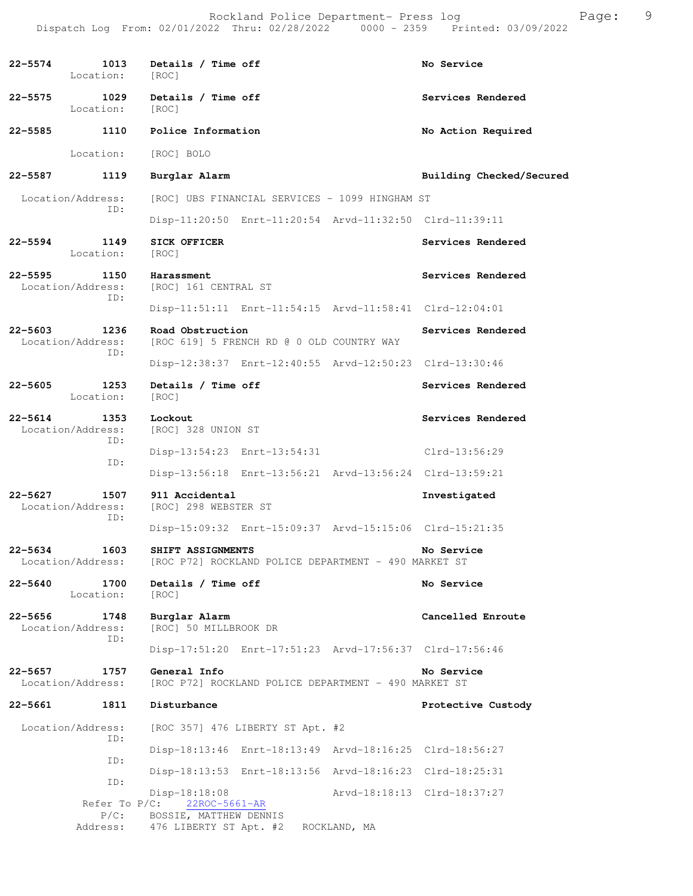```
22-5574       1013    Details / Time off                            No Service
       Location:      [ROC]

22-5575       1029    Details / Time off                            Services Rendered
       Location:      [ROC]

22-5585       1110    Police Information                            No Action Required

       Location:      [ROC] BOLO

22-5587       1119    Burglar Alarm                                 Building Checked/Secured

 Location/Address:    [ROC] UBS FINANCIAL SERVICES - 1099 HINGHAM ST
              ID:
                      Disp-11:20:50  Enrt-11:20:54  Arvd-11:32:50  Clrd-11:39:11

22-5594       1149    SICK OFFICER                                  Services Rendered
       Location:      [ROC]

22-5595       1150    Harassment                                    Services Rendered
 Location/Address:    [ROC] 161 CENTRAL ST
              ID:
                      Disp-11:51:11  Enrt-11:54:15  Arvd-11:58:41  Clrd-12:04:01

22-5603       1236    Road Obstruction                              Services Rendered
 Location/Address:    [ROC 619] 5 FRENCH RD @ 0 OLD COUNTRY WAY
              ID:
                      Disp-12:38:37  Enrt-12:40:55  Arvd-12:50:23  Clrd-13:30:46

22-5605       1253    Details / Time off                            Services Rendered
       Location:      [ROC]

22-5614       1353    Lockout                                       Services Rendered
 Location/Address:    [ROC] 328 UNION ST
              ID:
                      Disp-13:54:23  Enrt-13:54:31                 Clrd-13:56:29
              ID:
                      Disp-13:56:18  Enrt-13:56:21  Arvd-13:56:24  Clrd-13:59:21

22-5627       1507    911 Accidental                                Investigated
 Location/Address:    [ROC] 298 WEBSTER ST
              ID:
                      Disp-15:09:32  Enrt-15:09:37  Arvd-15:15:06  Clrd-15:21:35

22-5634       1603    SHIFT ASSIGNMENTS                             No Service
 Location/Address:    [ROC P72] ROCKLAND POLICE DEPARTMENT - 490 MARKET ST

22-5640       1700    Details / Time off                            No Service
       Location:      [ROC]

22-5656       1748    Burglar Alarm                                 Cancelled Enroute
 Location/Address:    [ROC] 50 MILLBROOK DR
              ID:
                      Disp-17:51:20  Enrt-17:51:23  Arvd-17:56:37  Clrd-17:56:46

22-5657       1757    General Info                                  No Service
 Location/Address:    [ROC P72] ROCKLAND POLICE DEPARTMENT - 490 MARKET ST

22-5661       1811    Disturbance                                   Protective Custody

 Location/Address:    [ROC 357] 476 LIBERTY ST Apt. #2
              ID:
                      Disp-18:13:46  Enrt-18:13:49  Arvd-18:16:25  Clrd-18:56:27
              ID:
                      Disp-18:13:53  Enrt-18:13:56  Arvd-18:16:23  Clrd-18:25:31
              ID:
                      Disp-18:18:08                 Arvd-18:18:13  Clrd-18:37:27
      Refer To P/C:   22ROC-5661-AR
              P/C:    BOSSIE, MATTHEW DENNIS
          Address:    476 LIBERTY ST Apt. #2   ROCKLAND, MA
```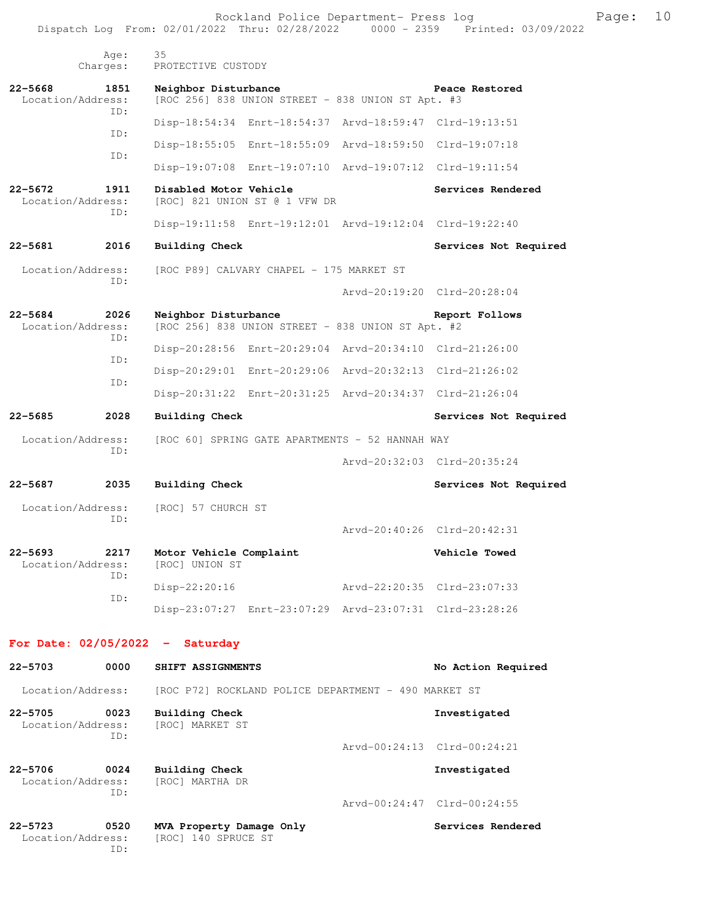Age: 35
Charges: PROTECTIVE CUSTODY

**22-5668 1851 Neighbor Disturbance — Peace Restored**
Location/Address: [ROC 256] 838 UNION STREET - 838 UNION ST Apt. #3
ID: Disp-18:54:34 Enrt-18:54:37 Arvd-18:59:47 Clrd-19:13:51
ID: Disp-18:55:05 Enrt-18:55:09 Arvd-18:59:50 Clrd-19:07:18
ID: Disp-19:07:08 Enrt-19:07:10 Arvd-19:07:12 Clrd-19:11:54

**22-5672 1911 Disabled Motor Vehicle — Services Rendered**
Location/Address: [ROC] 821 UNION ST @ 1 VFW DR
ID: Disp-19:11:58 Enrt-19:12:01 Arvd-19:12:04 Clrd-19:22:40

**22-5681 2016 Building Check — Services Not Required**
Location/Address: [ROC P89] CALVARY CHAPEL - 175 MARKET ST
ID: Arvd-20:19:20 Clrd-20:28:04

**22-5684 2026 Neighbor Disturbance — Report Follows**
Location/Address: [ROC 256] 838 UNION STREET - 838 UNION ST Apt. #2
ID: Disp-20:28:56 Enrt-20:29:04 Arvd-20:34:10 Clrd-21:26:00
ID: Disp-20:29:01 Enrt-20:29:06 Arvd-20:32:13 Clrd-21:26:02
ID: Disp-20:31:22 Enrt-20:31:25 Arvd-20:34:37 Clrd-21:26:04

**22-5685 2028 Building Check — Services Not Required**
Location/Address: [ROC 60] SPRING GATE APARTMENTS - 52 HANNAH WAY
ID: Arvd-20:32:03 Clrd-20:35:24

**22-5687 2035 Building Check — Services Not Required**
Location/Address: [ROC] 57 CHURCH ST
ID: Arvd-20:40:26 Clrd-20:42:31

**22-5693 2217 Motor Vehicle Complaint — Vehicle Towed**
Location/Address: [ROC] UNION ST
ID: Disp-22:20:16 Arvd-22:20:35 Clrd-23:07:33
ID: Disp-23:07:27 Enrt-23:07:29 Arvd-23:07:31 Clrd-23:28:26

## For Date: 02/05/2022 - Saturday

**22-5703 0000 SHIFT ASSIGNMENTS — No Action Required**
Location/Address: [ROC P72] ROCKLAND POLICE DEPARTMENT - 490 MARKET ST

**22-5705 0023 Building Check — Investigated**
Location/Address: [ROC] MARKET ST
ID: Arvd-00:24:13 Clrd-00:24:21

**22-5706 0024 Building Check — Investigated**
Location/Address: [ROC] MARTHA DR
ID: Arvd-00:24:47 Clrd-00:24:55

**22-5723 0520 MVA Property Damage Only — Services Rendered**
Location/Address: [ROC] 140 SPRUCE ST
ID: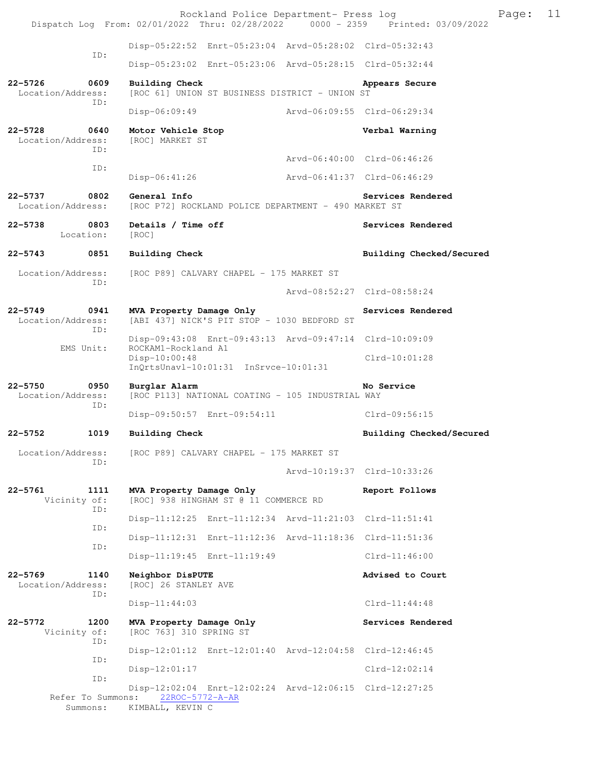Disp-05:22:52 Enrt-05:23:04 Arvd-05:28:02 Clrd-05:32:43
ID:
Disp-05:23:02 Enrt-05:23:06 Arvd-05:28:15 Clrd-05:32:44

**22-5726 0609 Building Check** — Appears Secure
Location/Address: [ROC 61] UNION ST BUSINESS DISTRICT - UNION ST
ID:
Disp-06:09:49 Arvd-06:09:55 Clrd-06:29:34

**22-5728 0640 Motor Vehicle Stop** — Verbal Warning
Location/Address: [ROC] MARKET ST
ID:
Arvd-06:40:00 Clrd-06:46:26
ID:
Disp-06:41:26 Arvd-06:41:37 Clrd-06:46:29

**22-5737 0802 General Info** — Services Rendered
Location/Address: [ROC P72] ROCKLAND POLICE DEPARTMENT - 490 MARKET ST

**22-5738 0803 Details / Time off** — Services Rendered
Location: [ROC]

**22-5743 0851 Building Check** — Building Checked/Secured
Location/Address: [ROC P89] CALVARY CHAPEL - 175 MARKET ST
ID:
Arvd-08:52:27 Clrd-08:58:24

**22-5749 0941 MVA Property Damage Only** — Services Rendered
Location/Address: [ABI 437] NICK'S PIT STOP - 1030 BEDFORD ST
ID:
Disp-09:43:08 Enrt-09:43:13 Arvd-09:47:14 Clrd-10:09:09
EMS Unit: ROCKAM1-Rockland A1
Disp-10:00:48 Clrd-10:01:28
InQrtsUnavl-10:01:31 InSrvce-10:01:31

**22-5750 0950 Burglar Alarm** — No Service
Location/Address: [ROC P113] NATIONAL COATING - 105 INDUSTRIAL WAY
ID:
Disp-09:50:57 Enrt-09:54:11 Clrd-09:56:15

**22-5752 1019 Building Check** — Building Checked/Secured
Location/Address: [ROC P89] CALVARY CHAPEL - 175 MARKET ST
ID:
Arvd-10:19:37 Clrd-10:33:26

**22-5761 1111 MVA Property Damage Only** — Report Follows
Vicinity of: [ROC] 938 HINGHAM ST @ 11 COMMERCE RD
ID:
Disp-11:12:25 Enrt-11:12:34 Arvd-11:21:03 Clrd-11:51:41
ID:
Disp-11:12:31 Enrt-11:12:36 Arvd-11:18:36 Clrd-11:51:36
ID:
Disp-11:19:45 Enrt-11:19:49 Clrd-11:46:00

**22-5769 1140 Neighbor DisPUTE** — Advised to Court
Location/Address: [ROC] 26 STANLEY AVE
ID:
Disp-11:44:03 Clrd-11:44:48

**22-5772 1200 MVA Property Damage Only** — Services Rendered
Vicinity of: [ROC 763] 310 SPRING ST
ID:
Disp-12:01:12 Enrt-12:01:40 Arvd-12:04:58 Clrd-12:46:45
ID:
Disp-12:01:17 Clrd-12:02:14
ID:
Disp-12:02:04 Enrt-12:02:24 Arvd-12:06:15 Clrd-12:27:25
Refer To Summons: 22ROC-5772-A-AR
Summons: KIMBALL, KEVIN C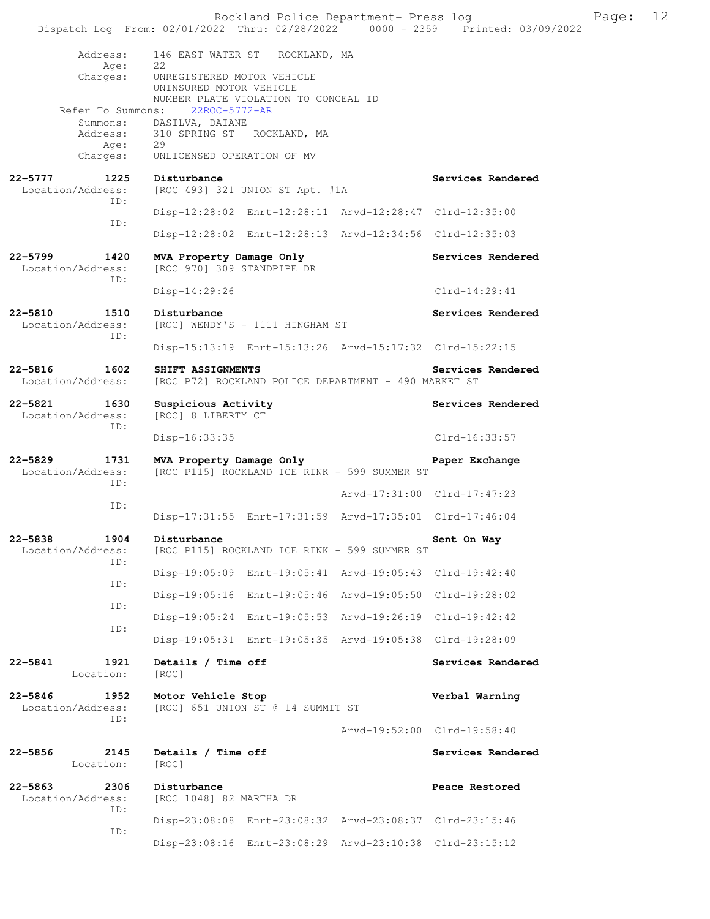```
        Address:    146 EAST WATER ST   ROCKLAND, MA
            Age:    22
        Charges:    UNREGISTERED MOTOR VEHICLE
                    UNINSURED MOTOR VEHICLE
                    NUMBER PLATE VIOLATION TO CONCEAL ID
      Refer To Summons:    22ROC-5772-AR
        Summons:    DASILVA, DAIANE
        Address:    310 SPRING ST   ROCKLAND, MA
            Age:    29
        Charges:    UNLICENSED OPERATION OF MV

22-5777        1225    Disturbance                                  Services Rendered
  Location/Address:    [ROC 493] 321 UNION ST Apt. #1A
               ID:
                       Disp-12:28:02  Enrt-12:28:11  Arvd-12:28:47  Clrd-12:35:00
               ID:
                       Disp-12:28:02  Enrt-12:28:13  Arvd-12:34:56  Clrd-12:35:03

22-5799        1420    MVA Property Damage Only                     Services Rendered
  Location/Address:    [ROC 970] 309 STANDPIPE DR
               ID:
                       Disp-14:29:26                                Clrd-14:29:41

22-5810        1510    Disturbance                                  Services Rendered
  Location/Address:    [ROC] WENDY'S - 1111 HINGHAM ST
               ID:
                       Disp-15:13:19  Enrt-15:13:26  Arvd-15:17:32  Clrd-15:22:15

22-5816        1602    SHIFT ASSIGNMENTS                            Services Rendered
  Location/Address:    [ROC P72] ROCKLAND POLICE DEPARTMENT - 490 MARKET ST

22-5821        1630    Suspicious Activity                          Services Rendered
  Location/Address:    [ROC] 8 LIBERTY CT
               ID:
                       Disp-16:33:35                                Clrd-16:33:57

22-5829        1731    MVA Property Damage Only                     Paper Exchange
  Location/Address:    [ROC P115] ROCKLAND ICE RINK - 599 SUMMER ST
               ID:
                                                     Arvd-17:31:00  Clrd-17:47:23
               ID:
                       Disp-17:31:55  Enrt-17:31:59  Arvd-17:35:01  Clrd-17:46:04

22-5838        1904    Disturbance                                  Sent On Way
  Location/Address:    [ROC P115] ROCKLAND ICE RINK - 599 SUMMER ST
               ID:
                       Disp-19:05:09  Enrt-19:05:41  Arvd-19:05:43  Clrd-19:42:40
               ID:
                       Disp-19:05:16  Enrt-19:05:46  Arvd-19:05:50  Clrd-19:28:02
               ID:
                       Disp-19:05:24  Enrt-19:05:53  Arvd-19:26:19  Clrd-19:42:42
               ID:
                       Disp-19:05:31  Enrt-19:05:35  Arvd-19:05:38  Clrd-19:28:09

22-5841        1921    Details / Time off                           Services Rendered
         Location:     [ROC]

22-5846        1952    Motor Vehicle Stop                           Verbal Warning
  Location/Address:    [ROC] 651 UNION ST @ 14 SUMMIT ST
               ID:
                                                     Arvd-19:52:00  Clrd-19:58:40

22-5856        2145    Details / Time off                           Services Rendered
         Location:     [ROC]

22-5863        2306    Disturbance                                  Peace Restored
  Location/Address:    [ROC 1048] 82 MARTHA DR
               ID:
                       Disp-23:08:08  Enrt-23:08:32  Arvd-23:08:37  Clrd-23:15:46
               ID:
                       Disp-23:08:16  Enrt-23:08:29  Arvd-23:10:38  Clrd-23:15:12
```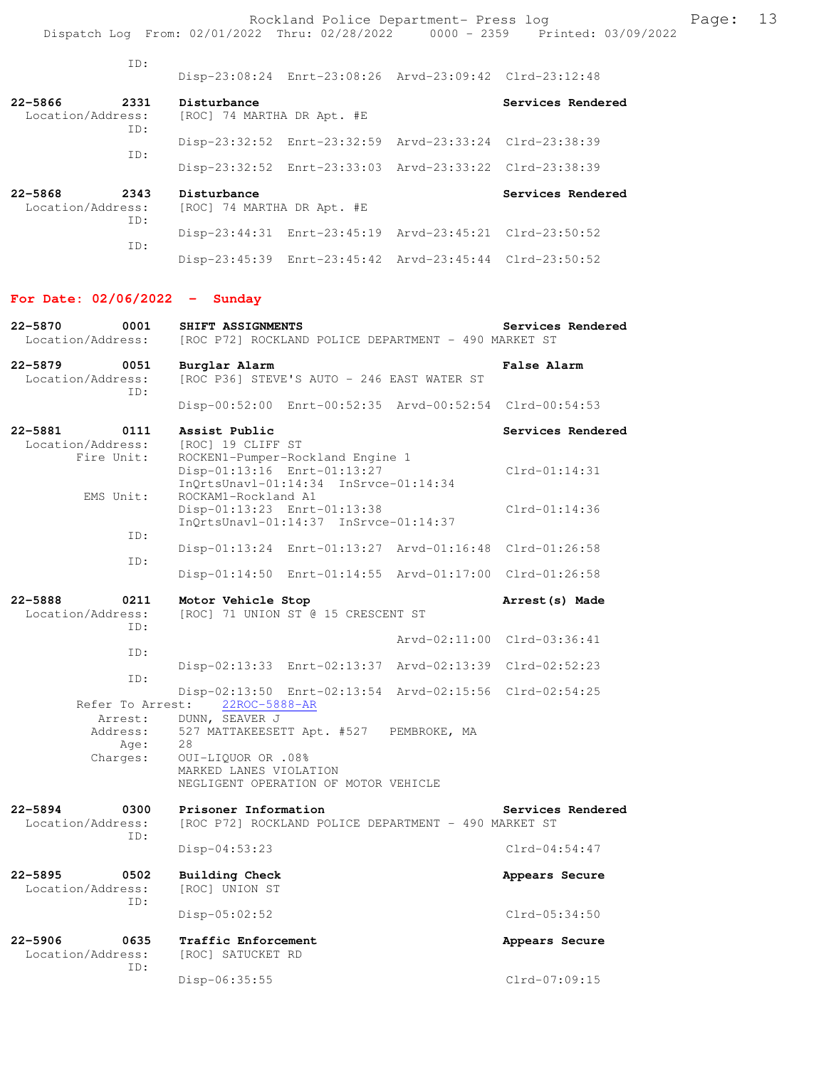ID:
Disp-23:08:24 Enrt-23:08:26 Arvd-23:09:42 Clrd-23:12:48

**22-5866 2331 Disturbance** — **Services Rendered**
Location/Address: [ROC] 74 MARTHA DR Apt. #E
ID:
Disp-23:32:52 Enrt-23:32:59 Arvd-23:33:24 Clrd-23:38:39
ID:
Disp-23:32:52 Enrt-23:33:03 Arvd-23:33:22 Clrd-23:38:39

**22-5868 2343 Disturbance** — **Services Rendered**
Location/Address: [ROC] 74 MARTHA DR Apt. #E
ID:
Disp-23:44:31 Enrt-23:45:19 Arvd-23:45:21 Clrd-23:50:52
ID:
Disp-23:45:39 Enrt-23:45:42 Arvd-23:45:44 Clrd-23:50:52

## For Date: 02/06/2022 - Sunday

**22-5870 0001 SHIFT ASSIGNMENTS** — **Services Rendered**
Location/Address: [ROC P72] ROCKLAND POLICE DEPARTMENT - 490 MARKET ST

**22-5879 0051 Burglar Alarm** — **False Alarm**
Location/Address: [ROC P36] STEVE'S AUTO - 246 EAST WATER ST
ID:
Disp-00:52:00 Enrt-00:52:35 Arvd-00:52:54 Clrd-00:54:53

**22-5881 0111 Assist Public** — **Services Rendered**
Location/Address: [ROC] 19 CLIFF ST
Fire Unit: ROCKEN1-Pumper-Rockland Engine 1
Disp-01:13:16 Enrt-01:13:27 Clrd-01:14:31
InQrtsUnavl-01:14:34 InSrvce-01:14:34
EMS Unit: ROCKAM1-Rockland A1
Disp-01:13:23 Enrt-01:13:38 Clrd-01:14:36
InQrtsUnavl-01:14:37 InSrvce-01:14:37
ID:
Disp-01:13:24 Enrt-01:13:27 Arvd-01:16:48 Clrd-01:26:58
ID:
Disp-01:14:50 Enrt-01:14:55 Arvd-01:17:00 Clrd-01:26:58

**22-5888 0211 Motor Vehicle Stop** — **Arrest(s) Made**
Location/Address: [ROC] 71 UNION ST @ 15 CRESCENT ST
ID:
Arvd-02:11:00 Clrd-03:36:41
ID:
Disp-02:13:33 Enrt-02:13:37 Arvd-02:13:39 Clrd-02:52:23
ID:
Disp-02:13:50 Enrt-02:13:54 Arvd-02:15:56 Clrd-02:54:25
Refer To Arrest: 22ROC-5888-AR
Arrest: DUNN, SEAVER J
Address: 527 MATTAKEESETT Apt. #527 PEMBROKE, MA
Age: 28
Charges: OUI-LIQUOR OR .08%
MARKED LANES VIOLATION
NEGLIGENT OPERATION OF MOTOR VEHICLE

**22-5894 0300 Prisoner Information** — **Services Rendered**
Location/Address: [ROC P72] ROCKLAND POLICE DEPARTMENT - 490 MARKET ST
ID:
Disp-04:53:23 Clrd-04:54:47

**22-5895 0502 Building Check** — **Appears Secure**
Location/Address: [ROC] UNION ST
ID:
Disp-05:02:52 Clrd-05:34:50

**22-5906 0635 Traffic Enforcement** — **Appears Secure**
Location/Address: [ROC] SATUCKET RD
ID:
Disp-06:35:55 Clrd-07:09:15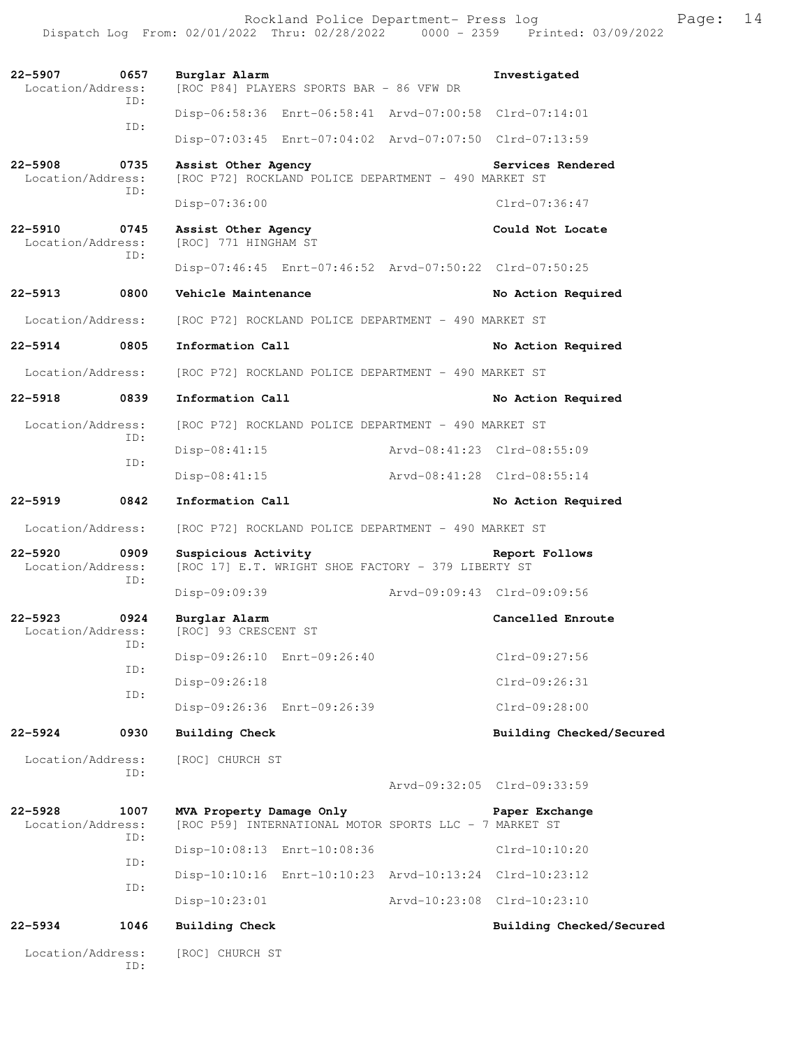22-5907 0657 **Burglar Alarm** Investigated
Location/Address: [ROC P84] PLAYERS SPORTS BAR - 86 VFW DR
ID:
Disp-06:58:36 Enrt-06:58:41 Arvd-07:00:58 Clrd-07:14:01
ID:
Disp-07:03:45 Enrt-07:04:02 Arvd-07:07:50 Clrd-07:13:59

22-5908 0735 **Assist Other Agency** Services Rendered
Location/Address: [ROC P72] ROCKLAND POLICE DEPARTMENT - 490 MARKET ST
ID:
Disp-07:36:00 Clrd-07:36:47

22-5910 0745 **Assist Other Agency** Could Not Locate
Location/Address: [ROC] 771 HINGHAM ST
ID:
Disp-07:46:45 Enrt-07:46:52 Arvd-07:50:22 Clrd-07:50:25

22-5913 0800 **Vehicle Maintenance** No Action Required
Location/Address: [ROC P72] ROCKLAND POLICE DEPARTMENT - 490 MARKET ST

22-5914 0805 **Information Call** No Action Required
Location/Address: [ROC P72] ROCKLAND POLICE DEPARTMENT - 490 MARKET ST

22-5918 0839 **Information Call** No Action Required
Location/Address: [ROC P72] ROCKLAND POLICE DEPARTMENT - 490 MARKET ST
ID:
Disp-08:41:15 Arvd-08:41:23 Clrd-08:55:09
ID:
Disp-08:41:15 Arvd-08:41:28 Clrd-08:55:14

22-5919 0842 **Information Call** No Action Required
Location/Address: [ROC P72] ROCKLAND POLICE DEPARTMENT - 490 MARKET ST

22-5920 0909 **Suspicious Activity** Report Follows
Location/Address: [ROC 17] E.T. WRIGHT SHOE FACTORY - 379 LIBERTY ST
ID:
Disp-09:09:39 Arvd-09:09:43 Clrd-09:09:56

22-5923 0924 **Burglar Alarm** Cancelled Enroute
Location/Address: [ROC] 93 CRESCENT ST
ID:
Disp-09:26:10 Enrt-09:26:40 Clrd-09:27:56
ID:
Disp-09:26:18 Clrd-09:26:31
ID:
Disp-09:26:36 Enrt-09:26:39 Clrd-09:28:00

22-5924 0930 **Building Check** Building Checked/Secured
Location/Address: [ROC] CHURCH ST
ID:
Arvd-09:32:05 Clrd-09:33:59

22-5928 1007 **MVA Property Damage Only** Paper Exchange
Location/Address: [ROC P59] INTERNATIONAL MOTOR SPORTS LLC - 7 MARKET ST
ID:
Disp-10:08:13 Enrt-10:08:36 Clrd-10:10:20
ID:
Disp-10:10:16 Enrt-10:10:23 Arvd-10:13:24 Clrd-10:23:12
ID:
Disp-10:23:01 Arvd-10:23:08 Clrd-10:23:10

22-5934 1046 **Building Check** Building Checked/Secured
Location/Address: [ROC] CHURCH ST
ID: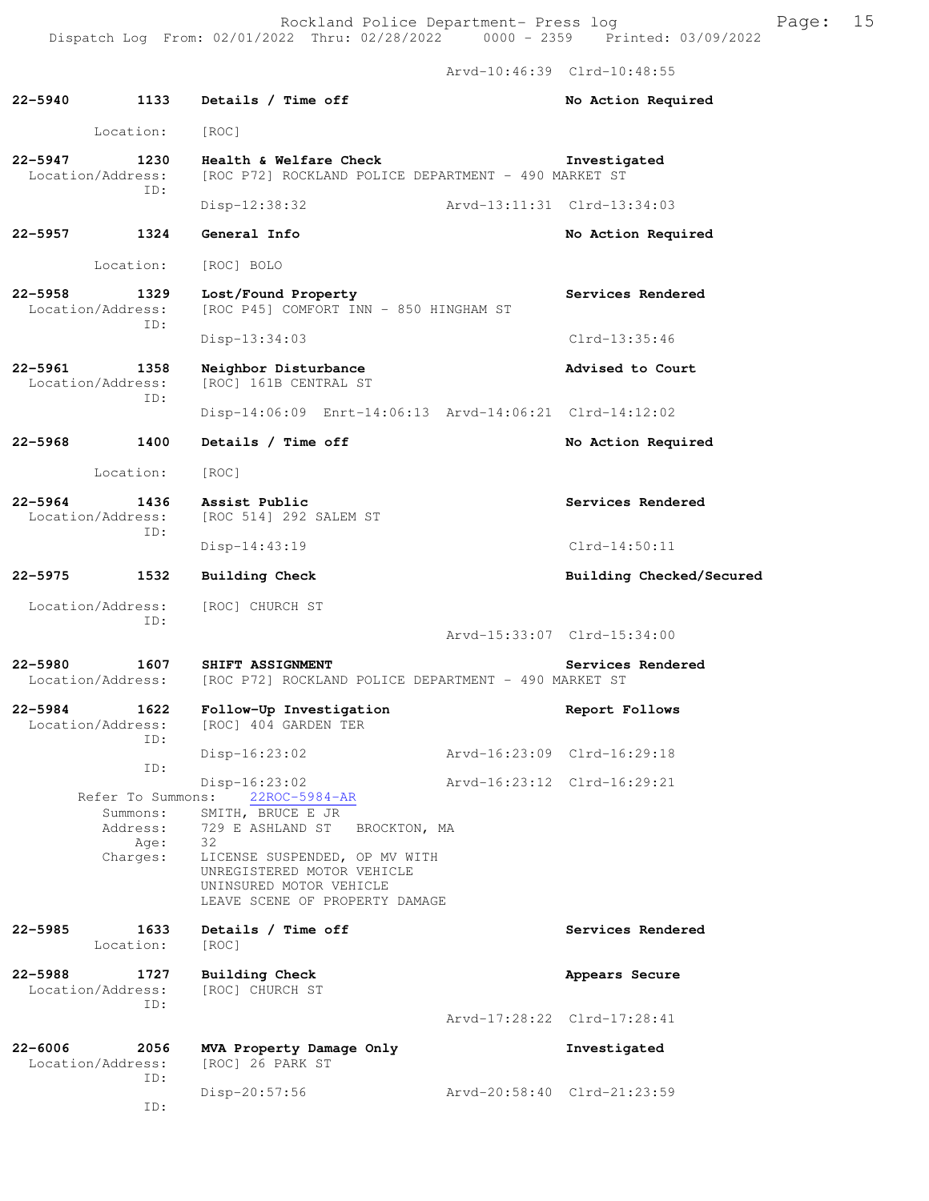Arvd-10:46:39 Clrd-10:48:55

**22-5940 1133 Details / Time off** — No Action Required

Location: [ROC]

**22-5947 1230 Health & Welfare Check** — Investigated

Location/Address: [ROC P72] ROCKLAND POLICE DEPARTMENT - 490 MARKET ST

ID:

Disp-12:38:32 Arvd-13:11:31 Clrd-13:34:03

**22-5957 1324 General Info** — No Action Required

Location: [ROC] BOLO

**22-5958 1329 Lost/Found Property** — Services Rendered

Location/Address: [ROC P45] COMFORT INN - 850 HINGHAM ST

ID:

Disp-13:34:03 Clrd-13:35:46

**22-5961 1358 Neighbor Disturbance** — Advised to Court

Location/Address: [ROC] 161B CENTRAL ST

ID:

Disp-14:06:09 Enrt-14:06:13 Arvd-14:06:21 Clrd-14:12:02

**22-5968 1400 Details / Time off** — No Action Required

Location: [ROC]

**22-5964 1436 Assist Public** — Services Rendered

Location/Address: [ROC 514] 292 SALEM ST

ID:

Disp-14:43:19 Clrd-14:50:11

**22-5975 1532 Building Check** — Building Checked/Secured

Location/Address: [ROC] CHURCH ST

ID:

Arvd-15:33:07 Clrd-15:34:00

**22-5980 1607 SHIFT ASSIGNMENT** — Services Rendered

Location/Address: [ROC P72] ROCKLAND POLICE DEPARTMENT - 490 MARKET ST

**22-5984 1622 Follow-Up Investigation** — Report Follows

Location/Address: [ROC] 404 GARDEN TER

ID:

Disp-16:23:02 Arvd-16:23:09 Clrd-16:29:18

ID:

Disp-16:23:02 Arvd-16:23:12 Clrd-16:29:21

Refer To Summons: 22ROC-5984-AR

Summons: SMITH, BRUCE E JR

Address: 729 E ASHLAND ST BROCKTON, MA

Age: 32

Charges: LICENSE SUSPENDED, OP MV WITH
UNREGISTERED MOTOR VEHICLE
UNINSURED MOTOR VEHICLE
LEAVE SCENE OF PROPERTY DAMAGE

**22-5985 1633 Details / Time off** — Services Rendered

Location: [ROC]

**22-5988 1727 Building Check** — Appears Secure

Location/Address: [ROC] CHURCH ST

ID:

Arvd-17:28:22 Clrd-17:28:41

**22-6006 2056 MVA Property Damage Only** — Investigated

Location/Address: [ROC] 26 PARK ST

ID:

Disp-20:57:56 Arvd-20:58:40 Clrd-21:23:59

ID: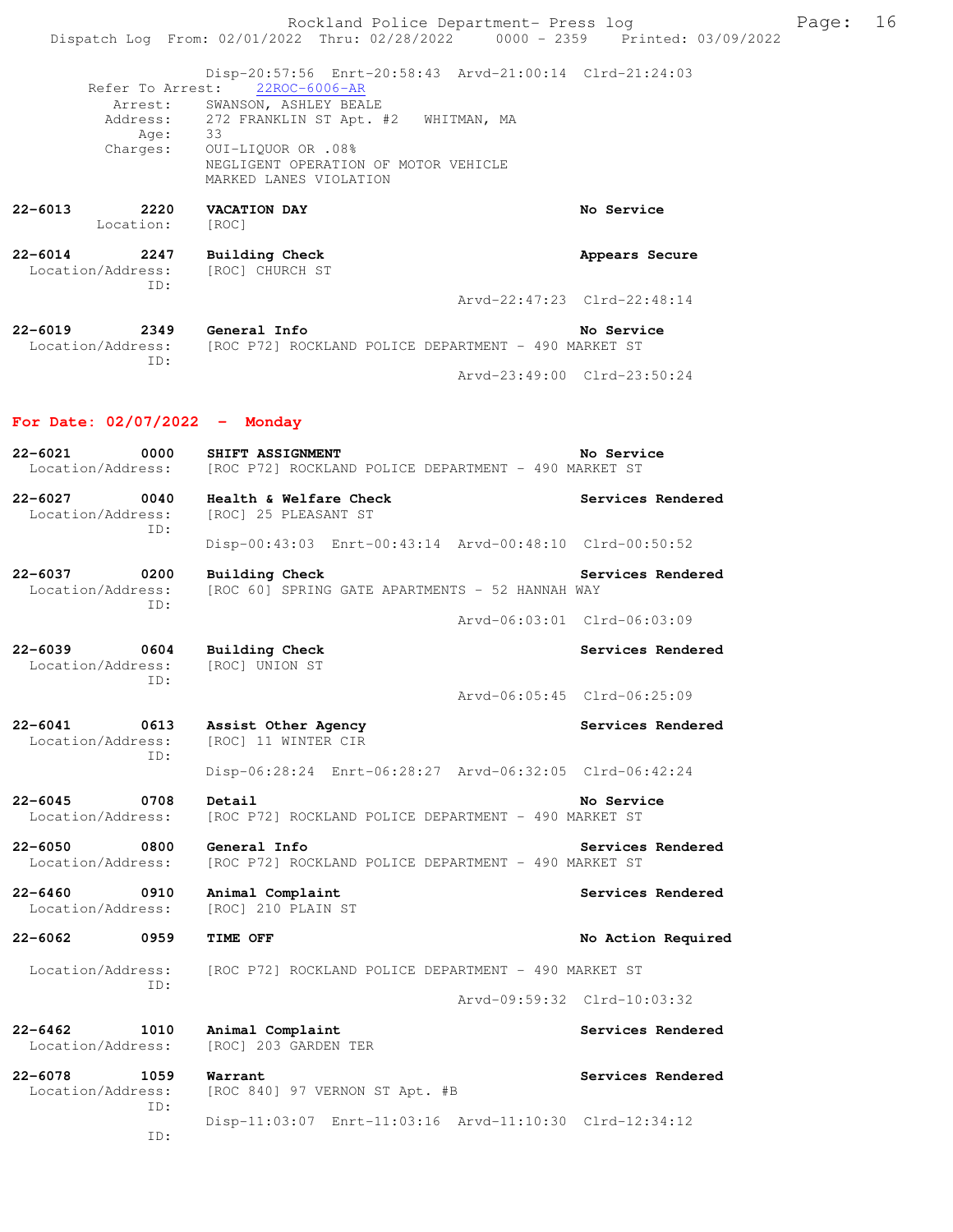Disp-20:57:56 Enrt-20:58:43 Arvd-21:00:14 Clrd-21:24:03

Refer To Arrest: 22ROC-6006-AR

Arrest: SWANSON, ASHLEY BEALE

Address: 272 FRANKLIN ST Apt. #2 WHITMAN, MA

Age: 33

Charges: OUI-LIQUOR OR .08%
NEGLIGENT OPERATION OF MOTOR VEHICLE
MARKED LANES VIOLATION

**22-6013 2220 VACATION DAY** No Service
Location: [ROC]

**22-6014 2247 Building Check** Appears Secure
Location/Address: [ROC] CHURCH ST
ID:
Arvd-22:47:23 Clrd-22:48:14

**22-6019 2349 General Info** No Service
Location/Address: [ROC P72] ROCKLAND POLICE DEPARTMENT - 490 MARKET ST
ID:
Arvd-23:49:00 Clrd-23:50:24

## For Date: 02/07/2022 - Monday

**22-6021 0000 SHIFT ASSIGNMENT** No Service
Location/Address: [ROC P72] ROCKLAND POLICE DEPARTMENT - 490 MARKET ST

**22-6027 0040 Health & Welfare Check** Services Rendered
Location/Address: [ROC] 25 PLEASANT ST
ID:
Disp-00:43:03 Enrt-00:43:14 Arvd-00:48:10 Clrd-00:50:52

**22-6037 0200 Building Check** Services Rendered
Location/Address: [ROC 60] SPRING GATE APARTMENTS - 52 HANNAH WAY
ID:
Arvd-06:03:01 Clrd-06:03:09

**22-6039 0604 Building Check** Services Rendered
Location/Address: [ROC] UNION ST
ID:
Arvd-06:05:45 Clrd-06:25:09

**22-6041 0613 Assist Other Agency** Services Rendered
Location/Address: [ROC] 11 WINTER CIR
ID:
Disp-06:28:24 Enrt-06:28:27 Arvd-06:32:05 Clrd-06:42:24

**22-6045 0708 Detail** No Service
Location/Address: [ROC P72] ROCKLAND POLICE DEPARTMENT - 490 MARKET ST

**22-6050 0800 General Info** Services Rendered
Location/Address: [ROC P72] ROCKLAND POLICE DEPARTMENT - 490 MARKET ST

**22-6460 0910 Animal Complaint** Services Rendered
Location/Address: [ROC] 210 PLAIN ST

**22-6062 0959 TIME OFF** No Action Required
Location/Address: [ROC P72] ROCKLAND POLICE DEPARTMENT - 490 MARKET ST
ID:
Arvd-09:59:32 Clrd-10:03:32

**22-6462 1010 Animal Complaint** Services Rendered
Location/Address: [ROC] 203 GARDEN TER

**22-6078 1059 Warrant** Services Rendered
Location/Address: [ROC 840] 97 VERNON ST Apt. #B
ID:
Disp-11:03:07 Enrt-11:03:16 Arvd-11:10:30 Clrd-12:34:12
ID: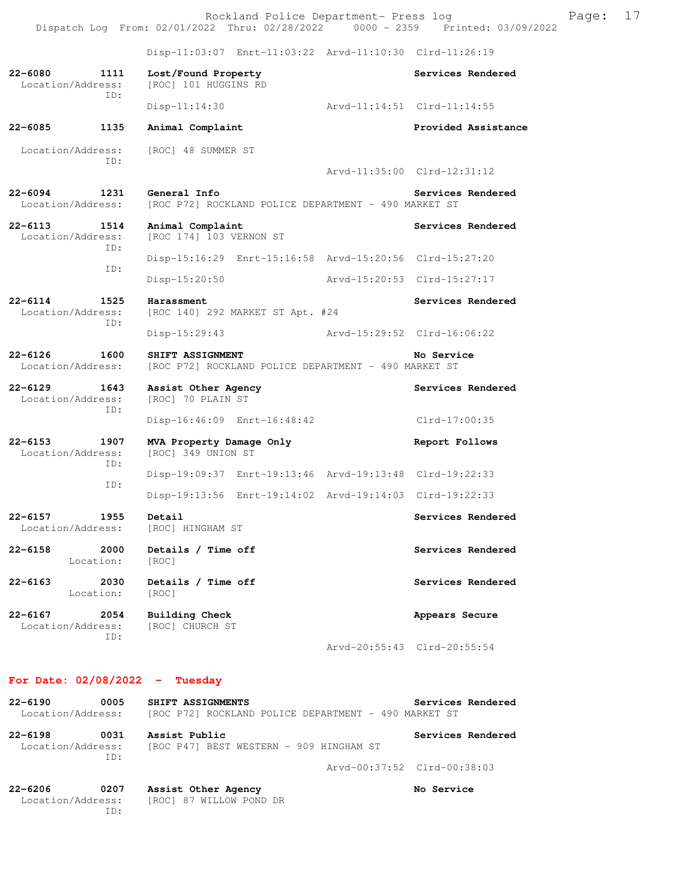Disp-11:03:07 Enrt-11:03:22 Arvd-11:10:30 Clrd-11:26:19

**22-6080 1111 Lost/Found Property** — Services Rendered
Location/Address: [ROC] 101 HUGGINS RD
ID:
Disp-11:14:30 Arvd-11:14:51 Clrd-11:14:55

**22-6085 1135 Animal Complaint** — Provided Assistance
Location/Address: [ROC] 48 SUMMER ST
ID:
Arvd-11:35:00 Clrd-12:31:12

**22-6094 1231 General Info** — Services Rendered
Location/Address: [ROC P72] ROCKLAND POLICE DEPARTMENT - 490 MARKET ST

**22-6113 1514 Animal Complaint** — Services Rendered
Location/Address: [ROC 174] 103 VERNON ST
ID:
Disp-15:16:29 Enrt-15:16:58 Arvd-15:20:56 Clrd-15:27:20
ID:
Disp-15:20:50 Arvd-15:20:53 Clrd-15:27:17

**22-6114 1525 Harassment** — Services Rendered
Location/Address: [ROC 140] 292 MARKET ST Apt. #24
ID:
Disp-15:29:43 Arvd-15:29:52 Clrd-16:06:22

**22-6126 1600 SHIFT ASSIGNMENT** — No Service
Location/Address: [ROC P72] ROCKLAND POLICE DEPARTMENT - 490 MARKET ST

**22-6129 1643 Assist Other Agency** — Services Rendered
Location/Address: [ROC] 70 PLAIN ST
ID:
Disp-16:46:09 Enrt-16:48:42 Clrd-17:00:35

**22-6153 1907 MVA Property Damage Only** — Report Follows
Location/Address: [ROC] 349 UNION ST
ID:
Disp-19:09:37 Enrt-19:13:46 Arvd-19:13:48 Clrd-19:22:33
ID:
Disp-19:13:56 Enrt-19:14:02 Arvd-19:14:03 Clrd-19:22:33

**22-6157 1955 Detail** — Services Rendered
Location/Address: [ROC] HINGHAM ST

**22-6158 2000 Details / Time off** — Services Rendered
Location: [ROC]

**22-6163 2030 Details / Time off** — Services Rendered
Location: [ROC]

**22-6167 2054 Building Check** — Appears Secure
Location/Address: [ROC] CHURCH ST
ID:
Arvd-20:55:43 Clrd-20:55:54

## For Date: 02/08/2022 - Tuesday

**22-6190 0005 SHIFT ASSIGNMENTS** — Services Rendered
Location/Address: [ROC P72] ROCKLAND POLICE DEPARTMENT - 490 MARKET ST

**22-6198 0031 Assist Public** — Services Rendered
Location/Address: [ROC P47] BEST WESTERN - 909 HINGHAM ST
ID:
Arvd-00:37:52 Clrd-00:38:03

**22-6206 0207 Assist Other Agency** — No Service
Location/Address: [ROC] 87 WILLOW POND DR
ID: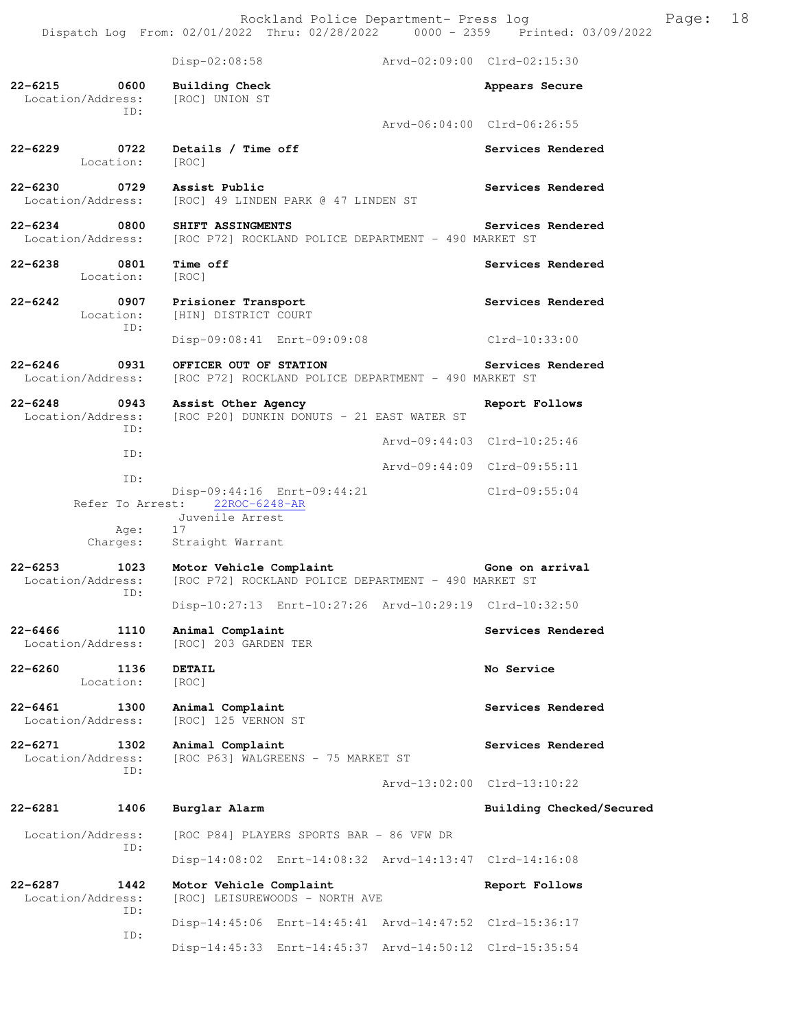Disp-02:08:58 Arvd-02:09:00 Clrd-02:15:30

**22-6215 0600 Building Check** Appears Secure
Location/Address: [ROC] UNION ST
ID:
Arvd-06:04:00 Clrd-06:26:55

**22-6229 0722 Details / Time off** Services Rendered
Location: [ROC]

**22-6230 0729 Assist Public** Services Rendered
Location/Address: [ROC] 49 LINDEN PARK @ 47 LINDEN ST

**22-6234 0800 SHIFT ASSINGMENTS** Services Rendered
Location/Address: [ROC P72] ROCKLAND POLICE DEPARTMENT - 490 MARKET ST

**22-6238 0801 Time off** Services Rendered
Location: [ROC]

**22-6242 0907 Prisioner Transport** Services Rendered
Location: [HIN] DISTRICT COURT
ID:
Disp-09:08:41 Enrt-09:09:08 Clrd-10:33:00

**22-6246 0931 OFFICER OUT OF STATION** Services Rendered
Location/Address: [ROC P72] ROCKLAND POLICE DEPARTMENT - 490 MARKET ST

**22-6248 0943 Assist Other Agency** Report Follows
Location/Address: [ROC P20] DUNKIN DONUTS - 21 EAST WATER ST
ID:
Arvd-09:44:03 Clrd-10:25:46
ID:
Arvd-09:44:09 Clrd-09:55:11
ID:
Disp-09:44:16 Enrt-09:44:21 Clrd-09:55:04
Refer To Arrest: 22ROC-6248-AR
Juvenile Arrest
Age: 17
Charges: Straight Warrant

**22-6253 1023 Motor Vehicle Complaint** Gone on arrival
Location/Address: [ROC P72] ROCKLAND POLICE DEPARTMENT - 490 MARKET ST
ID:
Disp-10:27:13 Enrt-10:27:26 Arvd-10:29:19 Clrd-10:32:50

**22-6466 1110 Animal Complaint** Services Rendered
Location/Address: [ROC] 203 GARDEN TER

**22-6260 1136 DETAIL** No Service
Location: [ROC]

**22-6461 1300 Animal Complaint** Services Rendered
Location/Address: [ROC] 125 VERNON ST

**22-6271 1302 Animal Complaint** Services Rendered
Location/Address: [ROC P63] WALGREENS - 75 MARKET ST
ID:
Arvd-13:02:00 Clrd-13:10:22

**22-6281 1406 Burglar Alarm** Building Checked/Secured
Location/Address: [ROC P84] PLAYERS SPORTS BAR - 86 VFW DR
ID:
Disp-14:08:02 Enrt-14:08:32 Arvd-14:13:47 Clrd-14:16:08

**22-6287 1442 Motor Vehicle Complaint** Report Follows
Location/Address: [ROC] LEISUREWOODS - NORTH AVE
ID:
Disp-14:45:06 Enrt-14:45:41 Arvd-14:47:52 Clrd-15:36:17
ID:
Disp-14:45:33 Enrt-14:45:37 Arvd-14:50:12 Clrd-15:35:54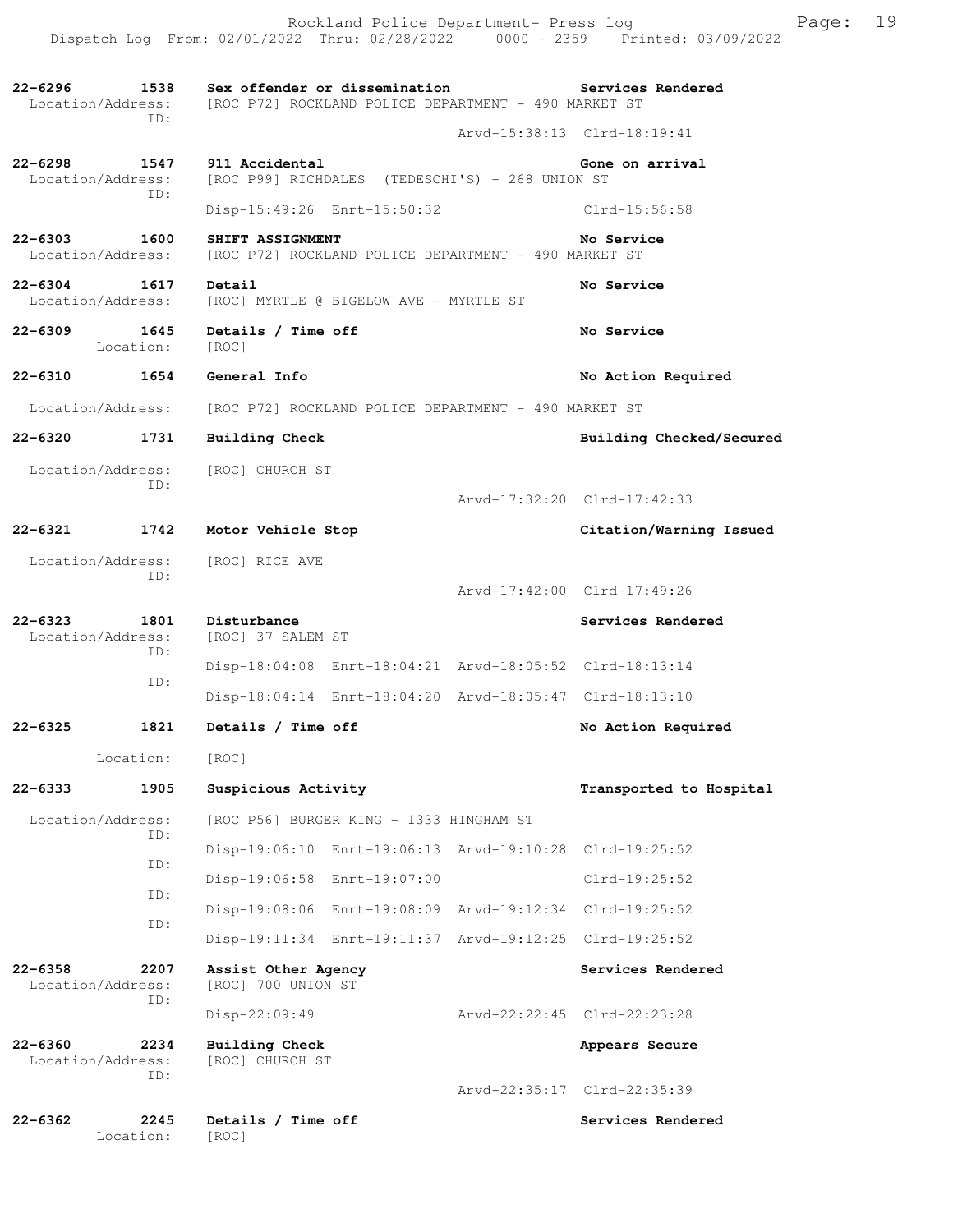22-6296 1538 **Sex offender or dissemination** **Services Rendered**
Location/Address: [ROC P72] ROCKLAND POLICE DEPARTMENT - 490 MARKET ST
ID:
Arvd-15:38:13 Clrd-18:19:41

22-6298 1547 **911 Accidental** **Gone on arrival**
Location/Address: [ROC P99] RICHDALES (TEDESCHI'S) - 268 UNION ST
ID:
Disp-15:49:26 Enrt-15:50:32 Clrd-15:56:58

22-6303 1600 **SHIFT ASSIGNMENT** **No Service**
Location/Address: [ROC P72] ROCKLAND POLICE DEPARTMENT - 490 MARKET ST

22-6304 1617 **Detail** **No Service**
Location/Address: [ROC] MYRTLE @ BIGELOW AVE - MYRTLE ST

22-6309 1645 **Details / Time off** **No Service**
Location: [ROC]

22-6310 1654 **General Info** **No Action Required**
Location/Address: [ROC P72] ROCKLAND POLICE DEPARTMENT - 490 MARKET ST

22-6320 1731 **Building Check** **Building Checked/Secured**
Location/Address: [ROC] CHURCH ST
ID:
Arvd-17:32:20 Clrd-17:42:33

22-6321 1742 **Motor Vehicle Stop** **Citation/Warning Issued**
Location/Address: [ROC] RICE AVE
ID:
Arvd-17:42:00 Clrd-17:49:26

22-6323 1801 **Disturbance** **Services Rendered**
Location/Address: [ROC] 37 SALEM ST
ID:
Disp-18:04:08 Enrt-18:04:21 Arvd-18:05:52 Clrd-18:13:14
ID:
Disp-18:04:14 Enrt-18:04:20 Arvd-18:05:47 Clrd-18:13:10

22-6325 1821 **Details / Time off** **No Action Required**
Location: [ROC]

22-6333 1905 **Suspicious Activity** **Transported to Hospital**
Location/Address: [ROC P56] BURGER KING - 1333 HINGHAM ST
ID:
Disp-19:06:10 Enrt-19:06:13 Arvd-19:10:28 Clrd-19:25:52
ID:
Disp-19:06:58 Enrt-19:07:00 Clrd-19:25:52
ID:
Disp-19:08:06 Enrt-19:08:09 Arvd-19:12:34 Clrd-19:25:52
ID:
Disp-19:11:34 Enrt-19:11:37 Arvd-19:12:25 Clrd-19:25:52

22-6358 2207 **Assist Other Agency** **Services Rendered**
Location/Address: [ROC] 700 UNION ST
ID:
Disp-22:09:49 Arvd-22:22:45 Clrd-22:23:28

22-6360 2234 **Building Check** **Appears Secure**
Location/Address: [ROC] CHURCH ST
ID:
Arvd-22:35:17 Clrd-22:35:39

22-6362 2245 **Details / Time off** **Services Rendered**
Location: [ROC]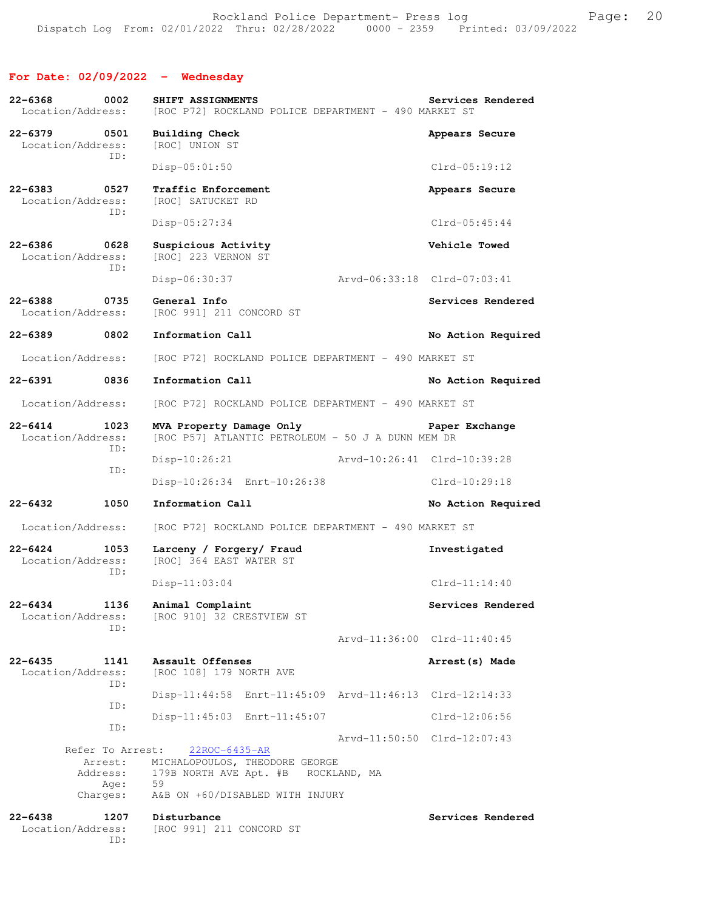## For Date: 02/09/2022 - Wednesday

**22-6368 0002 SHIFT ASSIGNMENTS** — Services Rendered
Location/Address: [ROC P72] ROCKLAND POLICE DEPARTMENT - 490 MARKET ST

**22-6379 0501 Building Check** — Appears Secure
Location/Address: [ROC] UNION ST
ID:
Disp-05:01:50 Clrd-05:19:12

**22-6383 0527 Traffic Enforcement** — Appears Secure
Location/Address: [ROC] SATUCKET RD
ID:
Disp-05:27:34 Clrd-05:45:44

**22-6386 0628 Suspicious Activity** — Vehicle Towed
Location/Address: [ROC] 223 VERNON ST
ID:
Disp-06:30:37 Arvd-06:33:18 Clrd-07:03:41

**22-6388 0735 General Info** — Services Rendered
Location/Address: [ROC 991] 211 CONCORD ST

**22-6389 0802 Information Call** — No Action Required
Location/Address: [ROC P72] ROCKLAND POLICE DEPARTMENT - 490 MARKET ST

**22-6391 0836 Information Call** — No Action Required
Location/Address: [ROC P72] ROCKLAND POLICE DEPARTMENT - 490 MARKET ST

**22-6414 1023 MVA Property Damage Only** — Paper Exchange
Location/Address: [ROC P57] ATLANTIC PETROLEUM - 50 J A DUNN MEM DR
ID:
Disp-10:26:21 Arvd-10:26:41 Clrd-10:39:28
ID:
Disp-10:26:34 Enrt-10:26:38 Clrd-10:29:18

**22-6432 1050 Information Call** — No Action Required
Location/Address: [ROC P72] ROCKLAND POLICE DEPARTMENT - 490 MARKET ST

**22-6424 1053 Larceny / Forgery/ Fraud** — Investigated
Location/Address: [ROC] 364 EAST WATER ST
ID:
Disp-11:03:04 Clrd-11:14:40

**22-6434 1136 Animal Complaint** — Services Rendered
Location/Address: [ROC 910] 32 CRESTVIEW ST
ID:
Arvd-11:36:00 Clrd-11:40:45

**22-6435 1141 Assault Offenses** — Arrest(s) Made
Location/Address: [ROC 108] 179 NORTH AVE
ID:
Disp-11:44:58 Enrt-11:45:09 Arvd-11:46:13 Clrd-12:14:33
ID:
Disp-11:45:03 Enrt-11:45:07 Clrd-12:06:56
ID:
Arvd-11:50:50 Clrd-12:07:43

Refer To Arrest: 22ROC-6435-AR
Arrest: MICHALOPOULOS, THEODORE GEORGE
Address: 179B NORTH AVE Apt. #B ROCKLAND, MA
Age: 59
Charges: A&B ON +60/DISABLED WITH INJURY

**22-6438 1207 Disturbance** — Services Rendered
Location/Address: [ROC 991] 211 CONCORD ST
ID: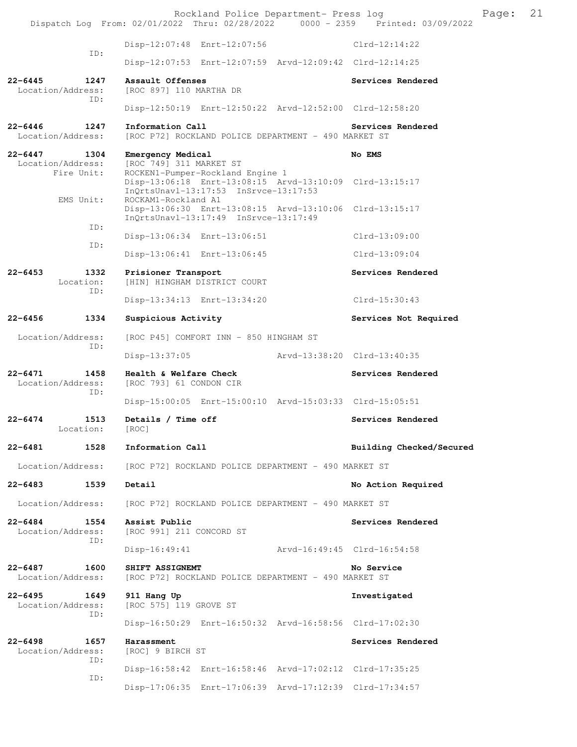```
                Disp-12:07:48  Enrt-12:07:56                 Clrd-12:14:22
          ID:
                Disp-12:07:53  Enrt-12:07:59  Arvd-12:09:42  Clrd-12:14:25

22-6445       1247   Assault Offenses                         Services Rendered
 Location/Address:   [ROC 897] 110 MARTHA DR
          ID:
                Disp-12:50:19  Enrt-12:50:22  Arvd-12:52:00  Clrd-12:58:20

22-6446       1247   Information Call                         Services Rendered
 Location/Address:   [ROC P72] ROCKLAND POLICE DEPARTMENT - 490 MARKET ST

22-6447       1304   Emergency Medical                        No EMS
 Location/Address:   [ROC 749] 311 MARKET ST
       Fire Unit:    ROCKEN1-Pumper-Rockland Engine 1
                Disp-13:06:18  Enrt-13:08:15  Arvd-13:10:09  Clrd-13:15:17
                InQrtsUnavl-13:17:53  InSrvce-13:17:53
        EMS Unit:    ROCKAM1-Rockland A1
                Disp-13:06:30  Enrt-13:08:15  Arvd-13:10:06  Clrd-13:15:17
                InQrtsUnavl-13:17:49  InSrvce-13:17:49
          ID:
                Disp-13:06:34  Enrt-13:06:51                 Clrd-13:09:00
          ID:
                Disp-13:06:41  Enrt-13:06:45                 Clrd-13:09:04

22-6453       1332   Prisioner Transport                      Services Rendered
        Location:    [HIN] HINGHAM DISTRICT COURT
          ID:
                Disp-13:34:13  Enrt-13:34:20                 Clrd-15:30:43

22-6456       1334   Suspicious Activity                      Services Not Required

 Location/Address:   [ROC P45] COMFORT INN - 850 HINGHAM ST
          ID:
                Disp-13:37:05                Arvd-13:38:20  Clrd-13:40:35

22-6471       1458   Health & Welfare Check                   Services Rendered
 Location/Address:   [ROC 793] 61 CONDON CIR
          ID:
                Disp-15:00:05  Enrt-15:00:10  Arvd-15:03:33  Clrd-15:05:51

22-6474       1513   Details / Time off                       Services Rendered
        Location:    [ROC]

22-6481       1528   Information Call                         Building Checked/Secured

 Location/Address:   [ROC P72] ROCKLAND POLICE DEPARTMENT - 490 MARKET ST

22-6483       1539   Detail                                   No Action Required

 Location/Address:   [ROC P72] ROCKLAND POLICE DEPARTMENT - 490 MARKET ST

22-6484       1554   Assist Public                            Services Rendered
 Location/Address:   [ROC 991] 211 CONCORD ST
          ID:
                Disp-16:49:41                Arvd-16:49:45  Clrd-16:54:58

22-6487       1600   SHIFT ASSIGNEMT                          No Service
 Location/Address:   [ROC P72] ROCKLAND POLICE DEPARTMENT - 490 MARKET ST

22-6495       1649   911 Hang Up                              Investigated
 Location/Address:   [ROC 575] 119 GROVE ST
          ID:
                Disp-16:50:29  Enrt-16:50:32  Arvd-16:58:56  Clrd-17:02:30

22-6498       1657   Harassment                               Services Rendered
 Location/Address:   [ROC] 9 BIRCH ST
          ID:
                Disp-16:58:42  Enrt-16:58:46  Arvd-17:02:12  Clrd-17:35:25
          ID:
                Disp-17:06:35  Enrt-17:06:39  Arvd-17:12:39  Clrd-17:34:57
```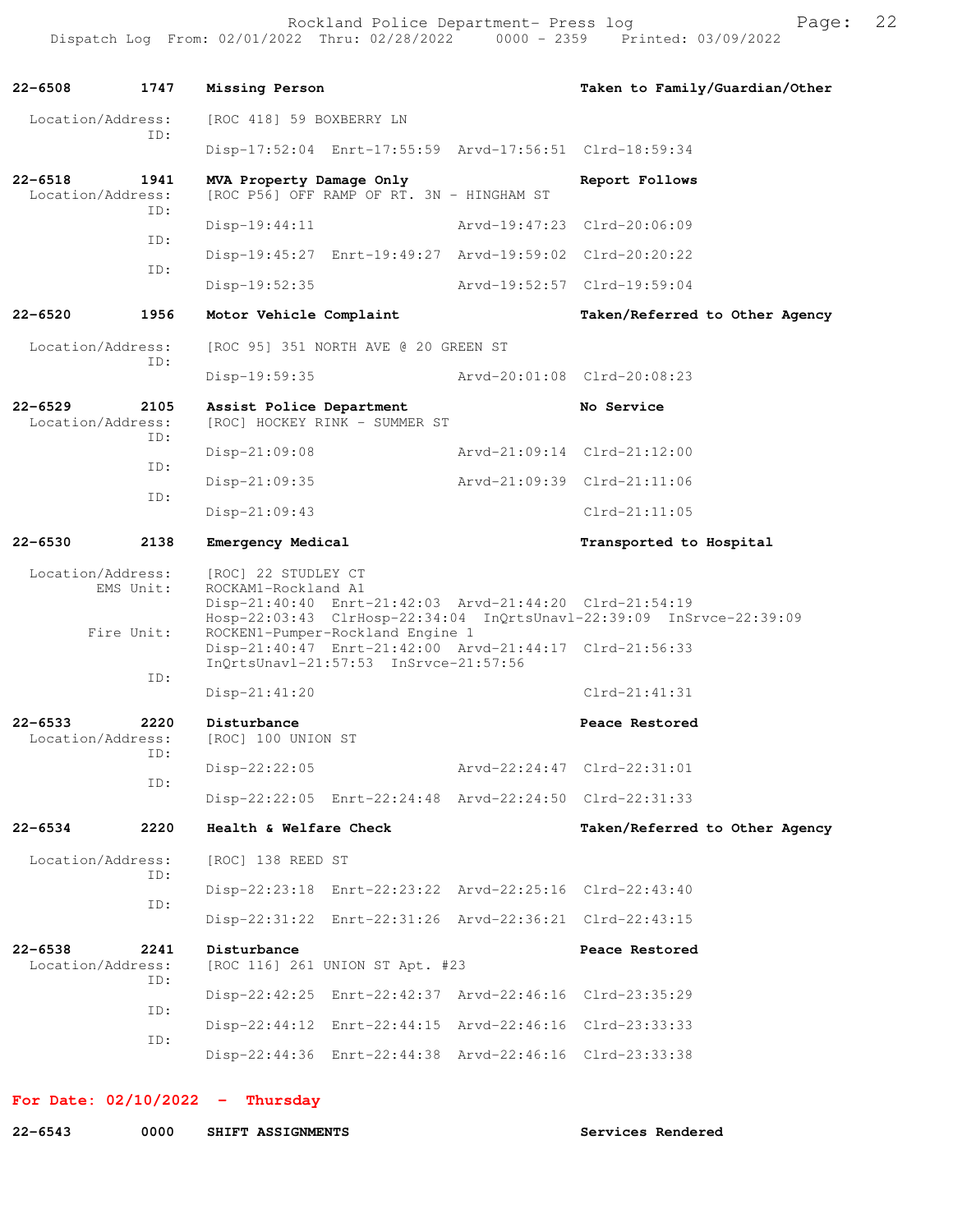**22-6508 1747 Missing Person** — Taken to Family/Guardian/Other

Location/Address: [ROC 418] 59 BOXBERRY LN

ID: Disp-17:52:04 Enrt-17:55:59 Arvd-17:56:51 Clrd-18:59:34

**22-6518 1941 MVA Property Damage Only** — Report Follows

Location/Address: [ROC P56] OFF RAMP OF RT. 3N - HINGHAM ST

ID: Disp-19:44:11 Arvd-19:47:23 Clrd-20:06:09

ID: Disp-19:45:27 Enrt-19:49:27 Arvd-19:59:02 Clrd-20:20:22

ID: Disp-19:52:35 Arvd-19:52:57 Clrd-19:59:04

**22-6520 1956 Motor Vehicle Complaint** — Taken/Referred to Other Agency

Location/Address: [ROC 95] 351 NORTH AVE @ 20 GREEN ST

ID: Disp-19:59:35 Arvd-20:01:08 Clrd-20:08:23

**22-6529 2105 Assist Police Department** — No Service

Location/Address: [ROC] HOCKEY RINK - SUMMER ST

ID: Disp-21:09:08 Arvd-21:09:14 Clrd-21:12:00

ID: Disp-21:09:35 Arvd-21:09:39 Clrd-21:11:06

ID: Disp-21:09:43 Clrd-21:11:05

**22-6530 2138 Emergency Medical** — Transported to Hospital

Location/Address: [ROC] 22 STUDLEY CT

EMS Unit: ROCKAM1-Rockland A1
Disp-21:40:40 Enrt-21:42:03 Arvd-21:44:20 Clrd-21:54:19
Hosp-22:03:43 ClrHosp-22:34:04 InQrtsUnavl-22:39:09 InSrvce-22:39:09

Fire Unit: ROCKEN1-Pumper-Rockland Engine 1
Disp-21:40:47 Enrt-21:42:00 Arvd-21:44:17 Clrd-21:56:33
InQrtsUnavl-21:57:53 InSrvce-21:57:56

ID: Disp-21:41:20 Clrd-21:41:31

**22-6533 2220 Disturbance** — Peace Restored

Location/Address: [ROC] 100 UNION ST

ID: Disp-22:22:05 Arvd-22:24:47 Clrd-22:31:01

ID: Disp-22:22:05 Enrt-22:24:48 Arvd-22:24:50 Clrd-22:31:33

**22-6534 2220 Health & Welfare Check** — Taken/Referred to Other Agency

Location/Address: [ROC] 138 REED ST

ID: Disp-22:23:18 Enrt-22:23:22 Arvd-22:25:16 Clrd-22:43:40

ID: Disp-22:31:22 Enrt-22:31:26 Arvd-22:36:21 Clrd-22:43:15

**22-6538 2241 Disturbance** — Peace Restored

Location/Address: [ROC 116] 261 UNION ST Apt. #23

ID: Disp-22:42:25 Enrt-22:42:37 Arvd-22:46:16 Clrd-23:35:29

ID: Disp-22:44:12 Enrt-22:44:15 Arvd-22:46:16 Clrd-23:33:33

ID: Disp-22:44:36 Enrt-22:44:38 Arvd-22:46:16 Clrd-23:33:38

## For Date: 02/10/2022 - Thursday

**22-6543 0000 SHIFT ASSIGNMENTS** — Services Rendered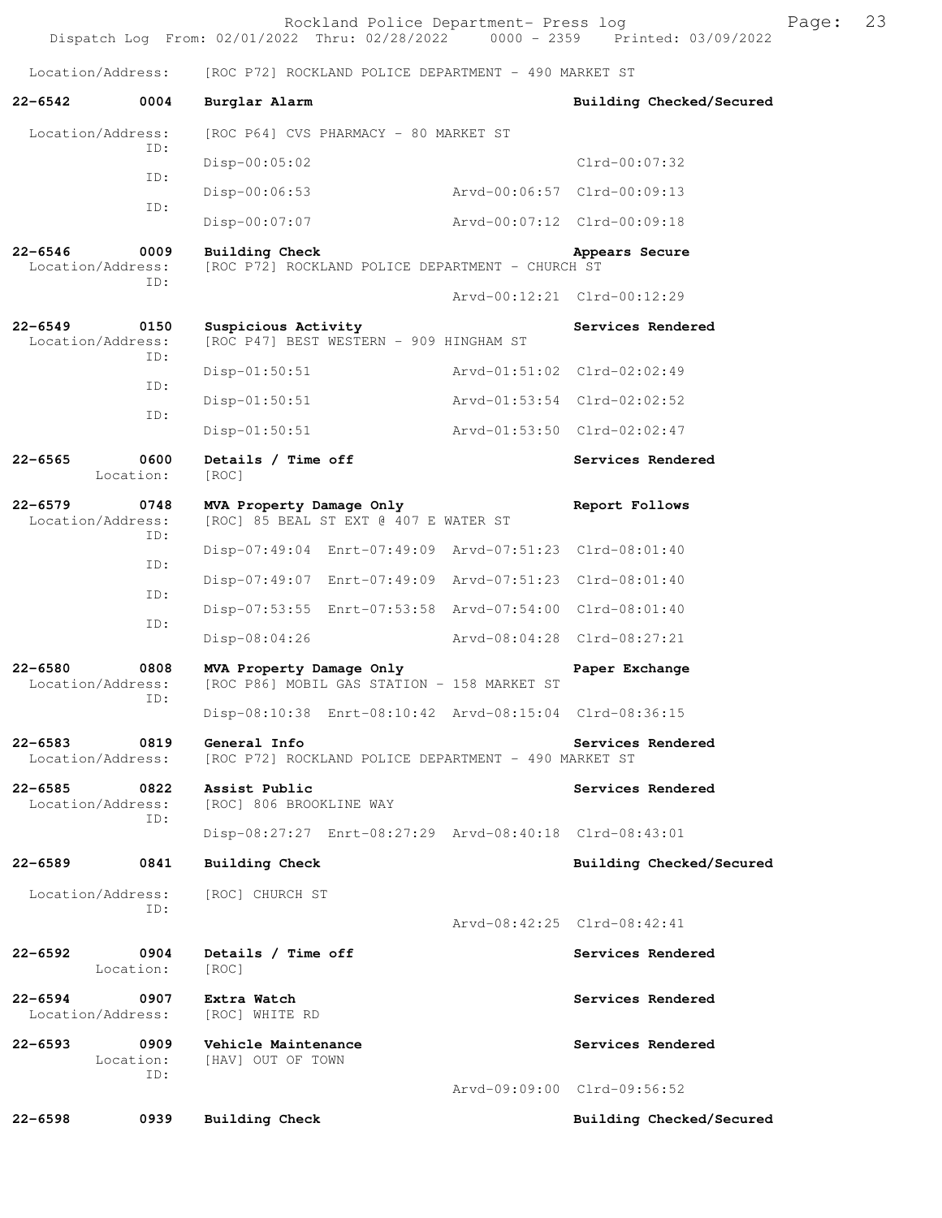Location/Address: [ROC P72] ROCKLAND POLICE DEPARTMENT - 490 MARKET ST

**22-6542** 0004 **Burglar Alarm** **Building Checked/Secured**

Location/Address: [ROC P64] CVS PHARMACY - 80 MARKET ST

ID: Disp-00:05:02 Clrd-00:07:32

ID: Disp-00:06:53 Arvd-00:06:57 Clrd-00:09:13

ID: Disp-00:07:07 Arvd-00:07:12 Clrd-00:09:18

**22-6546** 0009 **Building Check** **Appears Secure**

Location/Address: [ROC P72] ROCKLAND POLICE DEPARTMENT - CHURCH ST

ID: Arvd-00:12:21 Clrd-00:12:29

**22-6549** 0150 **Suspicious Activity** **Services Rendered**

Location/Address: [ROC P47] BEST WESTERN - 909 HINGHAM ST

ID: Disp-01:50:51 Arvd-01:51:02 Clrd-02:02:49

ID: Disp-01:50:51 Arvd-01:53:54 Clrd-02:02:52

ID: Disp-01:50:51 Arvd-01:53:50 Clrd-02:02:47

**22-6565** 0600 **Details / Time off** **Services Rendered**

Location: [ROC]

**22-6579** 0748 **MVA Property Damage Only** **Report Follows**

Location/Address: [ROC] 85 BEAL ST EXT @ 407 E WATER ST

ID: Disp-07:49:04 Enrt-07:49:09 Arvd-07:51:23 Clrd-08:01:40

ID: Disp-07:49:07 Enrt-07:49:09 Arvd-07:51:23 Clrd-08:01:40

ID: Disp-07:53:55 Enrt-07:53:58 Arvd-07:54:00 Clrd-08:01:40

ID: Disp-08:04:26 Arvd-08:04:28 Clrd-08:27:21

**22-6580** 0808 **MVA Property Damage Only** **Paper Exchange**

Location/Address: [ROC P86] MOBIL GAS STATION - 158 MARKET ST

ID: Disp-08:10:38 Enrt-08:10:42 Arvd-08:15:04 Clrd-08:36:15

**22-6583** 0819 **General Info** **Services Rendered**

Location/Address: [ROC P72] ROCKLAND POLICE DEPARTMENT - 490 MARKET ST

**22-6585** 0822 **Assist Public** **Services Rendered**

Location/Address: [ROC] 806 BROOKLINE WAY

ID: Disp-08:27:27 Enrt-08:27:29 Arvd-08:40:18 Clrd-08:43:01

**22-6589** 0841 **Building Check** **Building Checked/Secured**

Location/Address: [ROC] CHURCH ST

ID: Arvd-08:42:25 Clrd-08:42:41

**22-6592** 0904 **Details / Time off** **Services Rendered**

Location: [ROC]

**22-6594** 0907 **Extra Watch** **Services Rendered**

Location/Address: [ROC] WHITE RD

**22-6593** 0909 **Vehicle Maintenance** **Services Rendered**

Location: [HAV] OUT OF TOWN

ID: Arvd-09:09:00 Clrd-09:56:52

**22-6598** 0939 **Building Check** **Building Checked/Secured**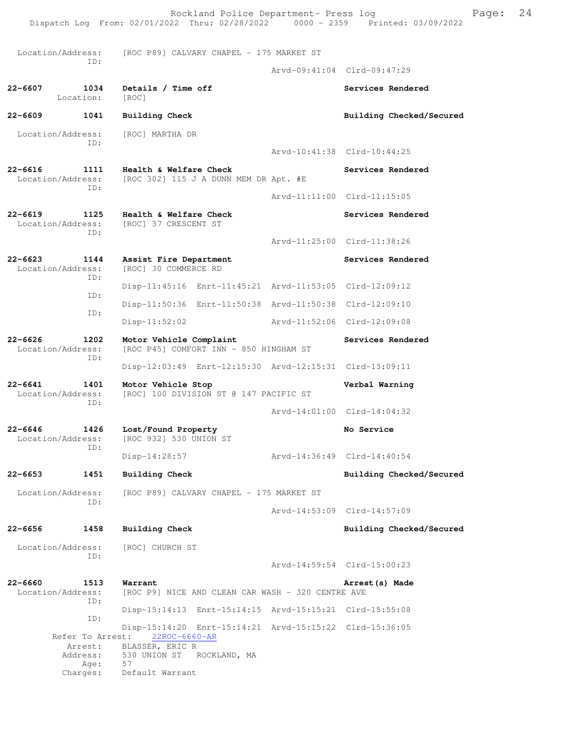Location/Address: [ROC P89] CALVARY CHAPEL - 175 MARKET ST
ID:
Arvd-09:41:04 Clrd-09:47:29

**22-6607 1034 Details / Time off** — Services Rendered
Location: [ROC]

**22-6609 1041 Building Check** — Building Checked/Secured
Location/Address: [ROC] MARTHA DR
ID:
Arvd-10:41:38 Clrd-10:44:25

**22-6616 1111 Health & Welfare Check** — Services Rendered
Location/Address: [ROC 302] 115 J A DUNN MEM DR Apt. #E
ID:
Arvd-11:11:00 Clrd-11:15:05

**22-6619 1125 Health & Welfare Check** — Services Rendered
Location/Address: [ROC] 37 CRESCENT ST
ID:
Arvd-11:25:00 Clrd-11:38:26

**22-6623 1144 Assist Fire Department** — Services Rendered
Location/Address: [ROC] 30 COMMERCE RD
ID:
Disp-11:45:16 Enrt-11:45:21 Arvd-11:53:05 Clrd-12:09:12
ID:
Disp-11:50:36 Enrt-11:50:38 Arvd-11:50:38 Clrd-12:09:10
ID:
Disp-11:52:02 Arvd-11:52:06 Clrd-12:09:08

**22-6626 1202 Motor Vehicle Complaint** — Services Rendered
Location/Address: [ROC P45] COMFORT INN - 850 HINGHAM ST
ID:
Disp-12:03:49 Enrt-12:15:30 Arvd-12:15:31 Clrd-13:09:11

**22-6641 1401 Motor Vehicle Stop** — Verbal Warning
Location/Address: [ROC] 100 DIVISION ST @ 147 PACIFIC ST
ID:
Arvd-14:01:00 Clrd-14:04:32

**22-6646 1426 Lost/Found Property** — No Service
Location/Address: [ROC 932] 530 UNION ST
ID:
Disp-14:28:57 Arvd-14:36:49 Clrd-14:40:54

**22-6653 1451 Building Check** — Building Checked/Secured
Location/Address: [ROC P89] CALVARY CHAPEL - 175 MARKET ST
ID:
Arvd-14:53:09 Clrd-14:57:09

**22-6656 1458 Building Check** — Building Checked/Secured
Location/Address: [ROC] CHURCH ST
ID:
Arvd-14:59:54 Clrd-15:00:23

**22-6660 1513 Warrant** — Arrest(s) Made
Location/Address: [ROC P9] NICE AND CLEAN CAR WASH - 320 CENTRE AVE
ID:
Disp-15:14:13 Enrt-15:14:15 Arvd-15:15:21 Clrd-15:55:08
ID:
Disp-15:14:20 Enrt-15:14:21 Arvd-15:15:22 Clrd-15:36:05
Refer To Arrest: 22ROC-6660-AR
Arrest: BLASSER, ERIC R
Address: 530 UNION ST ROCKLAND, MA
Age: 57
Charges: Default Warrant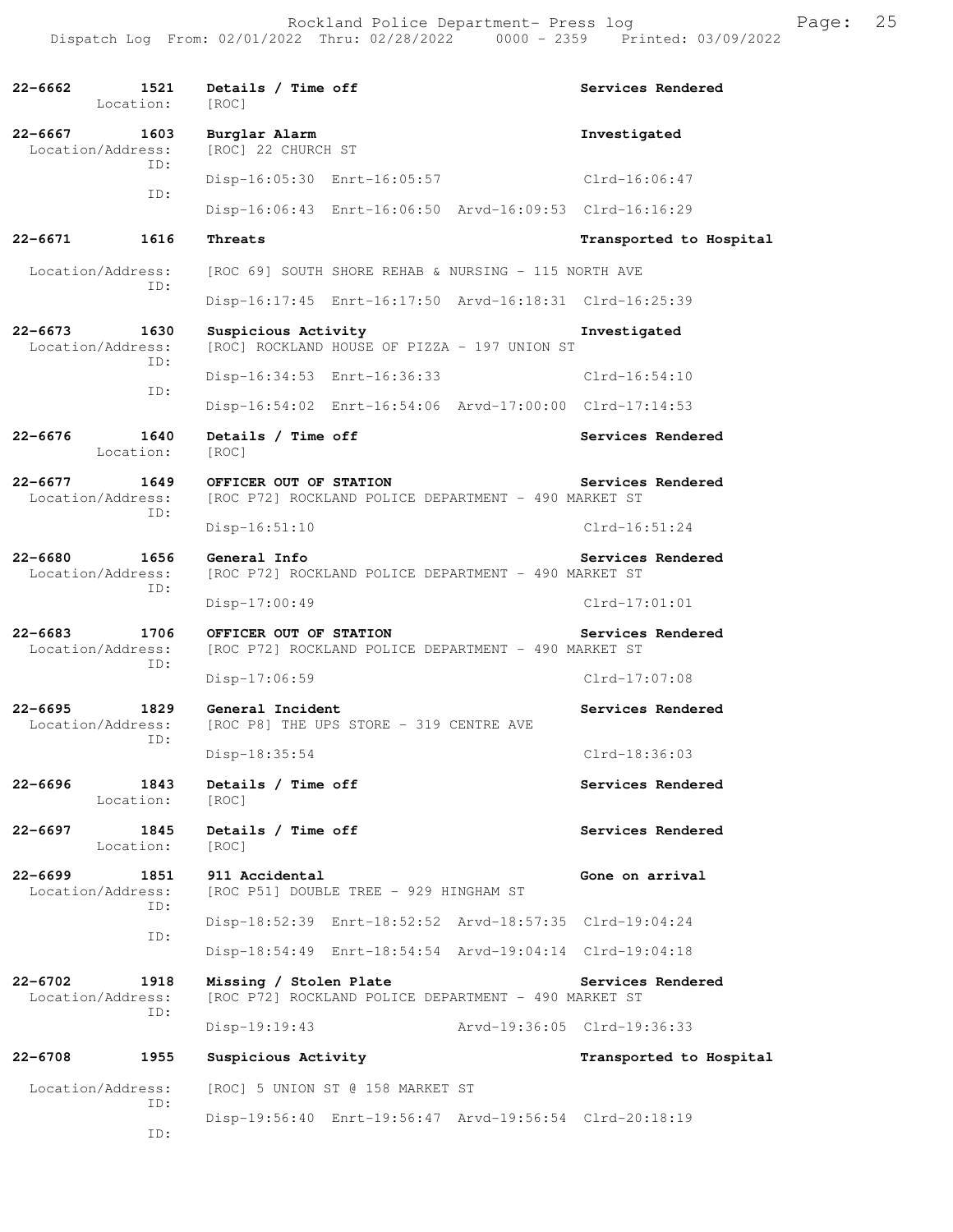| Call # | Time | Call Type / Location | Disposition |
|---|---|---|---|
| 22-6662 | 1521 | Details / Time off | Services Rendered |
| Location: | | [ROC] | |
| 22-6667 | 1603 | Burglar Alarm | Investigated |
| Location/Address: | | [ROC] 22 CHURCH ST | |
| ID: | | Disp-16:05:30 Enrt-16:05:57 | Clrd-16:06:47 |
| ID: | | Disp-16:06:43 Enrt-16:06:50 Arvd-16:09:53 | Clrd-16:16:29 |
| 22-6671 | 1616 | Threats | Transported to Hospital |
| Location/Address: | | [ROC 69] SOUTH SHORE REHAB & NURSING - 115 NORTH AVE | |
| ID: | | Disp-16:17:45 Enrt-16:17:50 Arvd-16:18:31 | Clrd-16:25:39 |
| 22-6673 | 1630 | Suspicious Activity | Investigated |
| Location/Address: | | [ROC] ROCKLAND HOUSE OF PIZZA - 197 UNION ST | |
| ID: | | Disp-16:34:53 Enrt-16:36:33 | Clrd-16:54:10 |
| ID: | | Disp-16:54:02 Enrt-16:54:06 Arvd-17:00:00 | Clrd-17:14:53 |
| 22-6676 | 1640 | Details / Time off | Services Rendered |
| Location: | | [ROC] | |
| 22-6677 | 1649 | OFFICER OUT OF STATION | Services Rendered |
| Location/Address: | | [ROC P72] ROCKLAND POLICE DEPARTMENT - 490 MARKET ST | |
| ID: | | Disp-16:51:10 | Clrd-16:51:24 |
| 22-6680 | 1656 | General Info | Services Rendered |
| Location/Address: | | [ROC P72] ROCKLAND POLICE DEPARTMENT - 490 MARKET ST | |
| ID: | | Disp-17:00:49 | Clrd-17:01:01 |
| 22-6683 | 1706 | OFFICER OUT OF STATION | Services Rendered |
| Location/Address: | | [ROC P72] ROCKLAND POLICE DEPARTMENT - 490 MARKET ST | |
| ID: | | Disp-17:06:59 | Clrd-17:07:08 |
| 22-6695 | 1829 | General Incident | Services Rendered |
| Location/Address: | | [ROC P8] THE UPS STORE - 319 CENTRE AVE | |
| ID: | | Disp-18:35:54 | Clrd-18:36:03 |
| 22-6696 | 1843 | Details / Time off | Services Rendered |
| Location: | | [ROC] | |
| 22-6697 | 1845 | Details / Time off | Services Rendered |
| Location: | | [ROC] | |
| 22-6699 | 1851 | 911 Accidental | Gone on arrival |
| Location/Address: | | [ROC P51] DOUBLE TREE - 929 HINGHAM ST | |
| ID: | | Disp-18:52:39 Enrt-18:52:52 Arvd-18:57:35 | Clrd-19:04:24 |
| ID: | | Disp-18:54:49 Enrt-18:54:54 Arvd-19:04:14 | Clrd-19:04:18 |
| 22-6702 | 1918 | Missing / Stolen Plate | Services Rendered |
| Location/Address: | | [ROC P72] ROCKLAND POLICE DEPARTMENT - 490 MARKET ST | |
| ID: | | Disp-19:19:43 Arvd-19:36:05 | Clrd-19:36:33 |
| 22-6708 | 1955 | Suspicious Activity | Transported to Hospital |
| Location/Address: | | [ROC] 5 UNION ST @ 158 MARKET ST | |
| ID: | | Disp-19:56:40 Enrt-19:56:47 Arvd-19:56:54 | Clrd-20:18:19 |
| ID: | | | |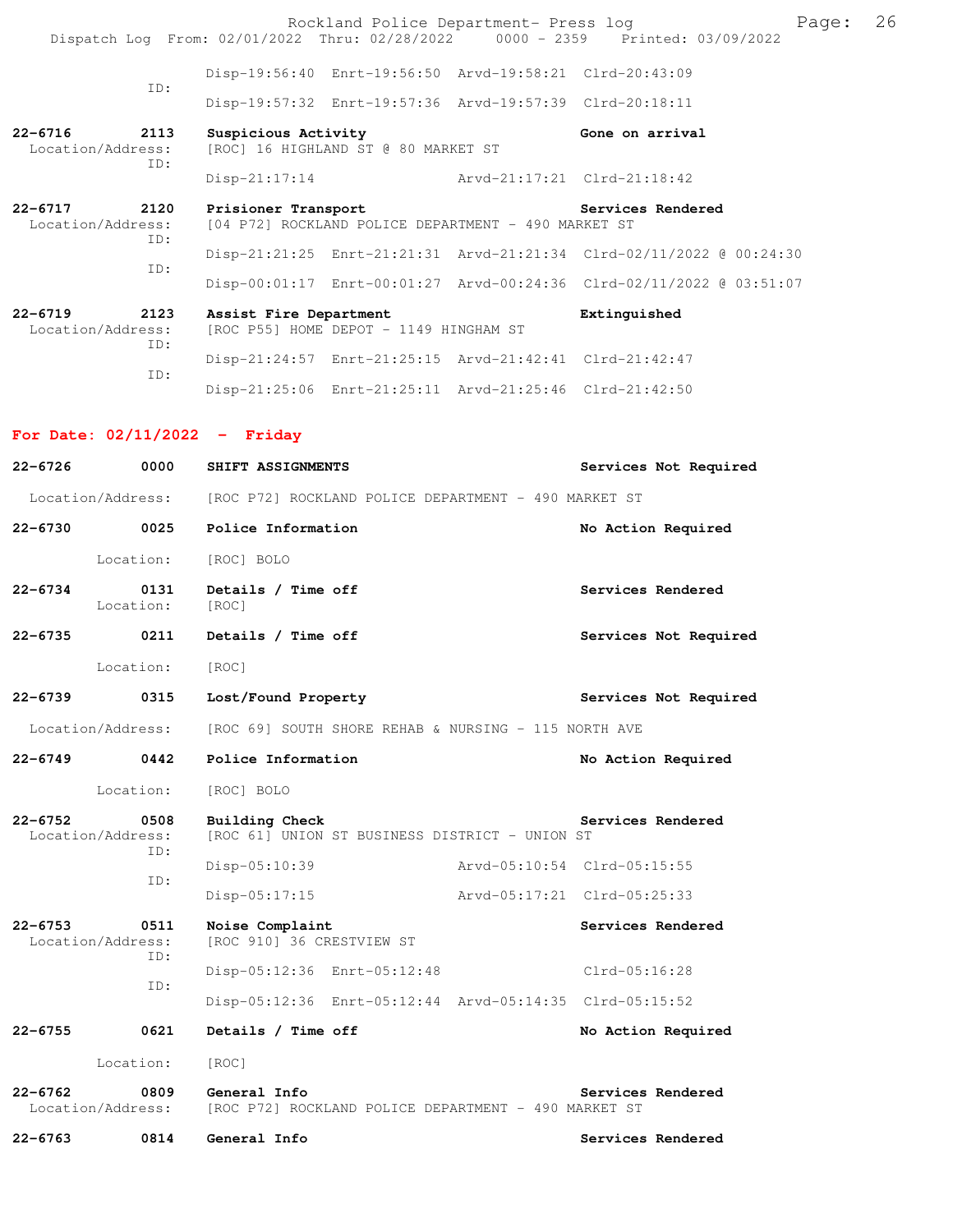Disp-19:56:40 Enrt-19:56:50 Arvd-19:58:21 Clrd-20:43:09
ID:
Disp-19:57:32 Enrt-19:57:36 Arvd-19:57:39 Clrd-20:18:11

**22-6716 2113 Suspicious Activity** — **Gone on arrival**
Location/Address: [ROC] 16 HIGHLAND ST @ 80 MARKET ST
ID:
Disp-21:17:14 Arvd-21:17:21 Clrd-21:18:42

**22-6717 2120 Prisioner Transport** — **Services Rendered**
Location/Address: [04 P72] ROCKLAND POLICE DEPARTMENT - 490 MARKET ST
ID:
Disp-21:21:25 Enrt-21:21:31 Arvd-21:21:34 Clrd-02/11/2022 @ 00:24:30
ID:
Disp-00:01:17 Enrt-00:01:27 Arvd-00:24:36 Clrd-02/11/2022 @ 03:51:07

**22-6719 2123 Assist Fire Department** — **Extinguished**
Location/Address: [ROC P55] HOME DEPOT - 1149 HINGHAM ST
ID:
Disp-21:24:57 Enrt-21:25:15 Arvd-21:42:41 Clrd-21:42:47
ID:
Disp-21:25:06 Enrt-21:25:11 Arvd-21:25:46 Clrd-21:42:50

## For Date: 02/11/2022 - Friday

**22-6726 0000 SHIFT ASSIGNMENTS** — **Services Not Required**
Location/Address: [ROC P72] ROCKLAND POLICE DEPARTMENT - 490 MARKET ST

**22-6730 0025 Police Information** — **No Action Required**
Location: [ROC] BOLO

**22-6734 0131 Details / Time off** — **Services Rendered**
Location: [ROC]

**22-6735 0211 Details / Time off** — **Services Not Required**
Location: [ROC]

**22-6739 0315 Lost/Found Property** — **Services Not Required**
Location/Address: [ROC 69] SOUTH SHORE REHAB & NURSING - 115 NORTH AVE

**22-6749 0442 Police Information** — **No Action Required**
Location: [ROC] BOLO

**22-6752 0508 Building Check** — **Services Rendered**
Location/Address: [ROC 61] UNION ST BUSINESS DISTRICT - UNION ST
ID:
Disp-05:10:39 Arvd-05:10:54 Clrd-05:15:55
ID:
Disp-05:17:15 Arvd-05:17:21 Clrd-05:25:33

**22-6753 0511 Noise Complaint** — **Services Rendered**
Location/Address: [ROC 910] 36 CRESTVIEW ST
ID:
Disp-05:12:36 Enrt-05:12:48 Clrd-05:16:28
ID:
Disp-05:12:36 Enrt-05:12:44 Arvd-05:14:35 Clrd-05:15:52

**22-6755 0621 Details / Time off** — **No Action Required**
Location: [ROC]

**22-6762 0809 General Info** — **Services Rendered**
Location/Address: [ROC P72] ROCKLAND POLICE DEPARTMENT - 490 MARKET ST

**22-6763 0814 General Info** — **Services Rendered**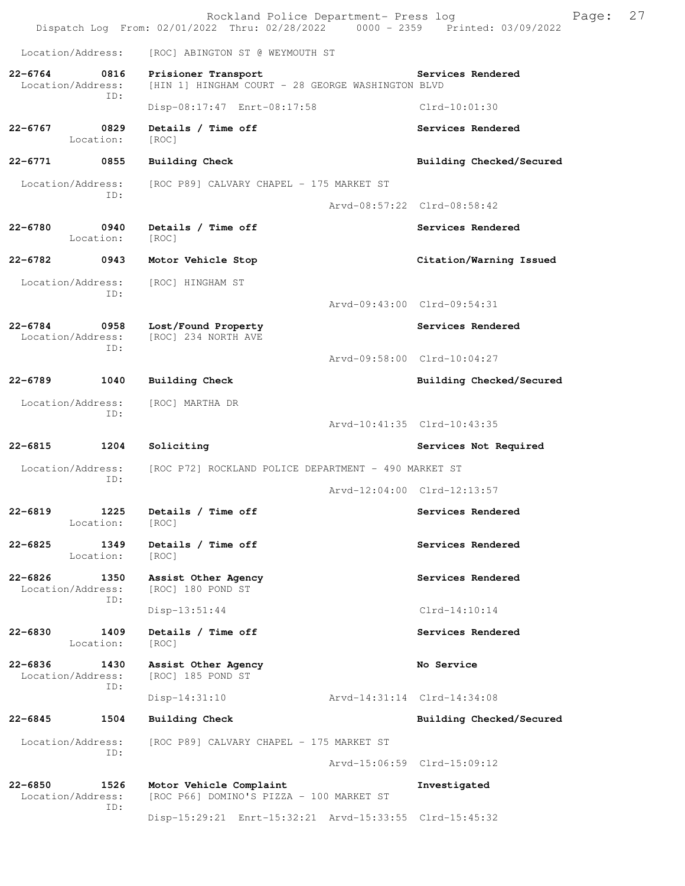Location/Address: [ROC] ABINGTON ST @ WEYMOUTH ST

**22-6764** 0816 **Prisioner Transport** **Services Rendered**
Location/Address: [HIN 1] HINGHAM COURT - 28 GEORGE WASHINGTON BLVD
ID:
Disp-08:17:47 Enrt-08:17:58 Clrd-10:01:30

**22-6767** 0829 **Details / Time off** **Services Rendered**
Location: [ROC]

**22-6771** 0855 **Building Check** **Building Checked/Secured**
Location/Address: [ROC P89] CALVARY CHAPEL - 175 MARKET ST
ID:
Arvd-08:57:22 Clrd-08:58:42

**22-6780** 0940 **Details / Time off** **Services Rendered**
Location: [ROC]

**22-6782** 0943 **Motor Vehicle Stop** **Citation/Warning Issued**
Location/Address: [ROC] HINGHAM ST
ID:
Arvd-09:43:00 Clrd-09:54:31

**22-6784** 0958 **Lost/Found Property** **Services Rendered**
Location/Address: [ROC] 234 NORTH AVE
ID:
Arvd-09:58:00 Clrd-10:04:27

**22-6789** 1040 **Building Check** **Building Checked/Secured**
Location/Address: [ROC] MARTHA DR
ID:
Arvd-10:41:35 Clrd-10:43:35

**22-6815** 1204 **Soliciting** **Services Not Required**
Location/Address: [ROC P72] ROCKLAND POLICE DEPARTMENT - 490 MARKET ST
ID:
Arvd-12:04:00 Clrd-12:13:57

**22-6819** 1225 **Details / Time off** **Services Rendered**
Location: [ROC]

**22-6825** 1349 **Details / Time off** **Services Rendered**
Location: [ROC]

**22-6826** 1350 **Assist Other Agency** **Services Rendered**
Location/Address: [ROC] 180 POND ST
ID:
Disp-13:51:44 Clrd-14:10:14

**22-6830** 1409 **Details / Time off** **Services Rendered**
Location: [ROC]

**22-6836** 1430 **Assist Other Agency** **No Service**
Location/Address: [ROC] 185 POND ST
ID:
Disp-14:31:10 Arvd-14:31:14 Clrd-14:34:08

**22-6845** 1504 **Building Check** **Building Checked/Secured**
Location/Address: [ROC P89] CALVARY CHAPEL - 175 MARKET ST
ID:
Arvd-15:06:59 Clrd-15:09:12

**22-6850** 1526 **Motor Vehicle Complaint** **Investigated**
Location/Address: [ROC P66] DOMINO'S PIZZA - 100 MARKET ST
ID:
Disp-15:29:21 Enrt-15:32:21 Arvd-15:33:55 Clrd-15:45:32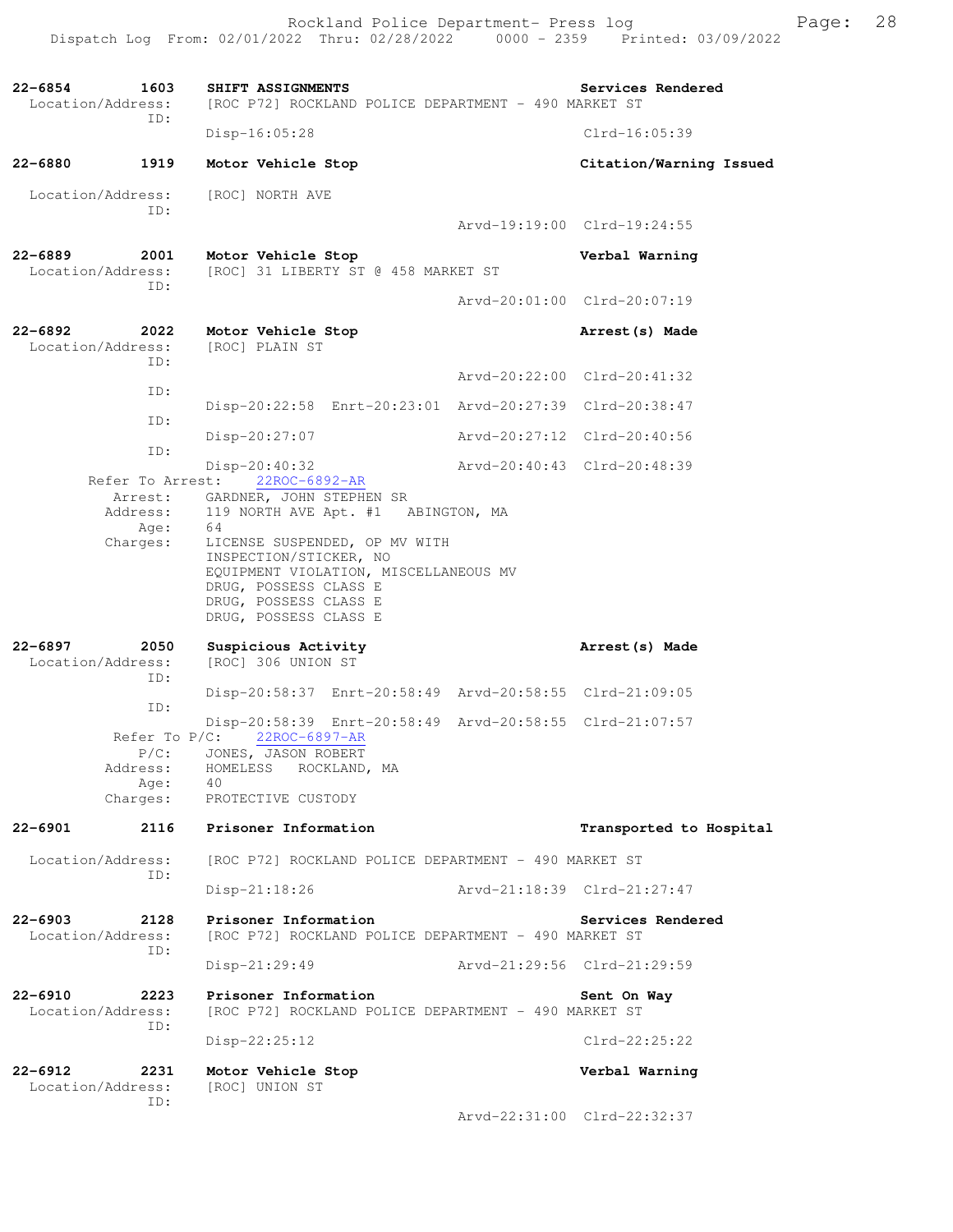**22-6854 1603 SHIFT ASSIGNMENTS** — **Services Rendered**
Location/Address: [ROC P72] ROCKLAND POLICE DEPARTMENT - 490 MARKET ST
ID:
Disp-16:05:28 Clrd-16:05:39

**22-6880 1919 Motor Vehicle Stop** — **Citation/Warning Issued**
Location/Address: [ROC] NORTH AVE
ID:
Arvd-19:19:00 Clrd-19:24:55

**22-6889 2001 Motor Vehicle Stop** — **Verbal Warning**
Location/Address: [ROC] 31 LIBERTY ST @ 458 MARKET ST
ID:
Arvd-20:01:00 Clrd-20:07:19

**22-6892 2022 Motor Vehicle Stop** — **Arrest(s) Made**
Location/Address: [ROC] PLAIN ST
ID:
Arvd-20:22:00 Clrd-20:41:32
ID:
Disp-20:22:58 Enrt-20:23:01 Arvd-20:27:39 Clrd-20:38:47
ID:
Disp-20:27:07 Arvd-20:27:12 Clrd-20:40:56
ID:
Disp-20:40:32 Arvd-20:40:43 Clrd-20:48:39
Refer To Arrest: 22ROC-6892-AR
Arrest: GARDNER, JOHN STEPHEN SR
Address: 119 NORTH AVE Apt. #1 ABINGTON, MA
Age: 64
Charges: LICENSE SUSPENDED, OP MV WITH
INSPECTION/STICKER, NO
EQUIPMENT VIOLATION, MISCELLANEOUS MV
DRUG, POSSESS CLASS E
DRUG, POSSESS CLASS E
DRUG, POSSESS CLASS E

**22-6897 2050 Suspicious Activity** — **Arrest(s) Made**
Location/Address: [ROC] 306 UNION ST
ID:
Disp-20:58:37 Enrt-20:58:49 Arvd-20:58:55 Clrd-21:09:05
ID:
Disp-20:58:39 Enrt-20:58:49 Arvd-20:58:55 Clrd-21:07:57
Refer To P/C: 22ROC-6897-AR
P/C: JONES, JASON ROBERT
Address: HOMELESS ROCKLAND, MA
Age: 40
Charges: PROTECTIVE CUSTODY

**22-6901 2116 Prisoner Information** — **Transported to Hospital**
Location/Address: [ROC P72] ROCKLAND POLICE DEPARTMENT - 490 MARKET ST
ID:
Disp-21:18:26 Arvd-21:18:39 Clrd-21:27:47

**22-6903 2128 Prisoner Information** — **Services Rendered**
Location/Address: [ROC P72] ROCKLAND POLICE DEPARTMENT - 490 MARKET ST
ID:
Disp-21:29:49 Arvd-21:29:56 Clrd-21:29:59

**22-6910 2223 Prisoner Information** — **Sent On Way**
Location/Address: [ROC P72] ROCKLAND POLICE DEPARTMENT - 490 MARKET ST
ID:
Disp-22:25:12 Clrd-22:25:22

**22-6912 2231 Motor Vehicle Stop** — **Verbal Warning**
Location/Address: [ROC] UNION ST
ID:
Arvd-22:31:00 Clrd-22:32:37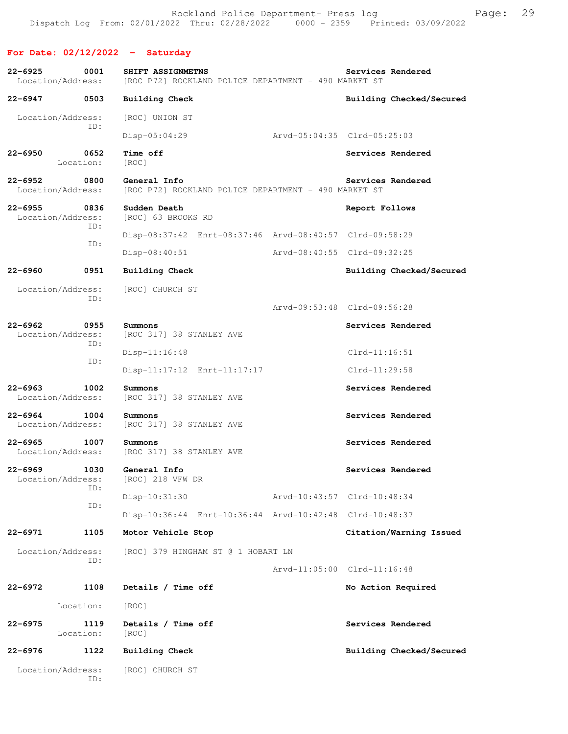Rockland Police Department- Press log
Dispatch Log From: 02/01/2022 Thru: 02/28/2022 0000 - 2359 Printed: 03/09/2022

## For Date: 02/12/2022 - Saturday

**22-6925 0001 SHIFT ASSIGNMETNS** — Services Rendered
Location/Address: [ROC P72] ROCKLAND POLICE DEPARTMENT - 490 MARKET ST

**22-6947 0503 Building Check** — Building Checked/Secured
Location/Address: [ROC] UNION ST
ID: Disp-05:04:29 Arvd-05:04:35 Clrd-05:25:03

**22-6950 0652 Time off** — Services Rendered
Location: [ROC]

**22-6952 0800 General Info** — Services Rendered
Location/Address: [ROC P72] ROCKLAND POLICE DEPARTMENT - 490 MARKET ST

**22-6955 0836 Sudden Death** — Report Follows
Location/Address: [ROC] 63 BROOKS RD
ID: Disp-08:37:42 Enrt-08:37:46 Arvd-08:40:57 Clrd-09:58:29
ID: Disp-08:40:51 Arvd-08:40:55 Clrd-09:32:25

**22-6960 0951 Building Check** — Building Checked/Secured
Location/Address: [ROC] CHURCH ST
ID: Arvd-09:53:48 Clrd-09:56:28

**22-6962 0955 Summons** — Services Rendered
Location/Address: [ROC 317] 38 STANLEY AVE
ID: Disp-11:16:48 Clrd-11:16:51
ID: Disp-11:17:12 Enrt-11:17:17 Clrd-11:29:58

**22-6963 1002 Summons** — Services Rendered
Location/Address: [ROC 317] 38 STANLEY AVE

**22-6964 1004 Summons** — Services Rendered
Location/Address: [ROC 317] 38 STANLEY AVE

**22-6965 1007 Summons** — Services Rendered
Location/Address: [ROC 317] 38 STANLEY AVE

**22-6969 1030 General Info** — Services Rendered
Location/Address: [ROC] 218 VFW DR
ID: Disp-10:31:30 Arvd-10:43:57 Clrd-10:48:34
ID: Disp-10:36:44 Enrt-10:36:44 Arvd-10:42:48 Clrd-10:48:37

**22-6971 1105 Motor Vehicle Stop** — Citation/Warning Issued
Location/Address: [ROC] 379 HINGHAM ST @ 1 HOBART LN
ID: Arvd-11:05:00 Clrd-11:16:48

**22-6972 1108 Details / Time off** — No Action Required
Location: [ROC]

**22-6975 1119 Details / Time off** — Services Rendered
Location: [ROC]

**22-6976 1122 Building Check** — Building Checked/Secured
Location/Address: [ROC] CHURCH ST
ID: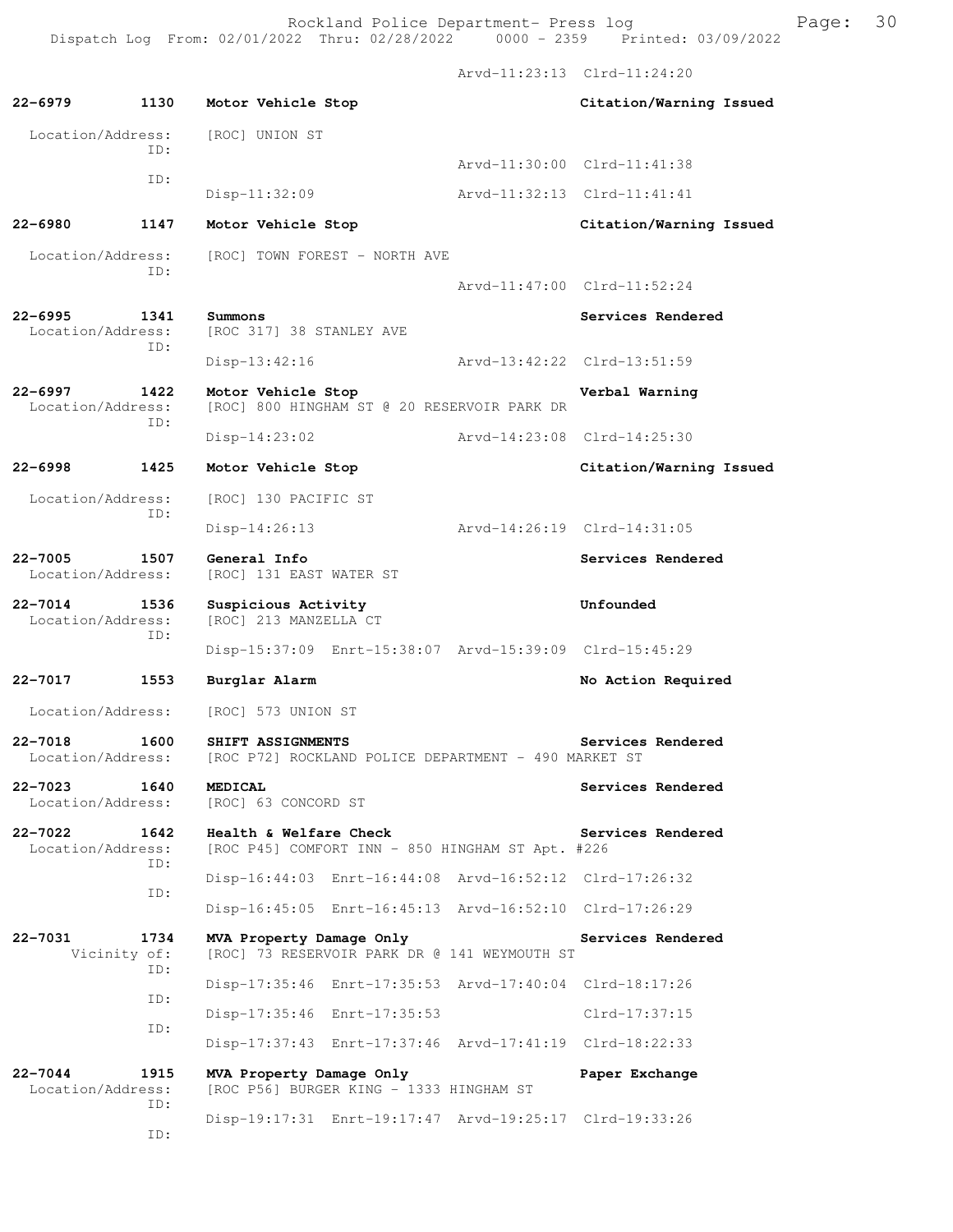Arvd-11:23:13 Clrd-11:24:20

**22-6979 1130 Motor Vehicle Stop** — **Citation/Warning Issued**

Location/Address: [ROC] UNION ST
ID:
Arvd-11:30:00 Clrd-11:41:38
ID:
Disp-11:32:09 Arvd-11:32:13 Clrd-11:41:41

**22-6980 1147 Motor Vehicle Stop** — **Citation/Warning Issued**

Location/Address: [ROC] TOWN FOREST - NORTH AVE
ID:
Arvd-11:47:00 Clrd-11:52:24

**22-6995 1341 Summons** — **Services Rendered**

Location/Address: [ROC 317] 38 STANLEY AVE
ID:
Disp-13:42:16 Arvd-13:42:22 Clrd-13:51:59

**22-6997 1422 Motor Vehicle Stop** — **Verbal Warning**

Location/Address: [ROC] 800 HINGHAM ST @ 20 RESERVOIR PARK DR
ID:
Disp-14:23:02 Arvd-14:23:08 Clrd-14:25:30

**22-6998 1425 Motor Vehicle Stop** — **Citation/Warning Issued**

Location/Address: [ROC] 130 PACIFIC ST
ID:
Disp-14:26:13 Arvd-14:26:19 Clrd-14:31:05

**22-7005 1507 General Info** — **Services Rendered**

Location/Address: [ROC] 131 EAST WATER ST

**22-7014 1536 Suspicious Activity** — **Unfounded**

Location/Address: [ROC] 213 MANZELLA CT
ID:
Disp-15:37:09 Enrt-15:38:07 Arvd-15:39:09 Clrd-15:45:29

**22-7017 1553 Burglar Alarm** — **No Action Required**

Location/Address: [ROC] 573 UNION ST

**22-7018 1600 SHIFT ASSIGNMENTS** — **Services Rendered**

Location/Address: [ROC P72] ROCKLAND POLICE DEPARTMENT - 490 MARKET ST

**22-7023 1640 MEDICAL** — **Services Rendered**

Location/Address: [ROC] 63 CONCORD ST

**22-7022 1642 Health & Welfare Check** — **Services Rendered**

Location/Address: [ROC P45] COMFORT INN - 850 HINGHAM ST Apt. #226
ID:
Disp-16:44:03 Enrt-16:44:08 Arvd-16:52:12 Clrd-17:26:32
ID:
Disp-16:45:05 Enrt-16:45:13 Arvd-16:52:10 Clrd-17:26:29

**22-7031 1734 MVA Property Damage Only** — **Services Rendered**

Vicinity of: [ROC] 73 RESERVOIR PARK DR @ 141 WEYMOUTH ST
ID:
Disp-17:35:46 Enrt-17:35:53 Arvd-17:40:04 Clrd-18:17:26
ID:
Disp-17:35:46 Enrt-17:35:53 Clrd-17:37:15
ID:
Disp-17:37:43 Enrt-17:37:46 Arvd-17:41:19 Clrd-18:22:33

**22-7044 1915 MVA Property Damage Only** — **Paper Exchange**

Location/Address: [ROC P56] BURGER KING - 1333 HINGHAM ST
ID:
Disp-19:17:31 Enrt-19:17:47 Arvd-19:25:17 Clrd-19:33:26
ID: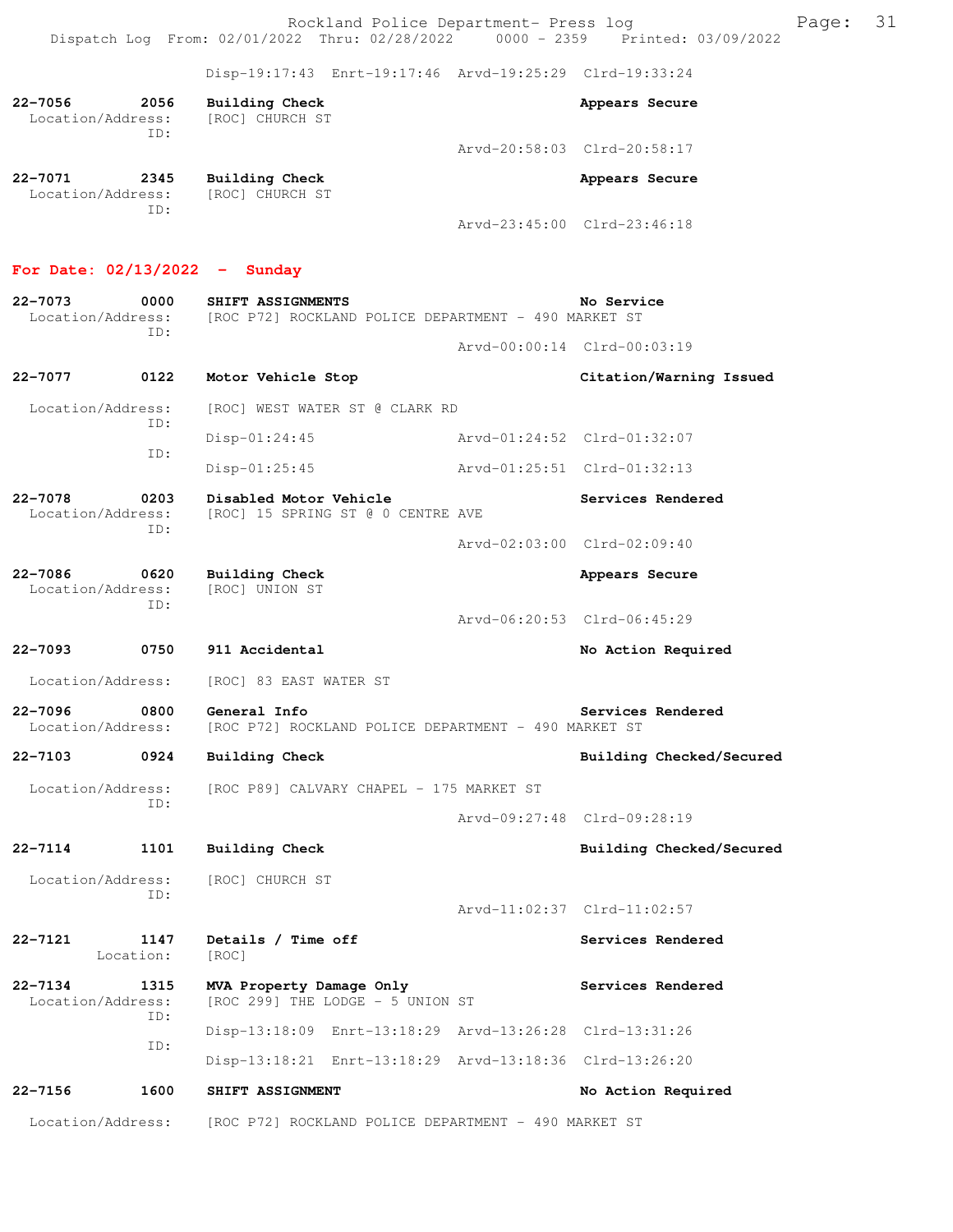Disp-19:17:43 Enrt-19:17:46 Arvd-19:25:29 Clrd-19:33:24

**22-7056 2056 Building Check** — Appears Secure
Location/Address: [ROC] CHURCH ST
ID:
Arvd-20:58:03 Clrd-20:58:17

**22-7071 2345 Building Check** — Appears Secure
Location/Address: [ROC] CHURCH ST
ID:
Arvd-23:45:00 Clrd-23:46:18

## For Date: 02/13/2022 - Sunday

**22-7073 0000 SHIFT ASSIGNMENTS** — No Service
Location/Address: [ROC P72] ROCKLAND POLICE DEPARTMENT - 490 MARKET ST
ID:
Arvd-00:00:14 Clrd-00:03:19

**22-7077 0122 Motor Vehicle Stop** — Citation/Warning Issued
Location/Address: [ROC] WEST WATER ST @ CLARK RD
ID:
Disp-01:24:45 Arvd-01:24:52 Clrd-01:32:07
ID:
Disp-01:25:45 Arvd-01:25:51 Clrd-01:32:13

**22-7078 0203 Disabled Motor Vehicle** — Services Rendered
Location/Address: [ROC] 15 SPRING ST @ 0 CENTRE AVE
ID:
Arvd-02:03:00 Clrd-02:09:40

**22-7086 0620 Building Check** — Appears Secure
Location/Address: [ROC] UNION ST
ID:
Arvd-06:20:53 Clrd-06:45:29

**22-7093 0750 911 Accidental** — No Action Required
Location/Address: [ROC] 83 EAST WATER ST

**22-7096 0800 General Info** — Services Rendered
Location/Address: [ROC P72] ROCKLAND POLICE DEPARTMENT - 490 MARKET ST

**22-7103 0924 Building Check** — Building Checked/Secured
Location/Address: [ROC P89] CALVARY CHAPEL - 175 MARKET ST
ID:
Arvd-09:27:48 Clrd-09:28:19

**22-7114 1101 Building Check** — Building Checked/Secured
Location/Address: [ROC] CHURCH ST
ID:
Arvd-11:02:37 Clrd-11:02:57

**22-7121 1147 Details / Time off** — Services Rendered
Location: [ROC]

**22-7134 1315 MVA Property Damage Only** — Services Rendered
Location/Address: [ROC 299] THE LODGE - 5 UNION ST
ID:
Disp-13:18:09 Enrt-13:18:29 Arvd-13:26:28 Clrd-13:31:26
ID:
Disp-13:18:21 Enrt-13:18:29 Arvd-13:18:36 Clrd-13:26:20

**22-7156 1600 SHIFT ASSIGNMENT** — No Action Required
Location/Address: [ROC P72] ROCKLAND POLICE DEPARTMENT - 490 MARKET ST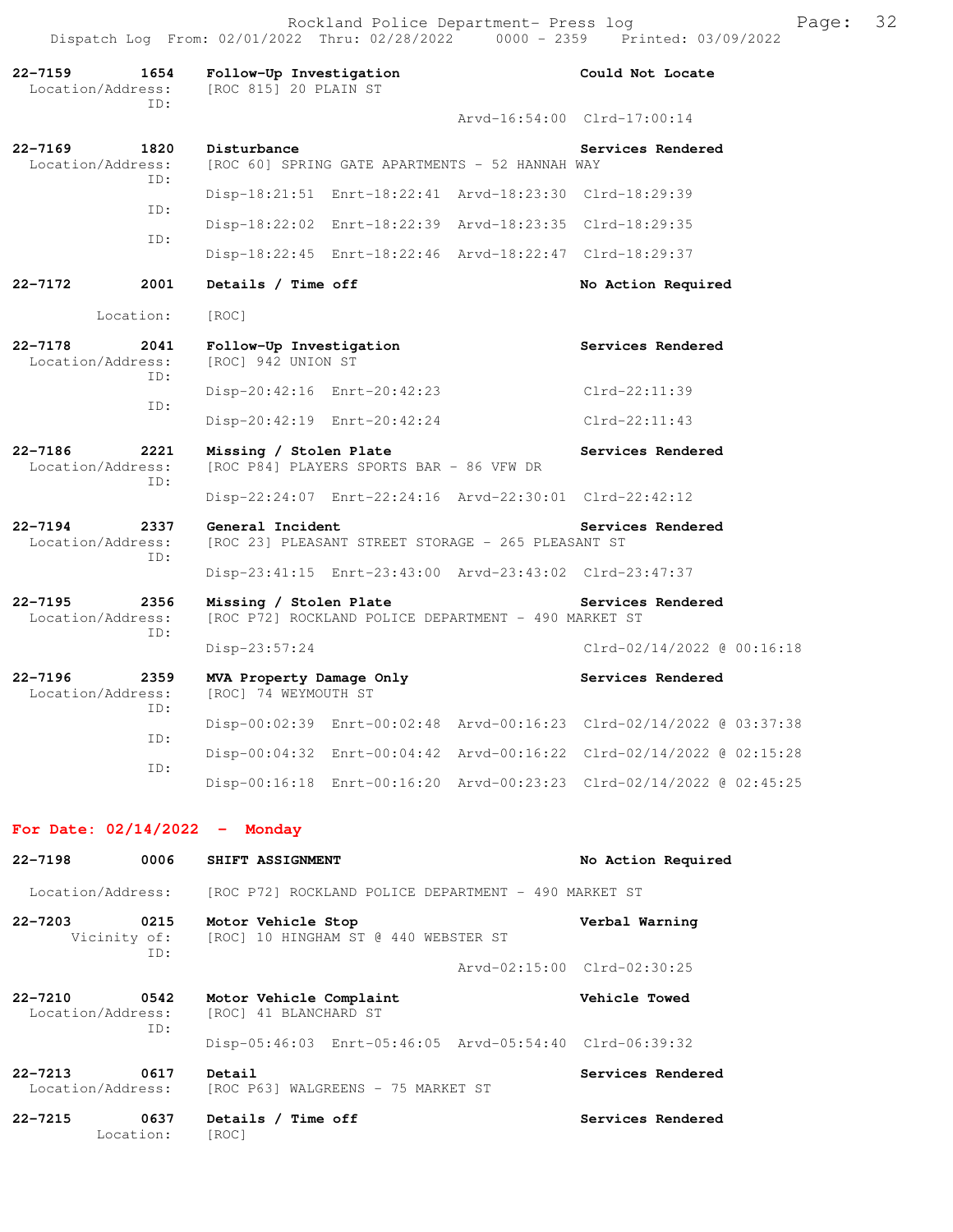**22-7159 1654 Follow-Up Investigation** — Could Not Locate
Location/Address: [ROC 815] 20 PLAIN ST
ID:
Arvd-16:54:00 Clrd-17:00:14

**22-7169 1820 Disturbance** — Services Rendered
Location/Address: [ROC 60] SPRING GATE APARTMENTS - 52 HANNAH WAY
ID:
Disp-18:21:51 Enrt-18:22:41 Arvd-18:23:30 Clrd-18:29:39
ID:
Disp-18:22:02 Enrt-18:22:39 Arvd-18:23:35 Clrd-18:29:35
ID:
Disp-18:22:45 Enrt-18:22:46 Arvd-18:22:47 Clrd-18:29:37

**22-7172 2001 Details / Time off** — No Action Required
Location: [ROC]

**22-7178 2041 Follow-Up Investigation** — Services Rendered
Location/Address: [ROC] 942 UNION ST
ID:
Disp-20:42:16 Enrt-20:42:23 Clrd-22:11:39
ID:
Disp-20:42:19 Enrt-20:42:24 Clrd-22:11:43

**22-7186 2221 Missing / Stolen Plate** — Services Rendered
Location/Address: [ROC P84] PLAYERS SPORTS BAR - 86 VFW DR
ID:
Disp-22:24:07 Enrt-22:24:16 Arvd-22:30:01 Clrd-22:42:12

**22-7194 2337 General Incident** — Services Rendered
Location/Address: [ROC 23] PLEASANT STREET STORAGE - 265 PLEASANT ST
ID:
Disp-23:41:15 Enrt-23:43:00 Arvd-23:43:02 Clrd-23:47:37

**22-7195 2356 Missing / Stolen Plate** — Services Rendered
Location/Address: [ROC P72] ROCKLAND POLICE DEPARTMENT - 490 MARKET ST
ID:
Disp-23:57:24 Clrd-02/14/2022 @ 00:16:18

**22-7196 2359 MVA Property Damage Only** — Services Rendered
Location/Address: [ROC] 74 WEYMOUTH ST
ID:
Disp-00:02:39 Enrt-00:02:48 Arvd-00:16:23 Clrd-02/14/2022 @ 03:37:38
ID:
Disp-00:04:32 Enrt-00:04:42 Arvd-00:16:22 Clrd-02/14/2022 @ 02:15:28
ID:
Disp-00:16:18 Enrt-00:16:20 Arvd-00:23:23 Clrd-02/14/2022 @ 02:45:25

## For Date: 02/14/2022 - Monday

**22-7198 0006 SHIFT ASSIGNMENT** — No Action Required
Location/Address: [ROC P72] ROCKLAND POLICE DEPARTMENT - 490 MARKET ST

**22-7203 0215 Motor Vehicle Stop** — Verbal Warning
Vicinity of: [ROC] 10 HINGHAM ST @ 440 WEBSTER ST
ID:
Arvd-02:15:00 Clrd-02:30:25

**22-7210 0542 Motor Vehicle Complaint** — Vehicle Towed
Location/Address: [ROC] 41 BLANCHARD ST
ID:
Disp-05:46:03 Enrt-05:46:05 Arvd-05:54:40 Clrd-06:39:32

**22-7213 0617 Detail** — Services Rendered
Location/Address: [ROC P63] WALGREENS - 75 MARKET ST

**22-7215 0637 Details / Time off** — Services Rendered
Location: [ROC]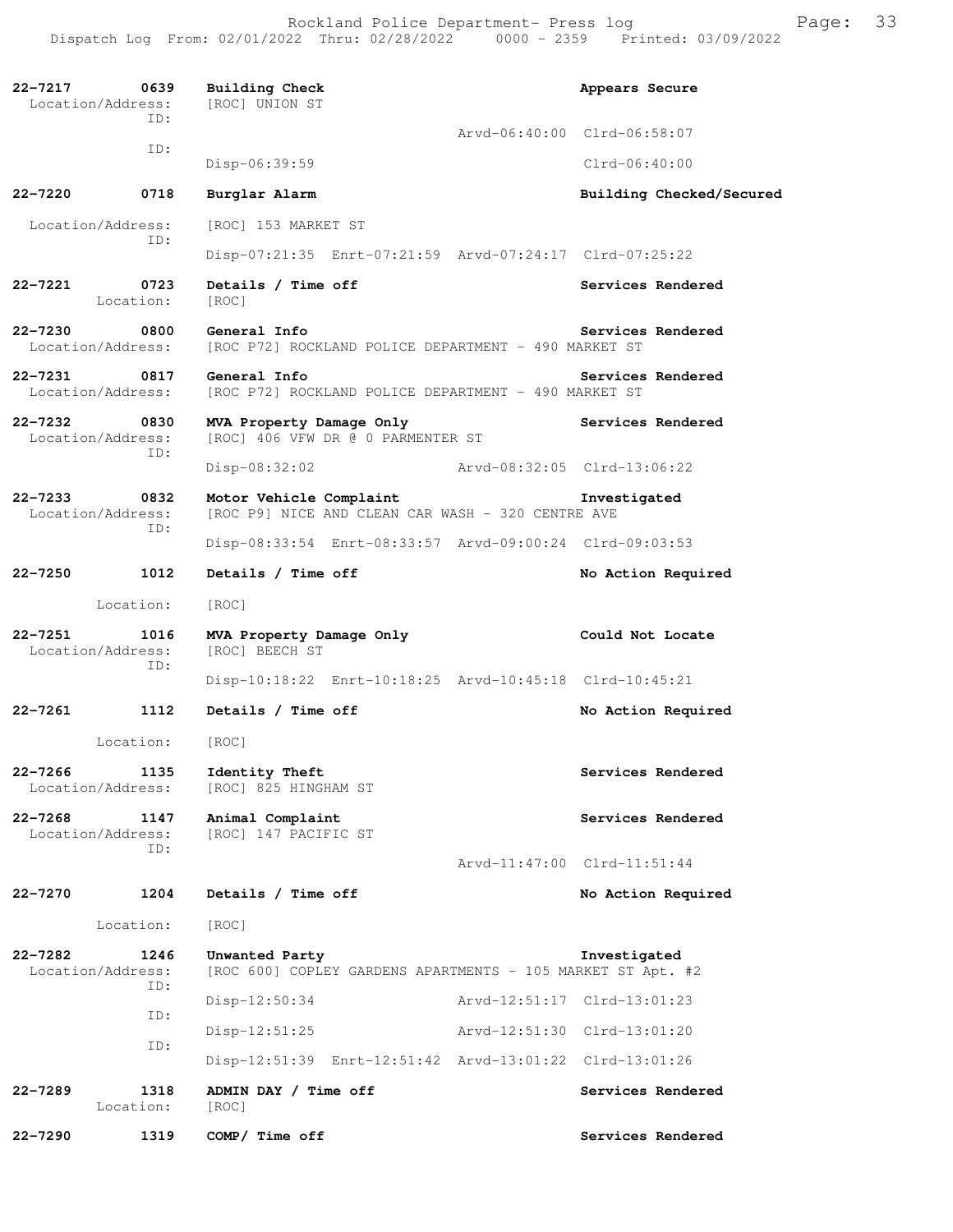**22-7217** 0639 **Building Check** **Appears Secure**
Location/Address: [ROC] UNION ST
ID:
Arvd-06:40:00 Clrd-06:58:07
ID:
Disp-06:39:59 Clrd-06:40:00

**22-7220** 0718 **Burglar Alarm** **Building Checked/Secured**
Location/Address: [ROC] 153 MARKET ST
ID:
Disp-07:21:35 Enrt-07:21:59 Arvd-07:24:17 Clrd-07:25:22

**22-7221** 0723 **Details / Time off** **Services Rendered**
Location: [ROC]

**22-7230** 0800 **General Info** **Services Rendered**
Location/Address: [ROC P72] ROCKLAND POLICE DEPARTMENT - 490 MARKET ST

**22-7231** 0817 **General Info** **Services Rendered**
Location/Address: [ROC P72] ROCKLAND POLICE DEPARTMENT - 490 MARKET ST

**22-7232** 0830 **MVA Property Damage Only** **Services Rendered**
Location/Address: [ROC] 406 VFW DR @ 0 PARMENTER ST
ID:
Disp-08:32:02 Arvd-08:32:05 Clrd-13:06:22

**22-7233** 0832 **Motor Vehicle Complaint** **Investigated**
Location/Address: [ROC P9] NICE AND CLEAN CAR WASH - 320 CENTRE AVE
ID:
Disp-08:33:54 Enrt-08:33:57 Arvd-09:00:24 Clrd-09:03:53

**22-7250** 1012 **Details / Time off** **No Action Required**
Location: [ROC]

**22-7251** 1016 **MVA Property Damage Only** **Could Not Locate**
Location/Address: [ROC] BEECH ST
ID:
Disp-10:18:22 Enrt-10:18:25 Arvd-10:45:18 Clrd-10:45:21

**22-7261** 1112 **Details / Time off** **No Action Required**
Location: [ROC]

**22-7266** 1135 **Identity Theft** **Services Rendered**
Location/Address: [ROC] 825 HINGHAM ST

**22-7268** 1147 **Animal Complaint** **Services Rendered**
Location/Address: [ROC] 147 PACIFIC ST
ID:
Arvd-11:47:00 Clrd-11:51:44

**22-7270** 1204 **Details / Time off** **No Action Required**
Location: [ROC]

**22-7282** 1246 **Unwanted Party** **Investigated**
Location/Address: [ROC 600] COPLEY GARDENS APARTMENTS - 105 MARKET ST Apt. #2
ID:
Disp-12:50:34 Arvd-12:51:17 Clrd-13:01:23
ID:
Disp-12:51:25 Arvd-12:51:30 Clrd-13:01:20
ID:
Disp-12:51:39 Enrt-12:51:42 Arvd-13:01:22 Clrd-13:01:26

**22-7289** 1318 **ADMIN DAY / Time off** **Services Rendered**
Location: [ROC]

**22-7290** 1319 **COMP/ Time off** **Services Rendered**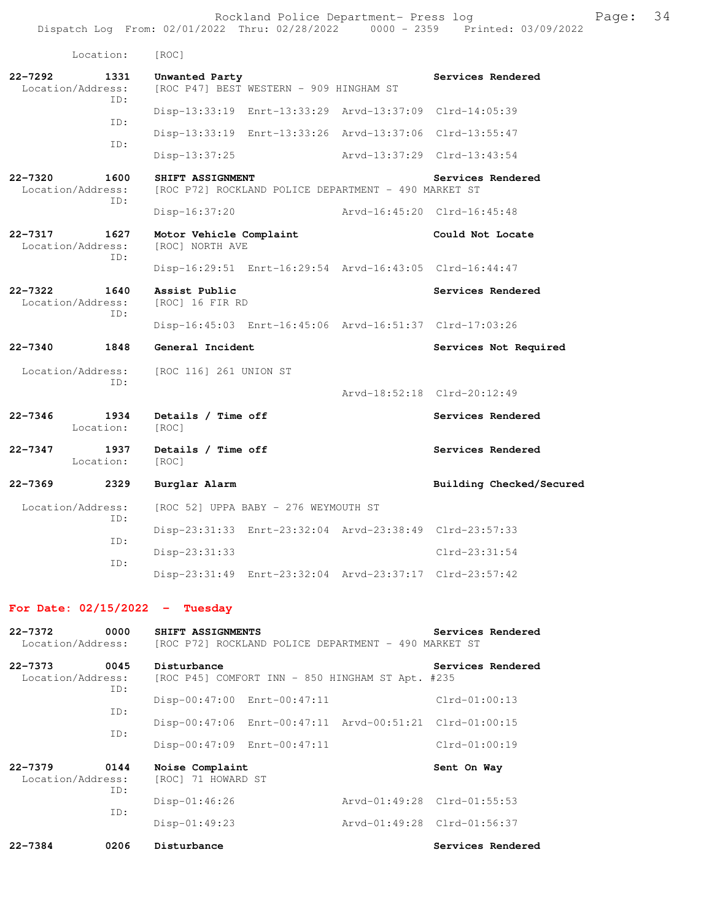Location: [ROC]

**22-7292 1331 Unwanted Party** — Services Rendered
Location/Address: [ROC P47] BEST WESTERN - 909 HINGHAM ST

ID: Disp-13:33:19 Enrt-13:33:29 Arvd-13:37:09 Clrd-14:05:39
ID: Disp-13:33:19 Enrt-13:33:26 Arvd-13:37:06 Clrd-13:55:47
ID: Disp-13:37:25 Arvd-13:37:29 Clrd-13:43:54

**22-7320 1600 SHIFT ASSIGNMENT** — Services Rendered
Location/Address: [ROC P72] ROCKLAND POLICE DEPARTMENT - 490 MARKET ST

ID: Disp-16:37:20 Arvd-16:45:20 Clrd-16:45:48

**22-7317 1627 Motor Vehicle Complaint** — Could Not Locate
Location/Address: [ROC] NORTH AVE

ID: Disp-16:29:51 Enrt-16:29:54 Arvd-16:43:05 Clrd-16:44:47

**22-7322 1640 Assist Public** — Services Rendered
Location/Address: [ROC] 16 FIR RD

ID: Disp-16:45:03 Enrt-16:45:06 Arvd-16:51:37 Clrd-17:03:26

**22-7340 1848 General Incident** — Services Not Required
Location/Address: [ROC 116] 261 UNION ST

ID: Arvd-18:52:18 Clrd-20:12:49

**22-7346 1934 Details / Time off** — Services Rendered
Location: [ROC]

**22-7347 1937 Details / Time off** — Services Rendered
Location: [ROC]

**22-7369 2329 Burglar Alarm** — Building Checked/Secured
Location/Address: [ROC 52] UPPA BABY - 276 WEYMOUTH ST

ID: Disp-23:31:33 Enrt-23:32:04 Arvd-23:38:49 Clrd-23:57:33
ID: Disp-23:31:33 Clrd-23:31:54
ID: Disp-23:31:49 Enrt-23:32:04 Arvd-23:37:17 Clrd-23:57:42

## For Date: 02/15/2022 - Tuesday

**22-7372 0000 SHIFT ASSIGNMENTS** — Services Rendered
Location/Address: [ROC P72] ROCKLAND POLICE DEPARTMENT - 490 MARKET ST

**22-7373 0045 Disturbance** — Services Rendered
Location/Address: [ROC P45] COMFORT INN - 850 HINGHAM ST Apt. #235

ID: Disp-00:47:00 Enrt-00:47:11 Clrd-01:00:13
ID: Disp-00:47:06 Enrt-00:47:11 Arvd-00:51:21 Clrd-01:00:15
ID: Disp-00:47:09 Enrt-00:47:11 Clrd-01:00:19

**22-7379 0144 Noise Complaint** — Sent On Way
Location/Address: [ROC] 71 HOWARD ST

ID: Disp-01:46:26 Arvd-01:49:28 Clrd-01:55:53
ID: Disp-01:49:23 Arvd-01:49:28 Clrd-01:56:37

**22-7384 0206 Disturbance** — Services Rendered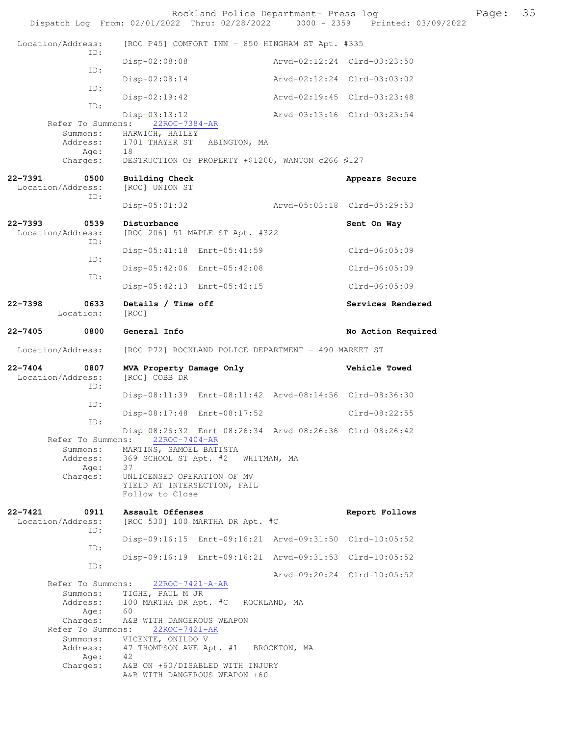Location/Address: [ROC P45] COMFORT INN - 850 HINGHAM ST Apt. #335

ID: Disp-02:08:08 Arvd-02:12:24 Clrd-03:23:50
ID: Disp-02:08:14 Arvd-02:12:24 Clrd-03:03:02
ID: Disp-02:19:42 Arvd-02:19:45 Clrd-03:23:48
ID: Disp-03:13:12 Arvd-03:13:16 Clrd-03:23:54

Refer To Summons: 22ROC-7384-AR
Summons: HARWICH, HAILEY
Address: 1701 THAYER ST ABINGTON, MA
Age: 18
Charges: DESTRUCTION OF PROPERTY +$1200, WANTON c266 §127

**22-7391 0500 Building Check** — Appears Secure
Location/Address: [ROC] UNION ST
ID: Disp-05:01:32 Arvd-05:03:18 Clrd-05:29:53

**22-7393 0539 Disturbance** — Sent On Way
Location/Address: [ROC 206] 51 MAPLE ST Apt. #322
ID: Disp-05:41:18 Enrt-05:41:59 Clrd-06:05:09
ID: Disp-05:42:06 Enrt-05:42:08 Clrd-06:05:09
ID: Disp-05:42:13 Enrt-05:42:15 Clrd-06:05:09

**22-7398 0633 Details / Time off** — Services Rendered
Location: [ROC]

**22-7405 0800 General Info** — No Action Required
Location/Address: [ROC P72] ROCKLAND POLICE DEPARTMENT - 490 MARKET ST

**22-7404 0807 MVA Property Damage Only** — Vehicle Towed
Location/Address: [ROC] COBB DR
ID: Disp-08:11:39 Enrt-08:11:42 Arvd-08:14:56 Clrd-08:36:30
ID: Disp-08:17:48 Enrt-08:17:52 Clrd-08:22:55
ID: Disp-08:26:32 Enrt-08:26:34 Arvd-08:26:36 Clrd-08:26:42

Refer To Summons: 22ROC-7404-AR
Summons: MARTINS, SAMOEL BATISTA
Address: 369 SCHOOL ST Apt. #2 WHITMAN, MA
Age: 37
Charges: UNLICENSED OPERATION OF MV
YIELD AT INTERSECTION, FAIL
Follow to Close

**22-7421 0911 Assault Offenses** — Report Follows
Location/Address: [ROC 530] 100 MARTHA DR Apt. #C
ID: Disp-09:16:15 Enrt-09:16:21 Arvd-09:31:50 Clrd-10:05:52
ID: Disp-09:16:19 Enrt-09:16:21 Arvd-09:31:53 Clrd-10:05:52
ID: Arvd-09:20:24 Clrd-10:05:52

Refer To Summons: 22ROC-7421-A-AR
Summons: TIGHE, PAUL M JR
Address: 100 MARTHA DR Apt. #C ROCKLAND, MA
Age: 60
Charges: A&B WITH DANGEROUS WEAPON

Refer To Summons: 22ROC-7421-AR
Summons: VICENTE, ONILDO V
Address: 47 THOMPSON AVE Apt. #1 BROCKTON, MA
Age: 42
Charges: A&B ON +60/DISABLED WITH INJURY
A&B WITH DANGEROUS WEAPON +60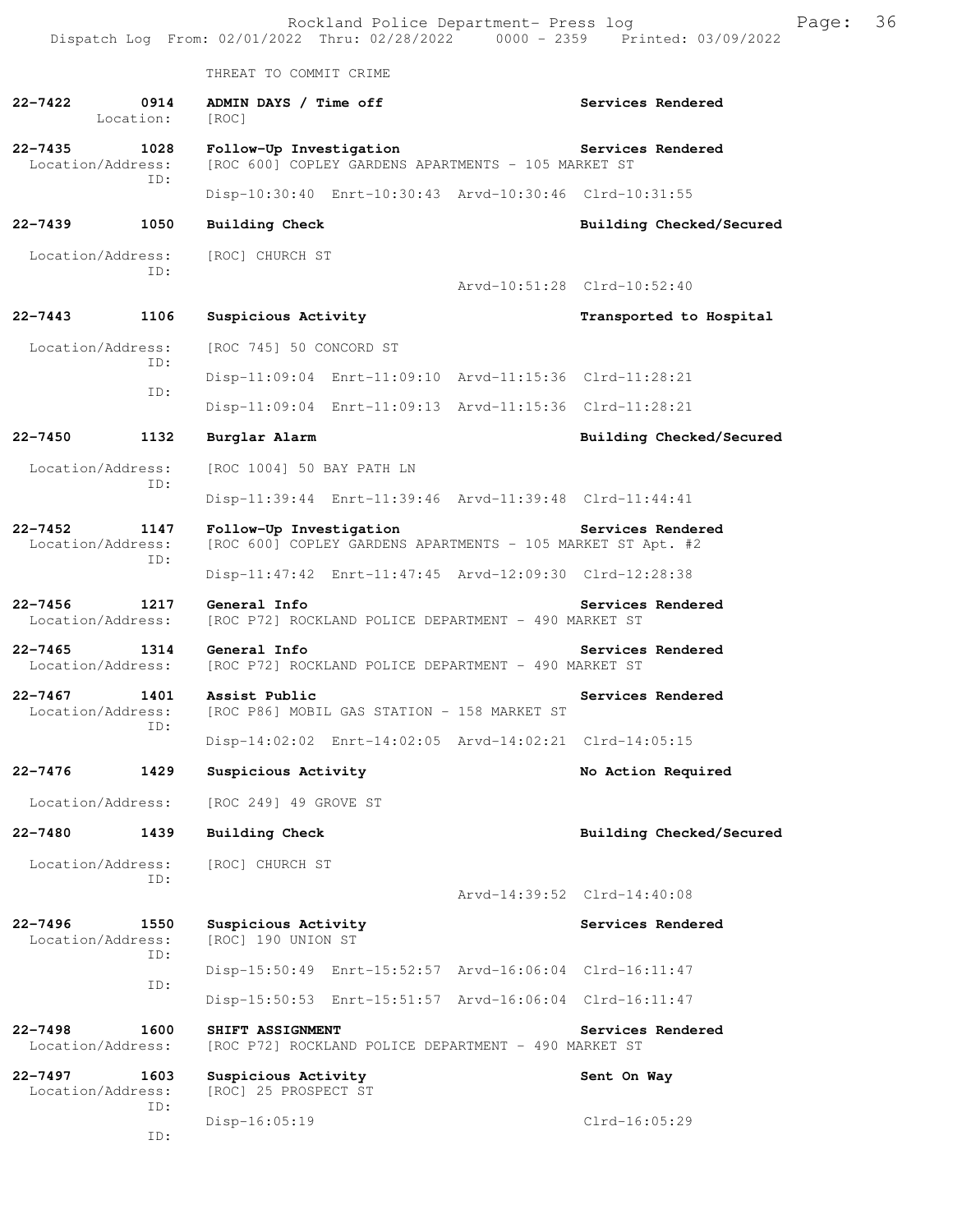THREAT TO COMMIT CRIME

**22-7422** 0914 **ADMIN DAYS / Time off** **Services Rendered**
Location: [ROC]

**22-7435** 1028 **Follow-Up Investigation** **Services Rendered**
Location/Address: [ROC 600] COPLEY GARDENS APARTMENTS - 105 MARKET ST
ID:
Disp-10:30:40 Enrt-10:30:43 Arvd-10:30:46 Clrd-10:31:55

**22-7439** 1050 **Building Check** **Building Checked/Secured**
Location/Address: [ROC] CHURCH ST
ID:
Arvd-10:51:28 Clrd-10:52:40

**22-7443** 1106 **Suspicious Activity** **Transported to Hospital**
Location/Address: [ROC 745] 50 CONCORD ST
ID:
Disp-11:09:04 Enrt-11:09:10 Arvd-11:15:36 Clrd-11:28:21
ID:
Disp-11:09:04 Enrt-11:09:13 Arvd-11:15:36 Clrd-11:28:21

**22-7450** 1132 **Burglar Alarm** **Building Checked/Secured**
Location/Address: [ROC 1004] 50 BAY PATH LN
ID:
Disp-11:39:44 Enrt-11:39:46 Arvd-11:39:48 Clrd-11:44:41

**22-7452** 1147 **Follow-Up Investigation** **Services Rendered**
Location/Address: [ROC 600] COPLEY GARDENS APARTMENTS - 105 MARKET ST Apt. #2
ID:
Disp-11:47:42 Enrt-11:47:45 Arvd-12:09:30 Clrd-12:28:38

**22-7456** 1217 **General Info** **Services Rendered**
Location/Address: [ROC P72] ROCKLAND POLICE DEPARTMENT - 490 MARKET ST

**22-7465** 1314 **General Info** **Services Rendered**
Location/Address: [ROC P72] ROCKLAND POLICE DEPARTMENT - 490 MARKET ST

**22-7467** 1401 **Assist Public** **Services Rendered**
Location/Address: [ROC P86] MOBIL GAS STATION - 158 MARKET ST
ID:
Disp-14:02:02 Enrt-14:02:05 Arvd-14:02:21 Clrd-14:05:15

**22-7476** 1429 **Suspicious Activity** **No Action Required**
Location/Address: [ROC 249] 49 GROVE ST

**22-7480** 1439 **Building Check** **Building Checked/Secured**
Location/Address: [ROC] CHURCH ST
ID:
Arvd-14:39:52 Clrd-14:40:08

**22-7496** 1550 **Suspicious Activity** **Services Rendered**
Location/Address: [ROC] 190 UNION ST
ID:
Disp-15:50:49 Enrt-15:52:57 Arvd-16:06:04 Clrd-16:11:47
ID:
Disp-15:50:53 Enrt-15:51:57 Arvd-16:06:04 Clrd-16:11:47

**22-7498** 1600 **SHIFT ASSIGNMENT** **Services Rendered**
Location/Address: [ROC P72] ROCKLAND POLICE DEPARTMENT - 490 MARKET ST

**22-7497** 1603 **Suspicious Activity** **Sent On Way**
Location/Address: [ROC] 25 PROSPECT ST
ID:
Disp-16:05:19 Clrd-16:05:29
ID: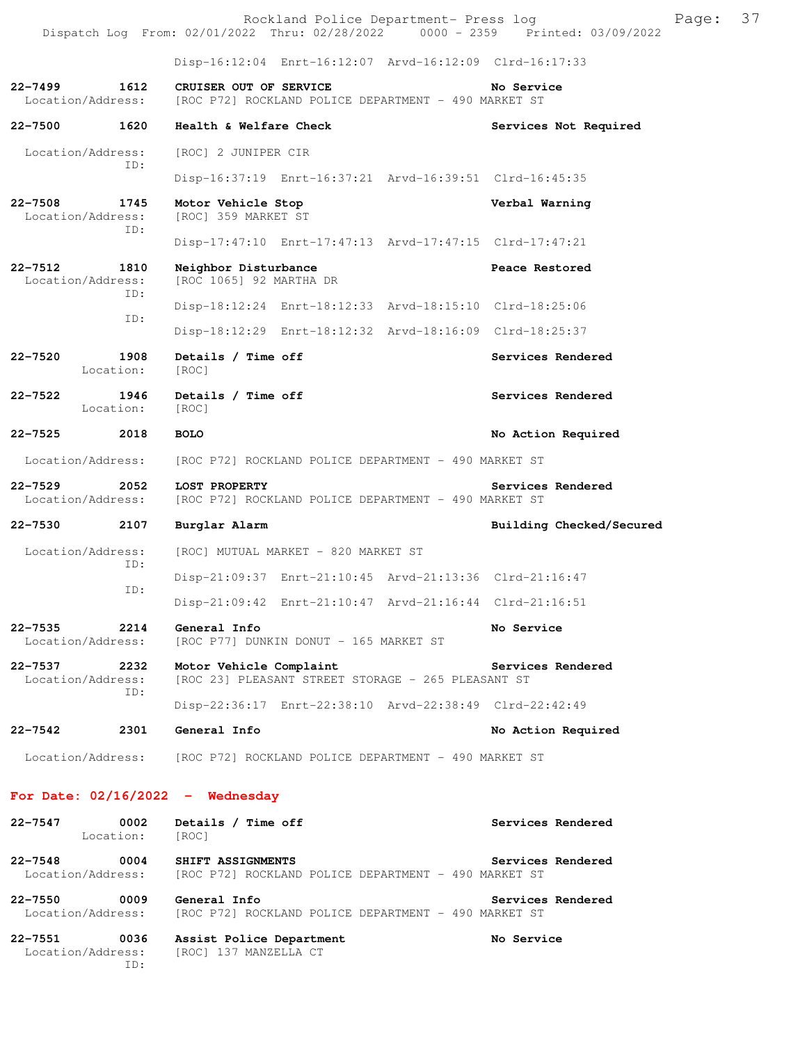Disp-16:12:04 Enrt-16:12:07 Arvd-16:12:09 Clrd-16:17:33

**22-7499** 1612 **CRUISER OUT OF SERVICE** — No Service
Location/Address: [ROC P72] ROCKLAND POLICE DEPARTMENT - 490 MARKET ST

**22-7500** 1620 **Health & Welfare Check** — Services Not Required
Location/Address: [ROC] 2 JUNIPER CIR
ID:
Disp-16:37:19 Enrt-16:37:21 Arvd-16:39:51 Clrd-16:45:35

**22-7508** 1745 **Motor Vehicle Stop** — Verbal Warning
Location/Address: [ROC] 359 MARKET ST
ID:
Disp-17:47:10 Enrt-17:47:13 Arvd-17:47:15 Clrd-17:47:21

**22-7512** 1810 **Neighbor Disturbance** — Peace Restored
Location/Address: [ROC 1065] 92 MARTHA DR
ID:
Disp-18:12:24 Enrt-18:12:33 Arvd-18:15:10 Clrd-18:25:06
ID:
Disp-18:12:29 Enrt-18:12:32 Arvd-18:16:09 Clrd-18:25:37

**22-7520** 1908 **Details / Time off** — Services Rendered
Location: [ROC]

**22-7522** 1946 **Details / Time off** — Services Rendered
Location: [ROC]

**22-7525** 2018 **BOLO** — No Action Required
Location/Address: [ROC P72] ROCKLAND POLICE DEPARTMENT - 490 MARKET ST

**22-7529** 2052 **LOST PROPERTY** — Services Rendered
Location/Address: [ROC P72] ROCKLAND POLICE DEPARTMENT - 490 MARKET ST

**22-7530** 2107 **Burglar Alarm** — Building Checked/Secured
Location/Address: [ROC] MUTUAL MARKET - 820 MARKET ST
ID:
Disp-21:09:37 Enrt-21:10:45 Arvd-21:13:36 Clrd-21:16:47
ID:
Disp-21:09:42 Enrt-21:10:47 Arvd-21:16:44 Clrd-21:16:51

**22-7535** 2214 **General Info** — No Service
Location/Address: [ROC P77] DUNKIN DONUT - 165 MARKET ST

**22-7537** 2232 **Motor Vehicle Complaint** — Services Rendered
Location/Address: [ROC 23] PLEASANT STREET STORAGE - 265 PLEASANT ST
ID:
Disp-22:36:17 Enrt-22:38:10 Arvd-22:38:49 Clrd-22:42:49

**22-7542** 2301 **General Info** — No Action Required
Location/Address: [ROC P72] ROCKLAND POLICE DEPARTMENT - 490 MARKET ST

## For Date: 02/16/2022 - Wednesday

**22-7547** 0002 **Details / Time off** — Services Rendered
Location: [ROC]

**22-7548** 0004 **SHIFT ASSIGNMENTS** — Services Rendered
Location/Address: [ROC P72] ROCKLAND POLICE DEPARTMENT - 490 MARKET ST

**22-7550** 0009 **General Info** — Services Rendered
Location/Address: [ROC P72] ROCKLAND POLICE DEPARTMENT - 490 MARKET ST

**22-7551** 0036 **Assist Police Department** — No Service
Location/Address: [ROC] 137 MANZELLA CT
ID: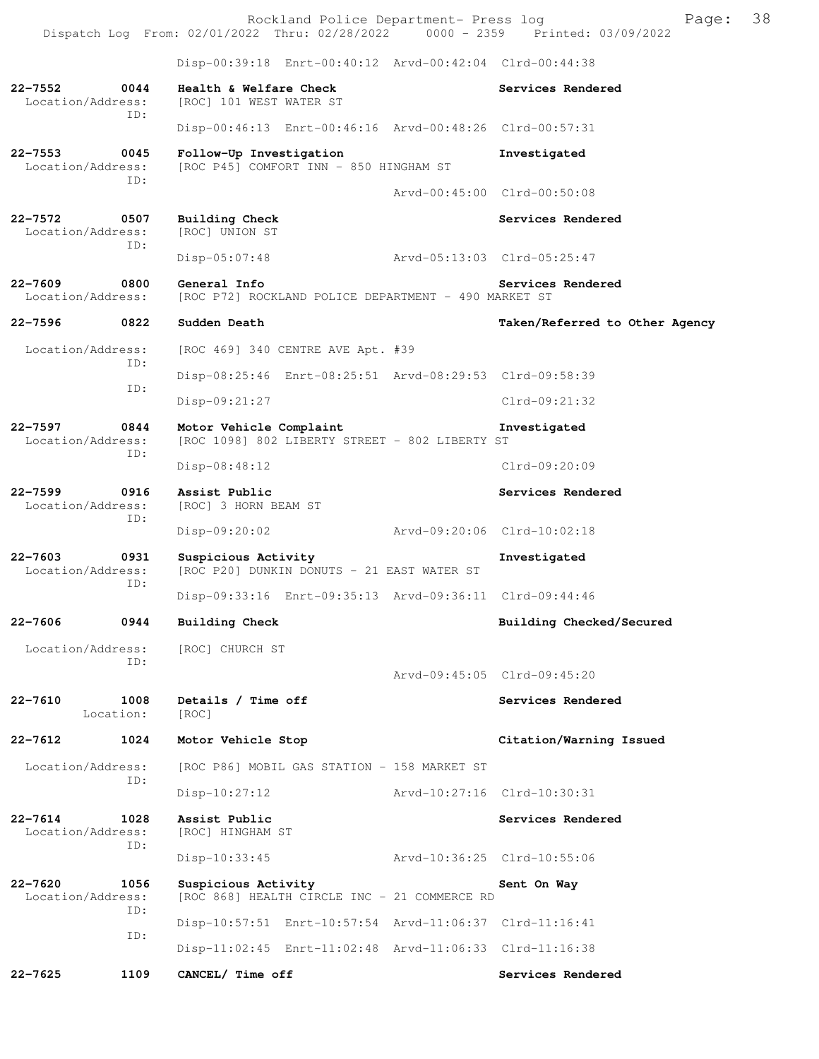Disp-00:39:18 Enrt-00:40:12 Arvd-00:42:04 Clrd-00:44:38

**22-7552 0044 Health & Welfare Check** — Services Rendered
Location/Address: [ROC] 101 WEST WATER ST
ID:
Disp-00:46:13 Enrt-00:46:16 Arvd-00:48:26 Clrd-00:57:31

**22-7553 0045 Follow-Up Investigation** — Investigated
Location/Address: [ROC P45] COMFORT INN - 850 HINGHAM ST
ID:
Arvd-00:45:00 Clrd-00:50:08

**22-7572 0507 Building Check** — Services Rendered
Location/Address: [ROC] UNION ST
ID:
Disp-05:07:48 Arvd-05:13:03 Clrd-05:25:47

**22-7609 0800 General Info** — Services Rendered
Location/Address: [ROC P72] ROCKLAND POLICE DEPARTMENT - 490 MARKET ST

**22-7596 0822 Sudden Death** — Taken/Referred to Other Agency
Location/Address: [ROC 469] 340 CENTRE AVE Apt. #39
ID:
Disp-08:25:46 Enrt-08:25:51 Arvd-08:29:53 Clrd-09:58:39
ID:
Disp-09:21:27 Clrd-09:21:32

**22-7597 0844 Motor Vehicle Complaint** — Investigated
Location/Address: [ROC 1098] 802 LIBERTY STREET - 802 LIBERTY ST
ID:
Disp-08:48:12 Clrd-09:20:09

**22-7599 0916 Assist Public** — Services Rendered
Location/Address: [ROC] 3 HORN BEAM ST
ID:
Disp-09:20:02 Arvd-09:20:06 Clrd-10:02:18

**22-7603 0931 Suspicious Activity** — Investigated
Location/Address: [ROC P20] DUNKIN DONUTS - 21 EAST WATER ST
ID:
Disp-09:33:16 Enrt-09:35:13 Arvd-09:36:11 Clrd-09:44:46

**22-7606 0944 Building Check** — Building Checked/Secured
Location/Address: [ROC] CHURCH ST
ID:
Arvd-09:45:05 Clrd-09:45:20

**22-7610 1008 Details / Time off** — Services Rendered
Location: [ROC]

**22-7612 1024 Motor Vehicle Stop** — Citation/Warning Issued
Location/Address: [ROC P86] MOBIL GAS STATION - 158 MARKET ST
ID:
Disp-10:27:12 Arvd-10:27:16 Clrd-10:30:31

**22-7614 1028 Assist Public** — Services Rendered
Location/Address: [ROC] HINGHAM ST
ID:
Disp-10:33:45 Arvd-10:36:25 Clrd-10:55:06

**22-7620 1056 Suspicious Activity** — Sent On Way
Location/Address: [ROC 868] HEALTH CIRCLE INC - 21 COMMERCE RD
ID:
Disp-10:57:51 Enrt-10:57:54 Arvd-11:06:37 Clrd-11:16:41
ID:
Disp-11:02:45 Enrt-11:02:48 Arvd-11:06:33 Clrd-11:16:38

**22-7625 1109 CANCEL/ Time off** — Services Rendered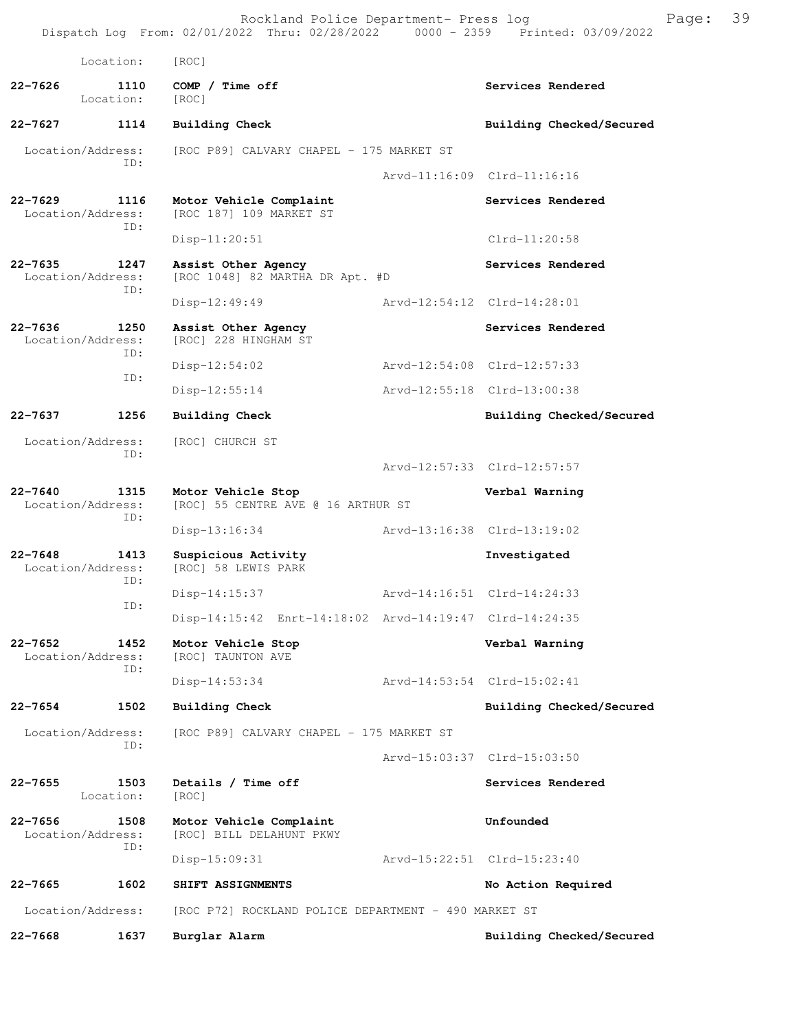Location: [ROC]

22-7626 1110 COMP / Time off Services Rendered
Location: [ROC]

22-7627 1114 Building Check Building Checked/Secured

Location/Address: [ROC P89] CALVARY CHAPEL - 175 MARKET ST
ID:
Arvd-11:16:09 Clrd-11:16:16

22-7629 1116 Motor Vehicle Complaint Services Rendered
Location/Address: [ROC 187] 109 MARKET ST
ID:
Disp-11:20:51 Clrd-11:20:58

22-7635 1247 Assist Other Agency Services Rendered
Location/Address: [ROC 1048] 82 MARTHA DR Apt. #D
ID:
Disp-12:49:49 Arvd-12:54:12 Clrd-14:28:01

22-7636 1250 Assist Other Agency Services Rendered
Location/Address: [ROC] 228 HINGHAM ST
ID:
Disp-12:54:02 Arvd-12:54:08 Clrd-12:57:33
ID:
Disp-12:55:14 Arvd-12:55:18 Clrd-13:00:38

22-7637 1256 Building Check Building Checked/Secured

Location/Address: [ROC] CHURCH ST
ID:
Arvd-12:57:33 Clrd-12:57:57

22-7640 1315 Motor Vehicle Stop Verbal Warning
Location/Address: [ROC] 55 CENTRE AVE @ 16 ARTHUR ST
ID:
Disp-13:16:34 Arvd-13:16:38 Clrd-13:19:02

22-7648 1413 Suspicious Activity Investigated
Location/Address: [ROC] 58 LEWIS PARK
ID:
Disp-14:15:37 Arvd-14:16:51 Clrd-14:24:33
ID:
Disp-14:15:42 Enrt-14:18:02 Arvd-14:19:47 Clrd-14:24:35

22-7652 1452 Motor Vehicle Stop Verbal Warning
Location/Address: [ROC] TAUNTON AVE
ID:
Disp-14:53:34 Arvd-14:53:54 Clrd-15:02:41

22-7654 1502 Building Check Building Checked/Secured

Location/Address: [ROC P89] CALVARY CHAPEL - 175 MARKET ST
ID:
Arvd-15:03:37 Clrd-15:03:50

22-7655 1503 Details / Time off Services Rendered
Location: [ROC]

22-7656 1508 Motor Vehicle Complaint Unfounded
Location/Address: [ROC] BILL DELAHUNT PKWY
ID:
Disp-15:09:31 Arvd-15:22:51 Clrd-15:23:40

22-7665 1602 SHIFT ASSIGNMENTS No Action Required

Location/Address: [ROC P72] ROCKLAND POLICE DEPARTMENT - 490 MARKET ST

22-7668 1637 Burglar Alarm Building Checked/Secured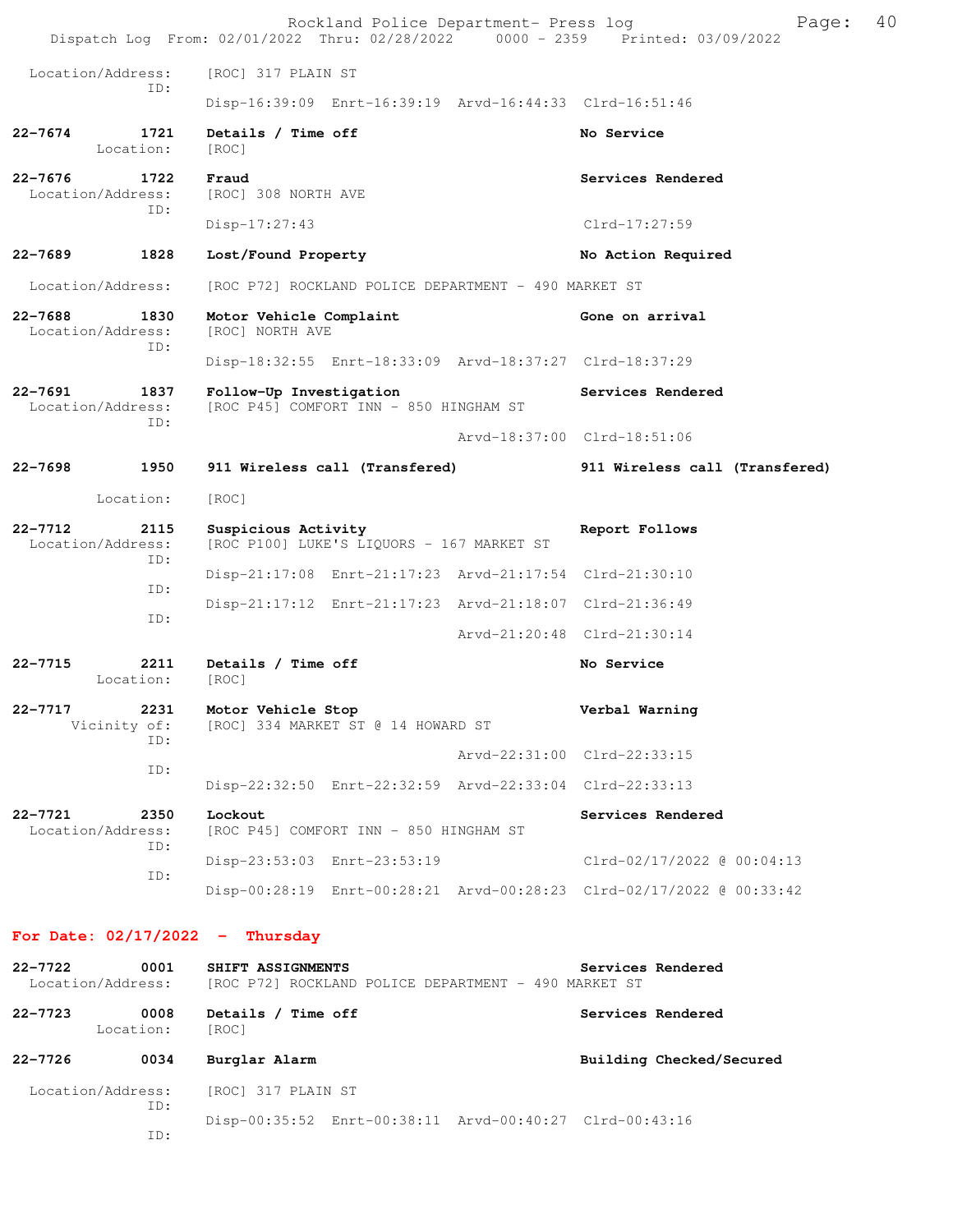Rockland Police Department- Press log
Dispatch Log From: 02/01/2022 Thru: 02/28/2022 0000 - 2359 Printed: 03/09/2022

Location/Address: [ROC] 317 PLAIN ST
ID:
Disp-16:39:09 Enrt-16:39:19 Arvd-16:44:33 Clrd-16:51:46

**22-7674 1721 Details / Time off** — No Service
Location: [ROC]

**22-7676 1722 Fraud** — Services Rendered
Location/Address: [ROC] 308 NORTH AVE
ID:
Disp-17:27:43 Clrd-17:27:59

**22-7689 1828 Lost/Found Property** — No Action Required
Location/Address: [ROC P72] ROCKLAND POLICE DEPARTMENT - 490 MARKET ST

**22-7688 1830 Motor Vehicle Complaint** — Gone on arrival
Location/Address: [ROC] NORTH AVE
ID:
Disp-18:32:55 Enrt-18:33:09 Arvd-18:37:27 Clrd-18:37:29

**22-7691 1837 Follow-Up Investigation** — Services Rendered
Location/Address: [ROC P45] COMFORT INN - 850 HINGHAM ST
ID:
Arvd-18:37:00 Clrd-18:51:06

**22-7698 1950 911 Wireless call (Transfered)** — 911 Wireless call (Transfered)
Location: [ROC]

**22-7712 2115 Suspicious Activity** — Report Follows
Location/Address: [ROC P100] LUKE'S LIQUORS - 167 MARKET ST
ID:
Disp-21:17:08 Enrt-21:17:23 Arvd-21:17:54 Clrd-21:30:10
ID:
Disp-21:17:12 Enrt-21:17:23 Arvd-21:18:07 Clrd-21:36:49
ID:
Arvd-21:20:48 Clrd-21:30:14

**22-7715 2211 Details / Time off** — No Service
Location: [ROC]

**22-7717 2231 Motor Vehicle Stop** — Verbal Warning
Vicinity of: [ROC] 334 MARKET ST @ 14 HOWARD ST
ID:
Arvd-22:31:00 Clrd-22:33:15
ID:
Disp-22:32:50 Enrt-22:32:59 Arvd-22:33:04 Clrd-22:33:13

**22-7721 2350 Lockout** — Services Rendered
Location/Address: [ROC P45] COMFORT INN - 850 HINGHAM ST
ID:
Disp-23:53:03 Enrt-23:53:19 Clrd-02/17/2022 @ 00:04:13
ID:
Disp-00:28:19 Enrt-00:28:21 Arvd-00:28:23 Clrd-02/17/2022 @ 00:33:42

## For Date: 02/17/2022 - Thursday

**22-7722 0001 SHIFT ASSIGNMENTS** — Services Rendered
Location/Address: [ROC P72] ROCKLAND POLICE DEPARTMENT - 490 MARKET ST

**22-7723 0008 Details / Time off** — Services Rendered
Location: [ROC]

**22-7726 0034 Burglar Alarm** — Building Checked/Secured
Location/Address: [ROC] 317 PLAIN ST
ID:
Disp-00:35:52 Enrt-00:38:11 Arvd-00:40:27 Clrd-00:43:16
ID: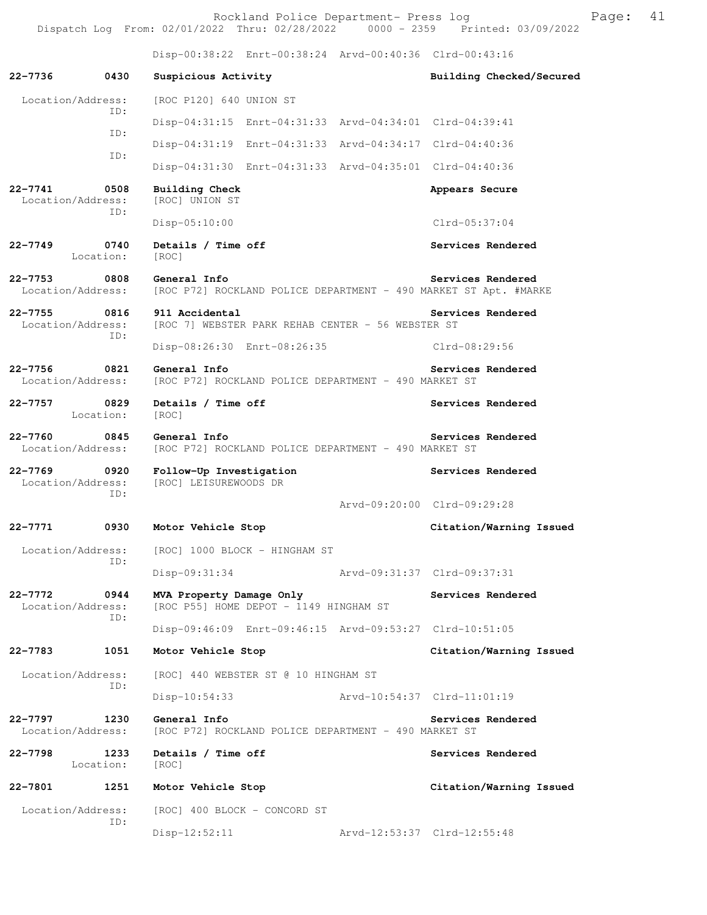Disp-00:38:22 Enrt-00:38:24 Arvd-00:40:36 Clrd-00:43:16

**22-7736 0430 Suspicious Activity** — **Building Checked/Secured**
Location/Address: [ROC P120] 640 UNION ST
ID: Disp-04:31:15 Enrt-04:31:33 Arvd-04:34:01 Clrd-04:39:41
ID: Disp-04:31:19 Enrt-04:31:33 Arvd-04:34:17 Clrd-04:40:36
ID: Disp-04:31:30 Enrt-04:31:33 Arvd-04:35:01 Clrd-04:40:36

**22-7741 0508 Building Check** — **Appears Secure**
Location/Address: [ROC] UNION ST
ID: Disp-05:10:00 Clrd-05:37:04

**22-7749 0740 Details / Time off** — **Services Rendered**
Location: [ROC]

**22-7753 0808 General Info** — **Services Rendered**
Location/Address: [ROC P72] ROCKLAND POLICE DEPARTMENT - 490 MARKET ST Apt. #MARKE

**22-7755 0816 911 Accidental** — **Services Rendered**
Location/Address: [ROC 7] WEBSTER PARK REHAB CENTER - 56 WEBSTER ST
ID: Disp-08:26:30 Enrt-08:26:35 Clrd-08:29:56

**22-7756 0821 General Info** — **Services Rendered**
Location/Address: [ROC P72] ROCKLAND POLICE DEPARTMENT - 490 MARKET ST

**22-7757 0829 Details / Time off** — **Services Rendered**
Location: [ROC]

**22-7760 0845 General Info** — **Services Rendered**
Location/Address: [ROC P72] ROCKLAND POLICE DEPARTMENT - 490 MARKET ST

**22-7769 0920 Follow-Up Investigation** — **Services Rendered**
Location/Address: [ROC] LEISUREWOODS DR
ID: Arvd-09:20:00 Clrd-09:29:28

**22-7771 0930 Motor Vehicle Stop** — **Citation/Warning Issued**
Location/Address: [ROC] 1000 BLOCK - HINGHAM ST
ID: Disp-09:31:34 Arvd-09:31:37 Clrd-09:37:31

**22-7772 0944 MVA Property Damage Only** — **Services Rendered**
Location/Address: [ROC P55] HOME DEPOT - 1149 HINGHAM ST
ID: Disp-09:46:09 Enrt-09:46:15 Arvd-09:53:27 Clrd-10:51:05

**22-7783 1051 Motor Vehicle Stop** — **Citation/Warning Issued**
Location/Address: [ROC] 440 WEBSTER ST @ 10 HINGHAM ST
ID: Disp-10:54:33 Arvd-10:54:37 Clrd-11:01:19

**22-7797 1230 General Info** — **Services Rendered**
Location/Address: [ROC P72] ROCKLAND POLICE DEPARTMENT - 490 MARKET ST

**22-7798 1233 Details / Time off** — **Services Rendered**
Location: [ROC]

**22-7801 1251 Motor Vehicle Stop** — **Citation/Warning Issued**
Location/Address: [ROC] 400 BLOCK - CONCORD ST
ID: Disp-12:52:11 Arvd-12:53:37 Clrd-12:55:48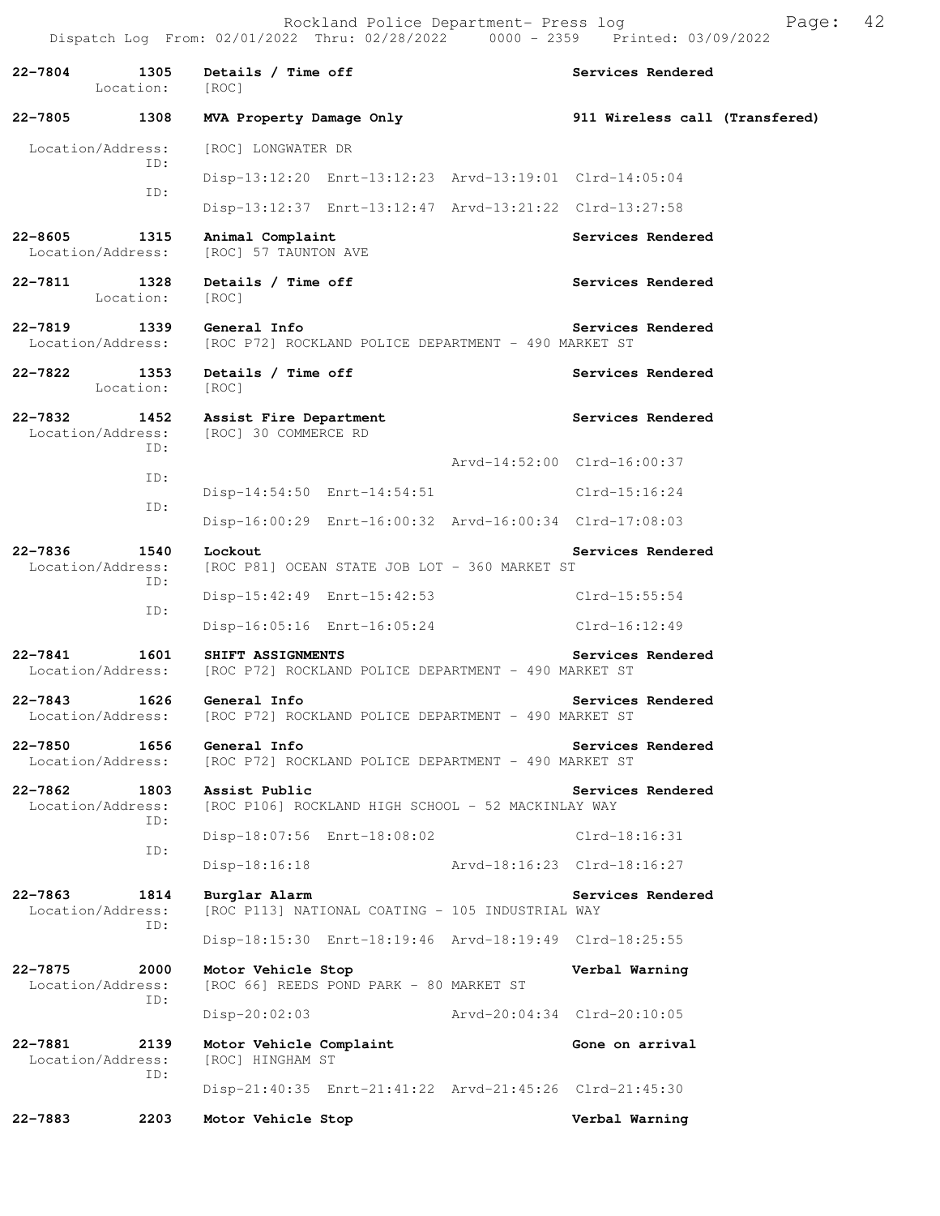22-7804 1305 Details / Time off Services Rendered
Location: [ROC]

22-7805 1308 MVA Property Damage Only 911 Wireless call (Transfered)

Location/Address: [ROC] LONGWATER DR
ID:
Disp-13:12:20 Enrt-13:12:23 Arvd-13:19:01 Clrd-14:05:04
ID:
Disp-13:12:37 Enrt-13:12:47 Arvd-13:21:22 Clrd-13:27:58

22-8605 1315 Animal Complaint Services Rendered
Location/Address: [ROC] 57 TAUNTON AVE

22-7811 1328 Details / Time off Services Rendered
Location: [ROC]

22-7819 1339 General Info Services Rendered
Location/Address: [ROC P72] ROCKLAND POLICE DEPARTMENT - 490 MARKET ST

22-7822 1353 Details / Time off Services Rendered
Location: [ROC]

22-7832 1452 Assist Fire Department Services Rendered
Location/Address: [ROC] 30 COMMERCE RD
ID:
Arvd-14:52:00 Clrd-16:00:37
ID:
Disp-14:54:50 Enrt-14:54:51 Clrd-15:16:24
ID:
Disp-16:00:29 Enrt-16:00:32 Arvd-16:00:34 Clrd-17:08:03

22-7836 1540 Lockout Services Rendered
Location/Address: [ROC P81] OCEAN STATE JOB LOT - 360 MARKET ST
ID:
Disp-15:42:49 Enrt-15:42:53 Clrd-15:55:54
ID:
Disp-16:05:16 Enrt-16:05:24 Clrd-16:12:49

22-7841 1601 SHIFT ASSIGNMENTS Services Rendered
Location/Address: [ROC P72] ROCKLAND POLICE DEPARTMENT - 490 MARKET ST

22-7843 1626 General Info Services Rendered
Location/Address: [ROC P72] ROCKLAND POLICE DEPARTMENT - 490 MARKET ST

22-7850 1656 General Info Services Rendered
Location/Address: [ROC P72] ROCKLAND POLICE DEPARTMENT - 490 MARKET ST

22-7862 1803 Assist Public Services Rendered
Location/Address: [ROC P106] ROCKLAND HIGH SCHOOL - 52 MACKINLAY WAY
ID:
Disp-18:07:56 Enrt-18:08:02 Clrd-18:16:31
ID:
Disp-18:16:18 Arvd-18:16:23 Clrd-18:16:27

22-7863 1814 Burglar Alarm Services Rendered
Location/Address: [ROC P113] NATIONAL COATING - 105 INDUSTRIAL WAY
ID:
Disp-18:15:30 Enrt-18:19:46 Arvd-18:19:49 Clrd-18:25:55

22-7875 2000 Motor Vehicle Stop Verbal Warning
Location/Address: [ROC 66] REEDS POND PARK - 80 MARKET ST
ID:
Disp-20:02:03 Arvd-20:04:34 Clrd-20:10:05

22-7881 2139 Motor Vehicle Complaint Gone on arrival
Location/Address: [ROC] HINGHAM ST
ID:
Disp-21:40:35 Enrt-21:41:22 Arvd-21:45:26 Clrd-21:45:30

22-7883 2203 Motor Vehicle Stop Verbal Warning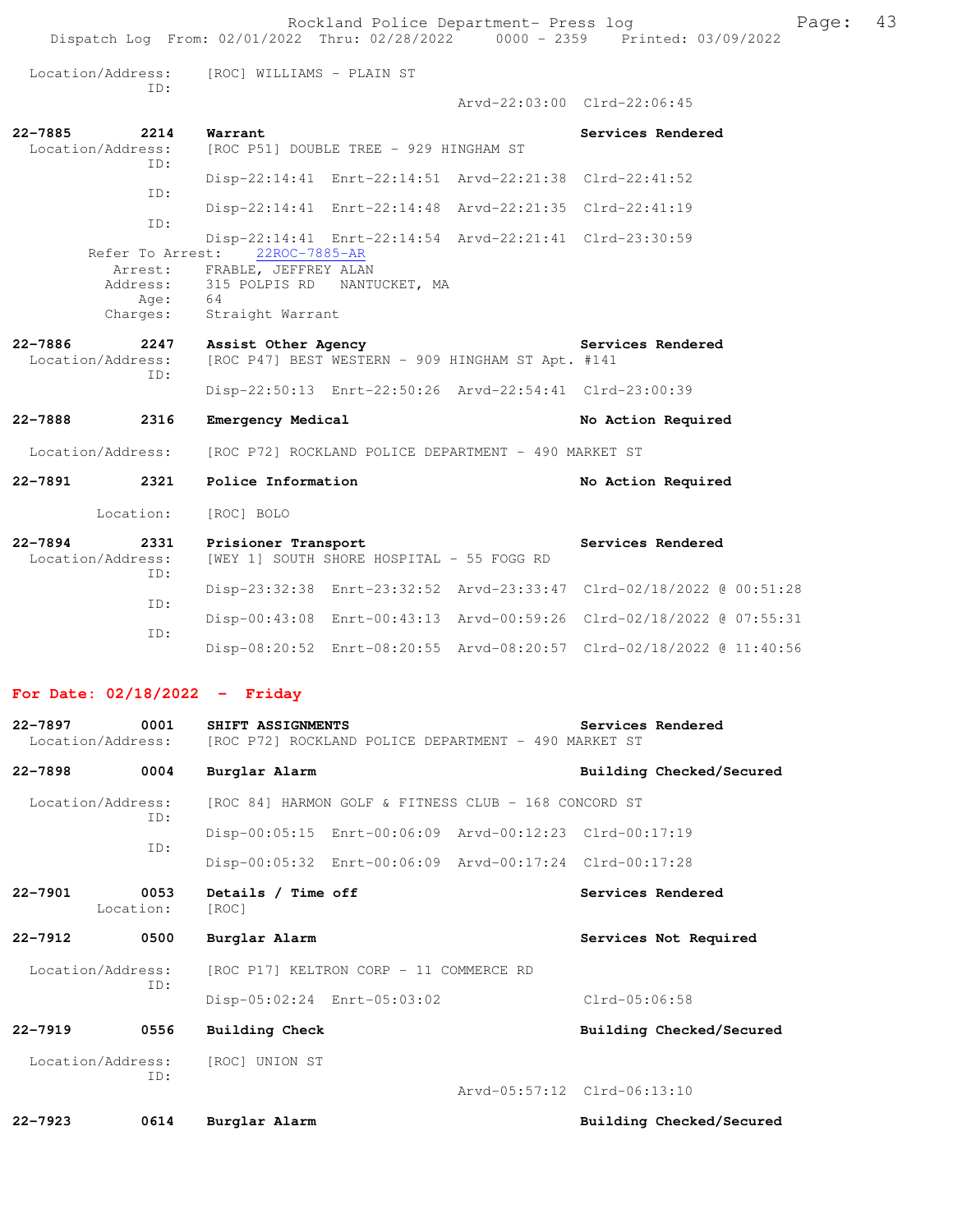Location/Address: [ROC] WILLIAMS - PLAIN ST
ID:
Arvd-22:03:00 Clrd-22:06:45

**22-7885** **2214** **Warrant** **Services Rendered**
Location/Address: [ROC P51] DOUBLE TREE - 929 HINGHAM ST
ID:
Disp-22:14:41 Enrt-22:14:51 Arvd-22:21:38 Clrd-22:41:52
ID:
Disp-22:14:41 Enrt-22:14:48 Arvd-22:21:35 Clrd-22:41:19
ID:
Disp-22:14:41 Enrt-22:14:54 Arvd-22:21:41 Clrd-23:30:59
Refer To Arrest: 22ROC-7885-AR
Arrest: FRABLE, JEFFREY ALAN
Address: 315 POLPIS RD NANTUCKET, MA
Age: 64
Charges: Straight Warrant

**22-7886** **2247** **Assist Other Agency** **Services Rendered**
Location/Address: [ROC P47] BEST WESTERN - 909 HINGHAM ST Apt. #141
ID:
Disp-22:50:13 Enrt-22:50:26 Arvd-22:54:41 Clrd-23:00:39

**22-7888** **2316** **Emergency Medical** **No Action Required**
Location/Address: [ROC P72] ROCKLAND POLICE DEPARTMENT - 490 MARKET ST

**22-7891** **2321** **Police Information** **No Action Required**
Location: [ROC] BOLO

**22-7894** **2331** **Prisioner Transport** **Services Rendered**
Location/Address: [WEY 1] SOUTH SHORE HOSPITAL - 55 FOGG RD
ID:
Disp-23:32:38 Enrt-23:32:52 Arvd-23:33:47 Clrd-02/18/2022 @ 00:51:28
ID:
Disp-00:43:08 Enrt-00:43:13 Arvd-00:59:26 Clrd-02/18/2022 @ 07:55:31
ID:
Disp-08:20:52 Enrt-08:20:55 Arvd-08:20:57 Clrd-02/18/2022 @ 11:40:56

## For Date: 02/18/2022 - Friday

**22-7897** **0001** **SHIFT ASSIGNMENTS** **Services Rendered**
Location/Address: [ROC P72] ROCKLAND POLICE DEPARTMENT - 490 MARKET ST

**22-7898** **0004** **Burglar Alarm** **Building Checked/Secured**
Location/Address: [ROC 84] HARMON GOLF & FITNESS CLUB - 168 CONCORD ST
ID:
Disp-00:05:15 Enrt-00:06:09 Arvd-00:12:23 Clrd-00:17:19
ID:
Disp-00:05:32 Enrt-00:06:09 Arvd-00:17:24 Clrd-00:17:28

**22-7901** **0053** **Details / Time off** **Services Rendered**
Location: [ROC]

**22-7912** **0500** **Burglar Alarm** **Services Not Required**
Location/Address: [ROC P17] KELTRON CORP - 11 COMMERCE RD
ID:
Disp-05:02:24 Enrt-05:03:02 Clrd-05:06:58

**22-7919** **0556** **Building Check** **Building Checked/Secured**
Location/Address: [ROC] UNION ST
ID:
Arvd-05:57:12 Clrd-06:13:10

**22-7923** **0614** **Burglar Alarm** **Building Checked/Secured**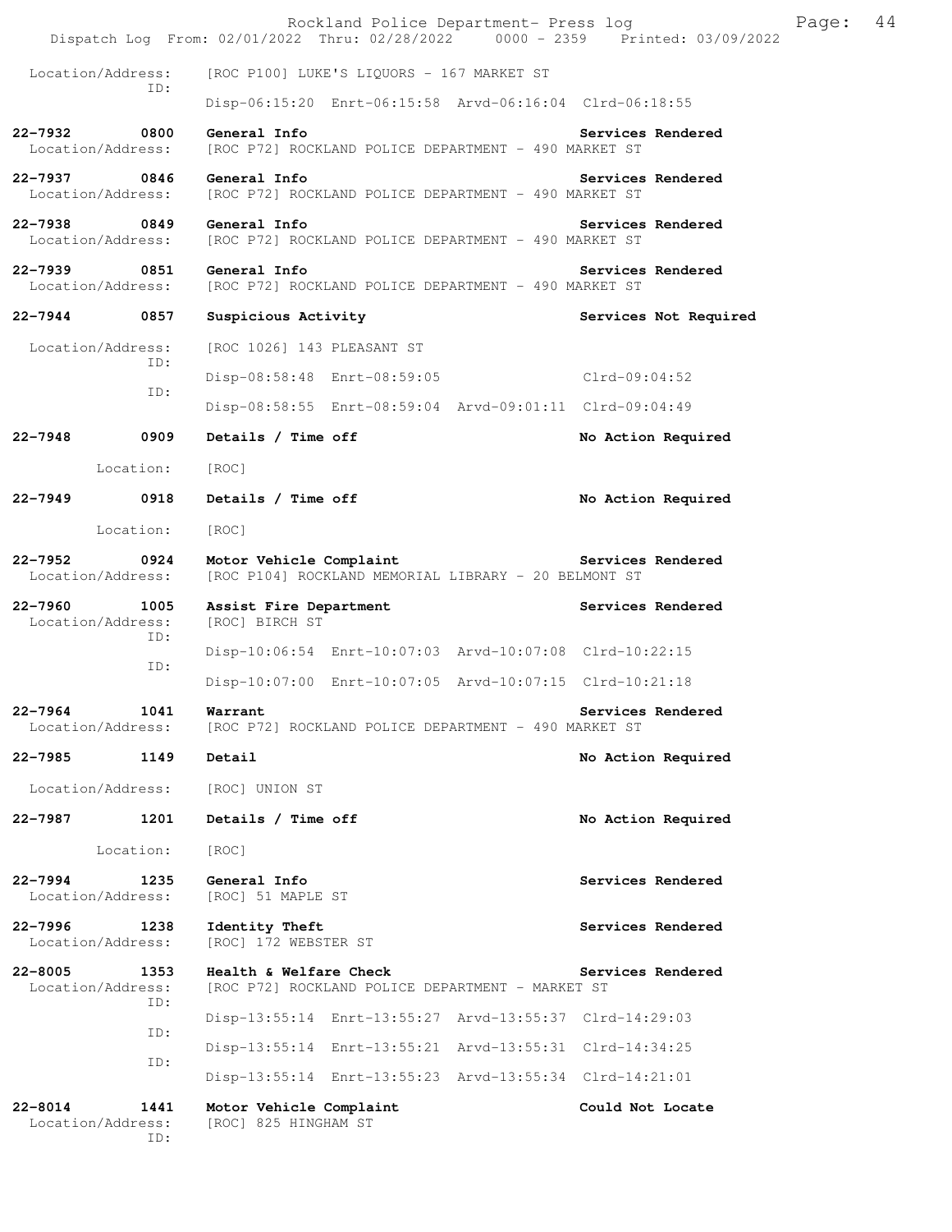Location/Address: [ROC P100] LUKE'S LIQUORS - 167 MARKET ST
ID:
Disp-06:15:20 Enrt-06:15:58 Arvd-06:16:04 Clrd-06:18:55

**22-7932 0800 General Info** — **Services Rendered**
Location/Address: [ROC P72] ROCKLAND POLICE DEPARTMENT - 490 MARKET ST

**22-7937 0846 General Info** — **Services Rendered**
Location/Address: [ROC P72] ROCKLAND POLICE DEPARTMENT - 490 MARKET ST

**22-7938 0849 General Info** — **Services Rendered**
Location/Address: [ROC P72] ROCKLAND POLICE DEPARTMENT - 490 MARKET ST

**22-7939 0851 General Info** — **Services Rendered**
Location/Address: [ROC P72] ROCKLAND POLICE DEPARTMENT - 490 MARKET ST

**22-7944 0857 Suspicious Activity** — **Services Not Required**
Location/Address: [ROC 1026] 143 PLEASANT ST
ID:
Disp-08:58:48 Enrt-08:59:05 Clrd-09:04:52
ID:
Disp-08:58:55 Enrt-08:59:04 Arvd-09:01:11 Clrd-09:04:49

**22-7948 0909 Details / Time off** — **No Action Required**
Location: [ROC]

**22-7949 0918 Details / Time off** — **No Action Required**
Location: [ROC]

**22-7952 0924 Motor Vehicle Complaint** — **Services Rendered**
Location/Address: [ROC P104] ROCKLAND MEMORIAL LIBRARY - 20 BELMONT ST

**22-7960 1005 Assist Fire Department** — **Services Rendered**
Location/Address: [ROC] BIRCH ST
ID:
Disp-10:06:54 Enrt-10:07:03 Arvd-10:07:08 Clrd-10:22:15
ID:
Disp-10:07:00 Enrt-10:07:05 Arvd-10:07:15 Clrd-10:21:18

**22-7964 1041 Warrant** — **Services Rendered**
Location/Address: [ROC P72] ROCKLAND POLICE DEPARTMENT - 490 MARKET ST

**22-7985 1149 Detail** — **No Action Required**
Location/Address: [ROC] UNION ST

**22-7987 1201 Details / Time off** — **No Action Required**
Location: [ROC]

**22-7994 1235 General Info** — **Services Rendered**
Location/Address: [ROC] 51 MAPLE ST

**22-7996 1238 Identity Theft** — **Services Rendered**
Location/Address: [ROC] 172 WEBSTER ST

**22-8005 1353 Health & Welfare Check** — **Services Rendered**
Location/Address: [ROC P72] ROCKLAND POLICE DEPARTMENT - MARKET ST
ID:
Disp-13:55:14 Enrt-13:55:27 Arvd-13:55:37 Clrd-14:29:03
ID:
Disp-13:55:14 Enrt-13:55:21 Arvd-13:55:31 Clrd-14:34:25
ID:
Disp-13:55:14 Enrt-13:55:23 Arvd-13:55:34 Clrd-14:21:01

**22-8014 1441 Motor Vehicle Complaint** — **Could Not Locate**
Location/Address: [ROC] 825 HINGHAM ST
ID: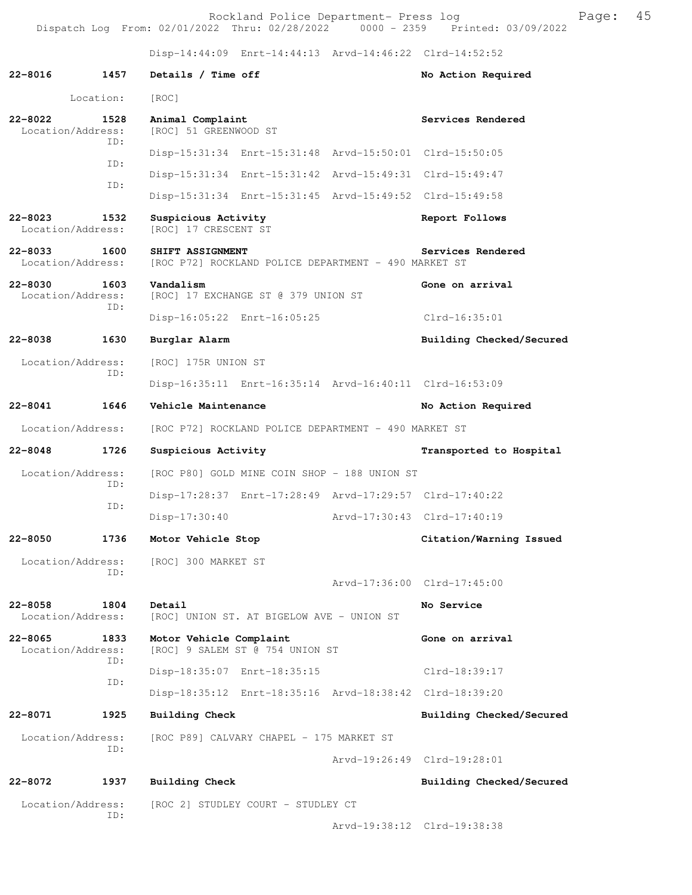Disp-14:44:09 Enrt-14:44:13 Arvd-14:46:22 Clrd-14:52:52

**22-8016 1457 Details / Time off** — No Action Required
Location: [ROC]

**22-8022 1528 Animal Complaint** — Services Rendered
Location/Address: [ROC] 51 GREENWOOD ST
ID: Disp-15:31:34 Enrt-15:31:48 Arvd-15:50:01 Clrd-15:50:05
ID: Disp-15:31:34 Enrt-15:31:42 Arvd-15:49:31 Clrd-15:49:47
ID: Disp-15:31:34 Enrt-15:31:45 Arvd-15:49:52 Clrd-15:49:58

**22-8023 1532 Suspicious Activity** — Report Follows
Location/Address: [ROC] 17 CRESCENT ST

**22-8033 1600 SHIFT ASSIGNMENT** — Services Rendered
Location/Address: [ROC P72] ROCKLAND POLICE DEPARTMENT - 490 MARKET ST

**22-8030 1603 Vandalism** — Gone on arrival
Location/Address: [ROC] 17 EXCHANGE ST @ 379 UNION ST
ID: Disp-16:05:22 Enrt-16:05:25 Clrd-16:35:01

**22-8038 1630 Burglar Alarm** — Building Checked/Secured
Location/Address: [ROC] 175R UNION ST
ID: Disp-16:35:11 Enrt-16:35:14 Arvd-16:40:11 Clrd-16:53:09

**22-8041 1646 Vehicle Maintenance** — No Action Required
Location/Address: [ROC P72] ROCKLAND POLICE DEPARTMENT - 490 MARKET ST

**22-8048 1726 Suspicious Activity** — Transported to Hospital
Location/Address: [ROC P80] GOLD MINE COIN SHOP - 188 UNION ST
ID: Disp-17:28:37 Enrt-17:28:49 Arvd-17:29:57 Clrd-17:40:22
ID: Disp-17:30:40 Arvd-17:30:43 Clrd-17:40:19

**22-8050 1736 Motor Vehicle Stop** — Citation/Warning Issued
Location/Address: [ROC] 300 MARKET ST
ID: Arvd-17:36:00 Clrd-17:45:00

**22-8058 1804 Detail** — No Service
Location/Address: [ROC] UNION ST. AT BIGELOW AVE - UNION ST

**22-8065 1833 Motor Vehicle Complaint** — Gone on arrival
Location/Address: [ROC] 9 SALEM ST @ 754 UNION ST
ID: Disp-18:35:07 Enrt-18:35:15 Clrd-18:39:17
ID: Disp-18:35:12 Enrt-18:35:16 Arvd-18:38:42 Clrd-18:39:20

**22-8071 1925 Building Check** — Building Checked/Secured
Location/Address: [ROC P89] CALVARY CHAPEL - 175 MARKET ST
ID: Arvd-19:26:49 Clrd-19:28:01

**22-8072 1937 Building Check** — Building Checked/Secured
Location/Address: [ROC 2] STUDLEY COURT - STUDLEY CT
ID: Arvd-19:38:12 Clrd-19:38:38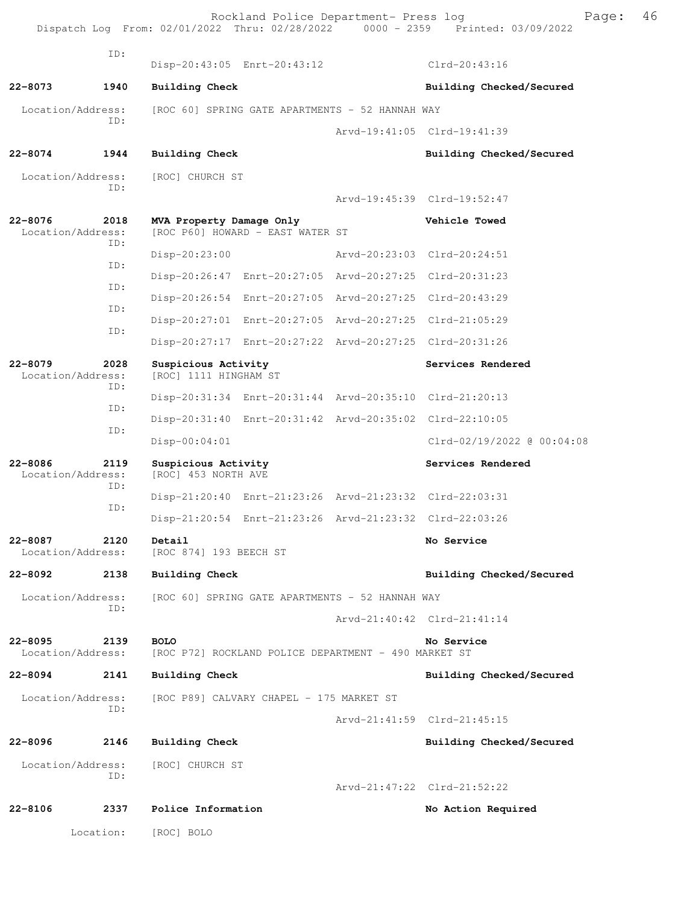ID:
Disp-20:43:05 Enrt-20:43:12 Clrd-20:43:16

**22-8073 1940 Building Check** — Building Checked/Secured
Location/Address: [ROC 60] SPRING GATE APARTMENTS - 52 HANNAH WAY
ID:
Arvd-19:41:05 Clrd-19:41:39

**22-8074 1944 Building Check** — Building Checked/Secured
Location/Address: [ROC] CHURCH ST
ID:
Arvd-19:45:39 Clrd-19:52:47

**22-8076 2018 MVA Property Damage Only** — Vehicle Towed
Location/Address: [ROC P60] HOWARD - EAST WATER ST
ID:
Disp-20:23:00 Arvd-20:23:03 Clrd-20:24:51
ID:
Disp-20:26:47 Enrt-20:27:05 Arvd-20:27:25 Clrd-20:31:23
ID:
Disp-20:26:54 Enrt-20:27:05 Arvd-20:27:25 Clrd-20:43:29
ID:
Disp-20:27:01 Enrt-20:27:05 Arvd-20:27:25 Clrd-21:05:29
ID:
Disp-20:27:17 Enrt-20:27:22 Arvd-20:27:25 Clrd-20:31:26

**22-8079 2028 Suspicious Activity** — Services Rendered
Location/Address: [ROC] 1111 HINGHAM ST
ID:
Disp-20:31:34 Enrt-20:31:44 Arvd-20:35:10 Clrd-21:20:13
ID:
Disp-20:31:40 Enrt-20:31:42 Arvd-20:35:02 Clrd-22:10:05
ID:
Disp-00:04:01 Clrd-02/19/2022 @ 00:04:08

**22-8086 2119 Suspicious Activity** — Services Rendered
Location/Address: [ROC] 453 NORTH AVE
ID:
Disp-21:20:40 Enrt-21:23:26 Arvd-21:23:32 Clrd-22:03:31
ID:
Disp-21:20:54 Enrt-21:23:26 Arvd-21:23:32 Clrd-22:03:26

**22-8087 2120 Detail** — No Service
Location/Address: [ROC 874] 193 BEECH ST

**22-8092 2138 Building Check** — Building Checked/Secured
Location/Address: [ROC 60] SPRING GATE APARTMENTS - 52 HANNAH WAY
ID:
Arvd-21:40:42 Clrd-21:41:14

**22-8095 2139 BOLO** — No Service
Location/Address: [ROC P72] ROCKLAND POLICE DEPARTMENT - 490 MARKET ST

**22-8094 2141 Building Check** — Building Checked/Secured
Location/Address: [ROC P89] CALVARY CHAPEL - 175 MARKET ST
ID:
Arvd-21:41:59 Clrd-21:45:15

**22-8096 2146 Building Check** — Building Checked/Secured
Location/Address: [ROC] CHURCH ST
ID:
Arvd-21:47:22 Clrd-21:52:22

**22-8106 2337 Police Information** — No Action Required
Location: [ROC] BOLO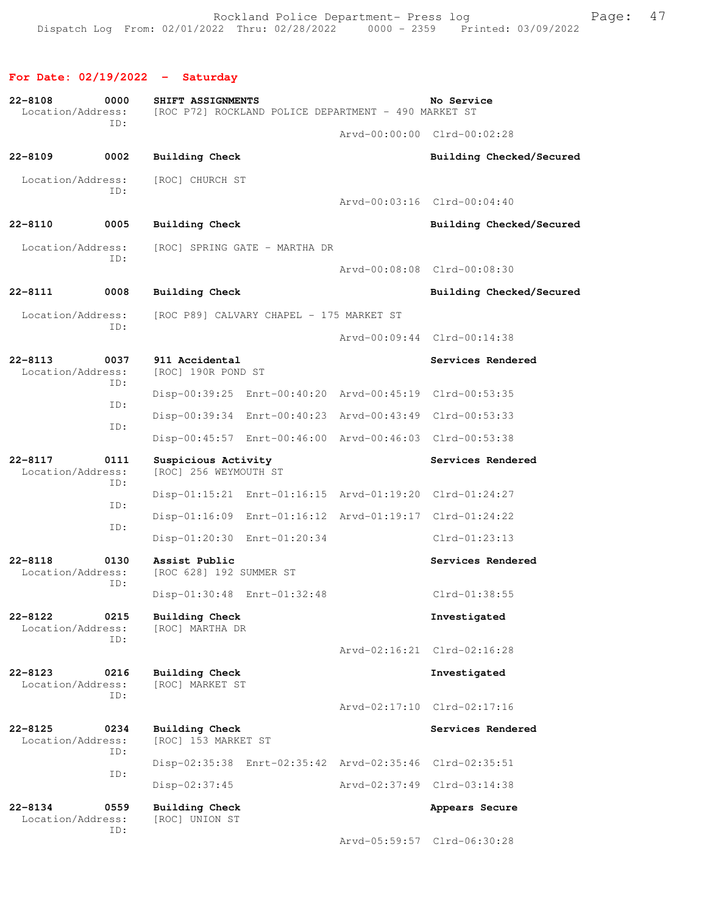## For Date: 02/19/2022 - Saturday

**22-8108 0000 SHIFT ASSIGNMENTS** — No Service
Location/Address: [ROC P72] ROCKLAND POLICE DEPARTMENT - 490 MARKET ST
ID:
Arvd-00:00:00 Clrd-00:02:28

**22-8109 0002 Building Check** — Building Checked/Secured
Location/Address: [ROC] CHURCH ST
ID:
Arvd-00:03:16 Clrd-00:04:40

**22-8110 0005 Building Check** — Building Checked/Secured
Location/Address: [ROC] SPRING GATE - MARTHA DR
ID:
Arvd-00:08:08 Clrd-00:08:30

**22-8111 0008 Building Check** — Building Checked/Secured
Location/Address: [ROC P89] CALVARY CHAPEL - 175 MARKET ST
ID:
Arvd-00:09:44 Clrd-00:14:38

**22-8113 0037 911 Accidental** — Services Rendered
Location/Address: [ROC] 190R POND ST
ID: Disp-00:39:25 Enrt-00:40:20 Arvd-00:45:19 Clrd-00:53:35
ID: Disp-00:39:34 Enrt-00:40:23 Arvd-00:43:49 Clrd-00:53:33
ID: Disp-00:45:57 Enrt-00:46:00 Arvd-00:46:03 Clrd-00:53:38

**22-8117 0111 Suspicious Activity** — Services Rendered
Location/Address: [ROC] 256 WEYMOUTH ST
ID: Disp-01:15:21 Enrt-01:16:15 Arvd-01:19:20 Clrd-01:24:27
ID: Disp-01:16:09 Enrt-01:16:12 Arvd-01:19:17 Clrd-01:24:22
ID: Disp-01:20:30 Enrt-01:20:34 Clrd-01:23:13

**22-8118 0130 Assist Public** — Services Rendered
Location/Address: [ROC 628] 192 SUMMER ST
ID: Disp-01:30:48 Enrt-01:32:48 Clrd-01:38:55

**22-8122 0215 Building Check** — Investigated
Location/Address: [ROC] MARTHA DR
ID:
Arvd-02:16:21 Clrd-02:16:28

**22-8123 0216 Building Check** — Investigated
Location/Address: [ROC] MARKET ST
ID:
Arvd-02:17:10 Clrd-02:17:16

**22-8125 0234 Building Check** — Services Rendered
Location/Address: [ROC] 153 MARKET ST
ID: Disp-02:35:38 Enrt-02:35:42 Arvd-02:35:46 Clrd-02:35:51
ID: Disp-02:37:45 Arvd-02:37:49 Clrd-03:14:38

**22-8134 0559 Building Check** — Appears Secure
Location/Address: [ROC] UNION ST
ID:
Arvd-05:59:57 Clrd-06:30:28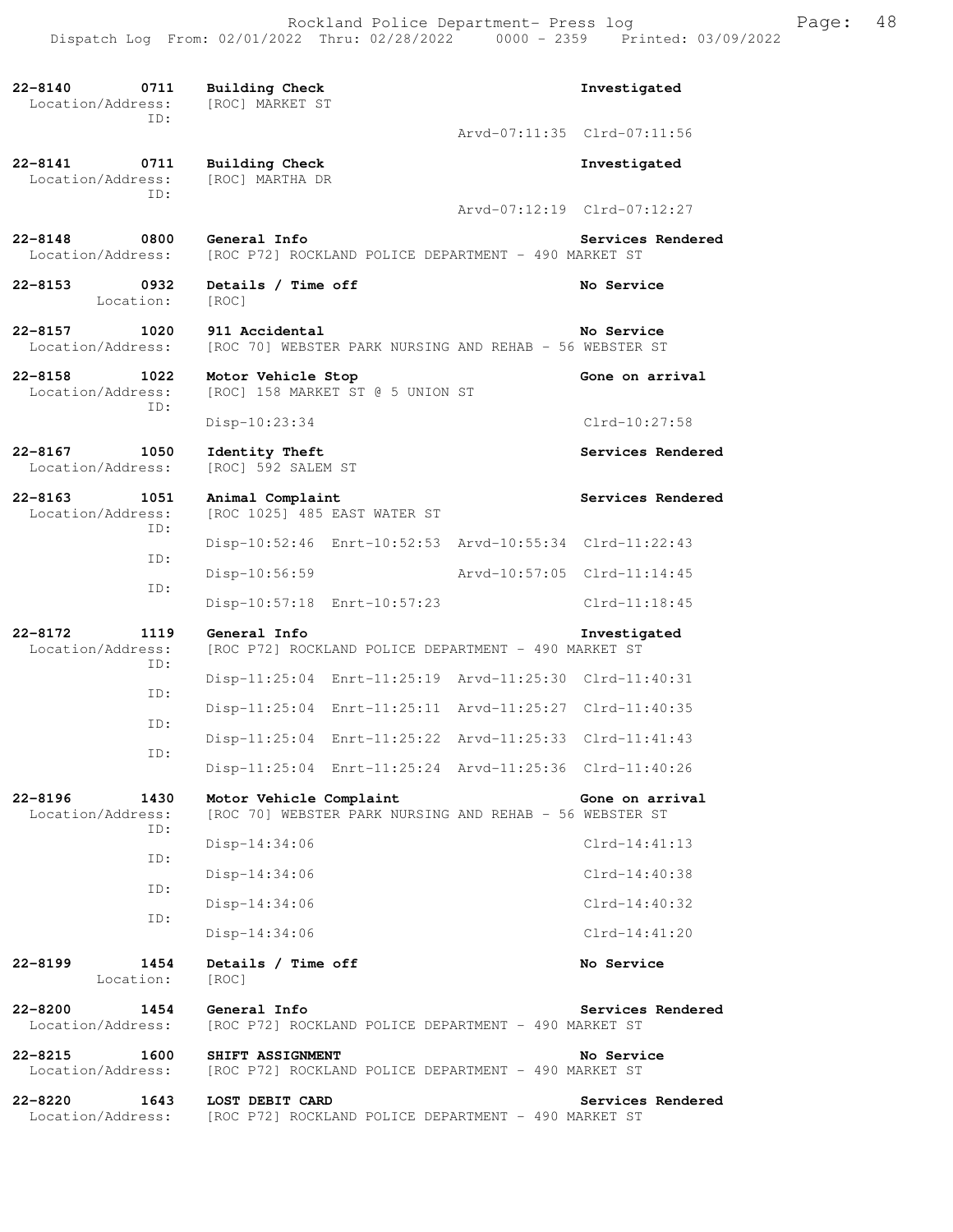**22-8140 0711 Building Check — Investigated**
Location/Address: [ROC] MARKET ST
ID:
Arvd-07:11:35 Clrd-07:11:56

**22-8141 0711 Building Check — Investigated**
Location/Address: [ROC] MARTHA DR
ID:
Arvd-07:12:19 Clrd-07:12:27

**22-8148 0800 General Info — Services Rendered**
Location/Address: [ROC P72] ROCKLAND POLICE DEPARTMENT - 490 MARKET ST

**22-8153 0932 Details / Time off — No Service**
Location: [ROC]

**22-8157 1020 911 Accidental — No Service**
Location/Address: [ROC 70] WEBSTER PARK NURSING AND REHAB - 56 WEBSTER ST

**22-8158 1022 Motor Vehicle Stop — Gone on arrival**
Location/Address: [ROC] 158 MARKET ST @ 5 UNION ST
ID:
Disp-10:23:34 Clrd-10:27:58

**22-8167 1050 Identity Theft — Services Rendered**
Location/Address: [ROC] 592 SALEM ST

**22-8163 1051 Animal Complaint — Services Rendered**
Location/Address: [ROC 1025] 485 EAST WATER ST
ID:
Disp-10:52:46 Enrt-10:52:53 Arvd-10:55:34 Clrd-11:22:43
ID:
Disp-10:56:59 Arvd-10:57:05 Clrd-11:14:45
ID:
Disp-10:57:18 Enrt-10:57:23 Clrd-11:18:45

**22-8172 1119 General Info — Investigated**
Location/Address: [ROC P72] ROCKLAND POLICE DEPARTMENT - 490 MARKET ST
ID:
Disp-11:25:04 Enrt-11:25:19 Arvd-11:25:30 Clrd-11:40:31
ID:
Disp-11:25:04 Enrt-11:25:11 Arvd-11:25:27 Clrd-11:40:35
ID:
Disp-11:25:04 Enrt-11:25:22 Arvd-11:25:33 Clrd-11:41:43
ID:
Disp-11:25:04 Enrt-11:25:24 Arvd-11:25:36 Clrd-11:40:26

**22-8196 1430 Motor Vehicle Complaint — Gone on arrival**
Location/Address: [ROC 70] WEBSTER PARK NURSING AND REHAB - 56 WEBSTER ST
ID:
Disp-14:34:06 Clrd-14:41:13
ID:
Disp-14:34:06 Clrd-14:40:38
ID:
Disp-14:34:06 Clrd-14:40:32
ID:
Disp-14:34:06 Clrd-14:41:20

**22-8199 1454 Details / Time off — No Service**
Location: [ROC]

**22-8200 1454 General Info — Services Rendered**
Location/Address: [ROC P72] ROCKLAND POLICE DEPARTMENT - 490 MARKET ST

**22-8215 1600 SHIFT ASSIGNMENT — No Service**
Location/Address: [ROC P72] ROCKLAND POLICE DEPARTMENT - 490 MARKET ST

**22-8220 1643 LOST DEBIT CARD — Services Rendered**
Location/Address: [ROC P72] ROCKLAND POLICE DEPARTMENT - 490 MARKET ST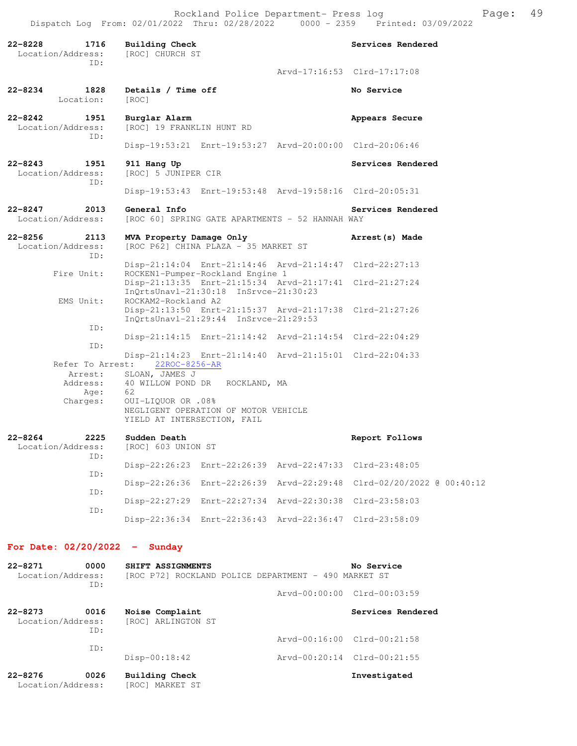```
22-8228        1716    Building Check                              Services Rendered
  Location/Address:    [ROC] CHURCH ST
               ID:
                                                  Arvd-17:16:53  Clrd-17:17:08

22-8234        1828    Details / Time off                          No Service
         Location:     [ROC]

22-8242        1951    Burglar Alarm                               Appears Secure
  Location/Address:    [ROC] 19 FRANKLIN HUNT RD
               ID:
                       Disp-19:53:21  Enrt-19:53:27  Arvd-20:00:00  Clrd-20:06:46

22-8243        1951    911 Hang Up                                 Services Rendered
  Location/Address:    [ROC] 5 JUNIPER CIR
               ID:
                       Disp-19:53:43  Enrt-19:53:48  Arvd-19:58:16  Clrd-20:05:31

22-8247        2013    General Info                                Services Rendered
  Location/Address:    [ROC 60] SPRING GATE APARTMENTS - 52 HANNAH WAY

22-8256        2113    MVA Property Damage Only                    Arrest(s) Made
  Location/Address:    [ROC P62] CHINA PLAZA - 35 MARKET ST
               ID:
                       Disp-21:14:04  Enrt-21:14:46  Arvd-21:14:47  Clrd-22:27:13
        Fire Unit:     ROCKEN1-Pumper-Rockland Engine 1
                       Disp-21:13:35  Enrt-21:15:34  Arvd-21:17:41  Clrd-21:27:24
                       InQrtsUnavl-21:30:18  InSrvce-21:30:23
         EMS Unit:     ROCKAM2-Rockland A2
                       Disp-21:13:50  Enrt-21:15:37  Arvd-21:17:38  Clrd-21:27:26
                       InQrtsUnavl-21:29:44  InSrvce-21:29:53
               ID:
                       Disp-21:14:15  Enrt-21:14:42  Arvd-21:14:54  Clrd-22:04:29
               ID:
                       Disp-21:14:23  Enrt-21:14:40  Arvd-21:15:01  Clrd-22:04:33
       Refer To Arrest:    22ROC-8256-AR
           Arrest:     SLOAN, JAMES J
          Address:     40 WILLOW POND DR   ROCKLAND, MA
              Age:     62
          Charges:     OUI-LIQUOR OR .08%
                       NEGLIGENT OPERATION OF MOTOR VEHICLE
                       YIELD AT INTERSECTION, FAIL

22-8264        2225    Sudden Death                                Report Follows
  Location/Address:    [ROC] 603 UNION ST
               ID:
                       Disp-22:26:23  Enrt-22:26:39  Arvd-22:47:33  Clrd-23:48:05
               ID:
                       Disp-22:26:36  Enrt-22:26:39  Arvd-22:29:48  Clrd-02/20/2022 @ 00:40:12
               ID:
                       Disp-22:27:29  Enrt-22:27:34  Arvd-22:30:38  Clrd-23:58:03
               ID:
                       Disp-22:36:34  Enrt-22:36:43  Arvd-22:36:47  Clrd-23:58:09
```

## For Date: 02/20/2022 - Sunday

```
22-8271        0000    SHIFT ASSIGNMENTS                           No Service
  Location/Address:    [ROC P72] ROCKLAND POLICE DEPARTMENT - 490 MARKET ST
               ID:
                                                  Arvd-00:00:00  Clrd-00:03:59

22-8273        0016    Noise Complaint                             Services Rendered
  Location/Address:    [ROC] ARLINGTON ST
               ID:
                                                  Arvd-00:16:00  Clrd-00:21:58
               ID:
                       Disp-00:18:42              Arvd-00:20:14  Clrd-00:21:55

22-8276        0026    Building Check                              Investigated
  Location/Address:    [ROC] MARKET ST
```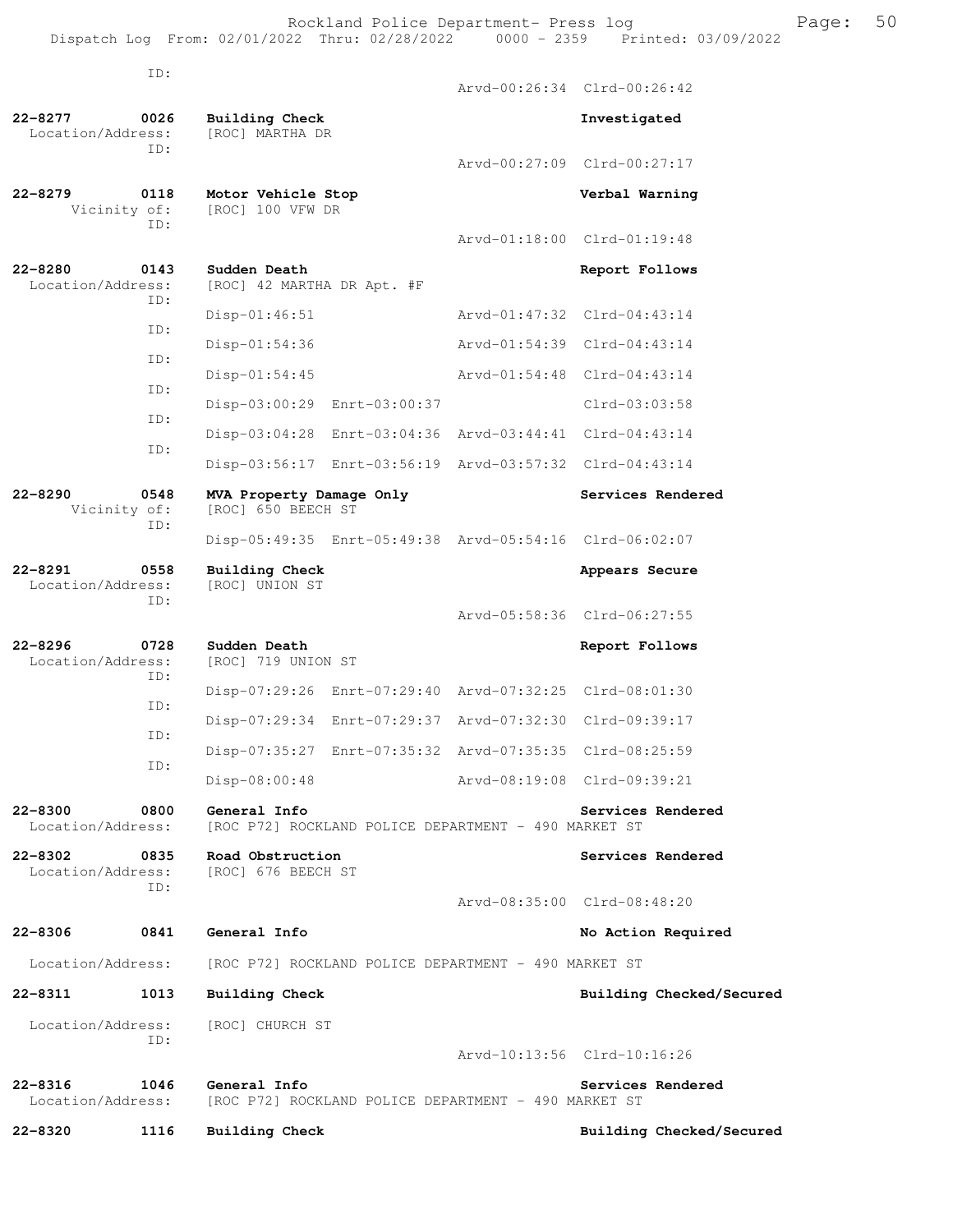ID:
Arvd-00:26:34 Clrd-00:26:42

**22-8277 0026 Building Check** — Investigated
Location/Address: [ROC] MARTHA DR
ID:
Arvd-00:27:09 Clrd-00:27:17

**22-8279 0118 Motor Vehicle Stop** — Verbal Warning
Vicinity of: [ROC] 100 VFW DR
ID:
Arvd-01:18:00 Clrd-01:19:48

**22-8280 0143 Sudden Death** — Report Follows
Location/Address: [ROC] 42 MARTHA DR Apt. #F
ID: Disp-01:46:51 Arvd-01:47:32 Clrd-04:43:14
ID: Disp-01:54:36 Arvd-01:54:39 Clrd-04:43:14
ID: Disp-01:54:45 Arvd-01:54:48 Clrd-04:43:14
ID: Disp-03:00:29 Enrt-03:00:37 Clrd-03:03:58
ID: Disp-03:04:28 Enrt-03:04:36 Arvd-03:44:41 Clrd-04:43:14
ID: Disp-03:56:17 Enrt-03:56:19 Arvd-03:57:32 Clrd-04:43:14

**22-8290 0548 MVA Property Damage Only** — Services Rendered
Vicinity of: [ROC] 650 BEECH ST
ID: Disp-05:49:35 Enrt-05:49:38 Arvd-05:54:16 Clrd-06:02:07

**22-8291 0558 Building Check** — Appears Secure
Location/Address: [ROC] UNION ST
ID:
Arvd-05:58:36 Clrd-06:27:55

**22-8296 0728 Sudden Death** — Report Follows
Location/Address: [ROC] 719 UNION ST
ID: Disp-07:29:26 Enrt-07:29:40 Arvd-07:32:25 Clrd-08:01:30
ID: Disp-07:29:34 Enrt-07:29:37 Arvd-07:32:30 Clrd-09:39:17
ID: Disp-07:35:27 Enrt-07:35:32 Arvd-07:35:35 Clrd-08:25:59
ID: Disp-08:00:48 Arvd-08:19:08 Clrd-09:39:21

**22-8300 0800 General Info** — Services Rendered
Location/Address: [ROC P72] ROCKLAND POLICE DEPARTMENT - 490 MARKET ST

**22-8302 0835 Road Obstruction** — Services Rendered
Location/Address: [ROC] 676 BEECH ST
ID:
Arvd-08:35:00 Clrd-08:48:20

**22-8306 0841 General Info** — No Action Required
Location/Address: [ROC P72] ROCKLAND POLICE DEPARTMENT - 490 MARKET ST

**22-8311 1013 Building Check** — Building Checked/Secured
Location/Address: [ROC] CHURCH ST
ID:
Arvd-10:13:56 Clrd-10:16:26

**22-8316 1046 General Info** — Services Rendered
Location/Address: [ROC P72] ROCKLAND POLICE DEPARTMENT - 490 MARKET ST

**22-8320 1116 Building Check** — Building Checked/Secured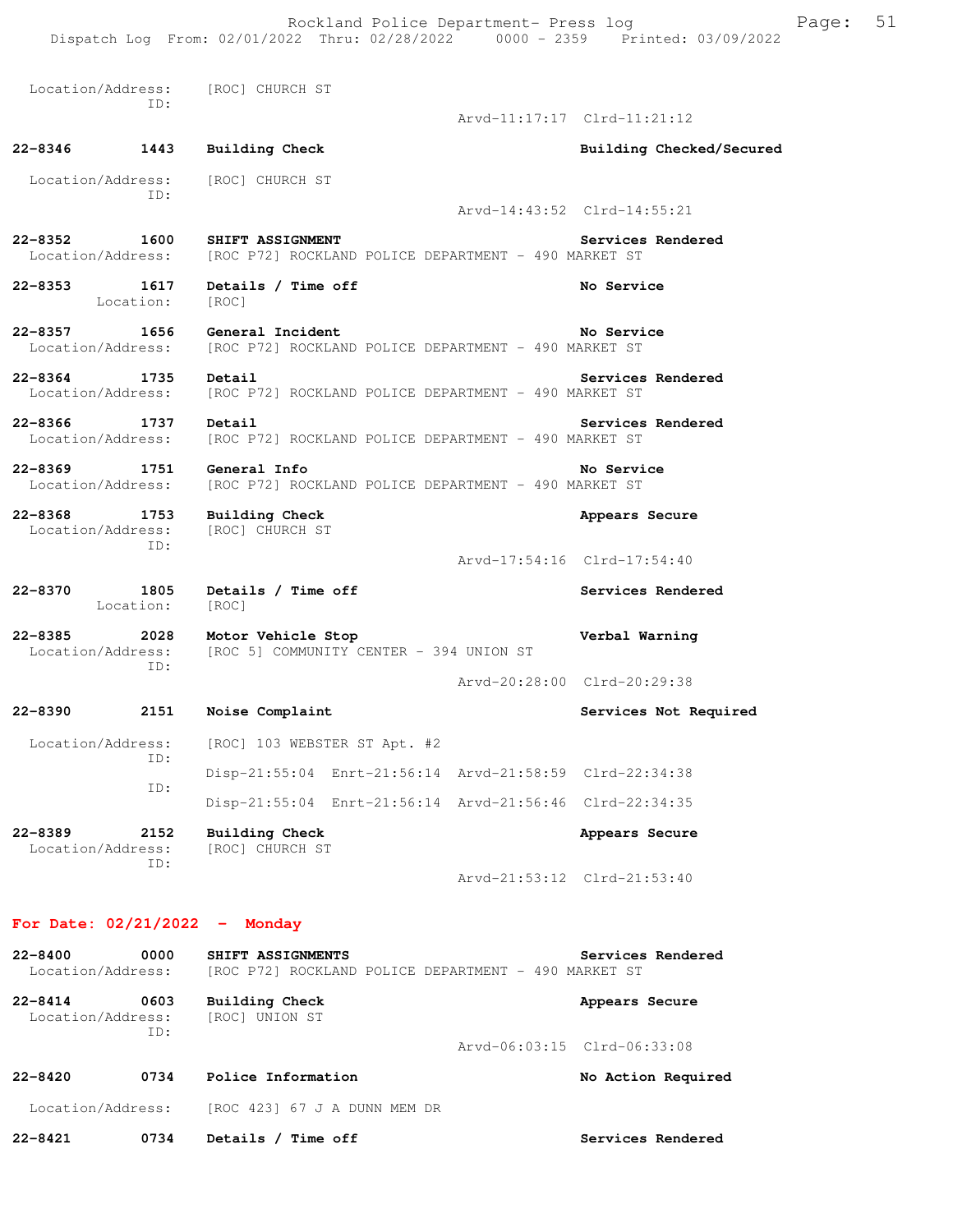Location/Address: [ROC] CHURCH ST
ID:
Arvd-11:17:17 Clrd-11:21:12

**22-8346 1443 Building Check** — **Building Checked/Secured**
Location/Address: [ROC] CHURCH ST
ID:
Arvd-14:43:52 Clrd-14:55:21

**22-8352 1600 SHIFT ASSIGNMENT** — **Services Rendered**
Location/Address: [ROC P72] ROCKLAND POLICE DEPARTMENT - 490 MARKET ST

**22-8353 1617 Details / Time off** — **No Service**
Location: [ROC]

**22-8357 1656 General Incident** — **No Service**
Location/Address: [ROC P72] ROCKLAND POLICE DEPARTMENT - 490 MARKET ST

**22-8364 1735 Detail** — **Services Rendered**
Location/Address: [ROC P72] ROCKLAND POLICE DEPARTMENT - 490 MARKET ST

**22-8366 1737 Detail** — **Services Rendered**
Location/Address: [ROC P72] ROCKLAND POLICE DEPARTMENT - 490 MARKET ST

**22-8369 1751 General Info** — **No Service**
Location/Address: [ROC P72] ROCKLAND POLICE DEPARTMENT - 490 MARKET ST

**22-8368 1753 Building Check** — **Appears Secure**
Location/Address: [ROC] CHURCH ST
ID:
Arvd-17:54:16 Clrd-17:54:40

**22-8370 1805 Details / Time off** — **Services Rendered**
Location: [ROC]

**22-8385 2028 Motor Vehicle Stop** — **Verbal Warning**
Location/Address: [ROC 5] COMMUNITY CENTER - 394 UNION ST
ID:
Arvd-20:28:00 Clrd-20:29:38

**22-8390 2151 Noise Complaint** — **Services Not Required**
Location/Address: [ROC] 103 WEBSTER ST Apt. #2
ID:
Disp-21:55:04 Enrt-21:56:14 Arvd-21:58:59 Clrd-22:34:38
ID:
Disp-21:55:04 Enrt-21:56:14 Arvd-21:56:46 Clrd-22:34:35

**22-8389 2152 Building Check** — **Appears Secure**
Location/Address: [ROC] CHURCH ST
ID:
Arvd-21:53:12 Clrd-21:53:40

## For Date: 02/21/2022 - Monday

**22-8400 0000 SHIFT ASSIGNMENTS** — **Services Rendered**
Location/Address: [ROC P72] ROCKLAND POLICE DEPARTMENT - 490 MARKET ST

**22-8414 0603 Building Check** — **Appears Secure**
Location/Address: [ROC] UNION ST
ID:
Arvd-06:03:15 Clrd-06:33:08

**22-8420 0734 Police Information** — **No Action Required**
Location/Address: [ROC 423] 67 J A DUNN MEM DR

**22-8421 0734 Details / Time off** — **Services Rendered**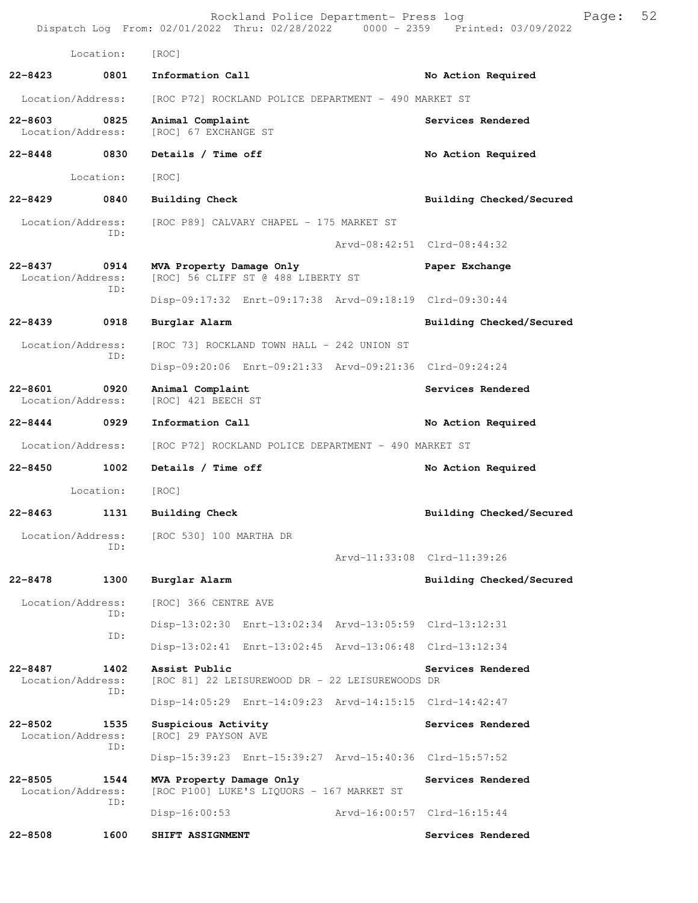Location: [ROC]

**22-8423 0801 Information Call** — No Action Required
Location/Address: [ROC P72] ROCKLAND POLICE DEPARTMENT - 490 MARKET ST

**22-8603 0825 Animal Complaint** — Services Rendered
Location/Address: [ROC] 67 EXCHANGE ST

**22-8448 0830 Details / Time off** — No Action Required
Location: [ROC]

**22-8429 0840 Building Check** — Building Checked/Secured
Location/Address: [ROC P89] CALVARY CHAPEL - 175 MARKET ST
ID:
Arvd-08:42:51 Clrd-08:44:32

**22-8437 0914 MVA Property Damage Only** — Paper Exchange
Location/Address: [ROC] 56 CLIFF ST @ 488 LIBERTY ST
ID:
Disp-09:17:32 Enrt-09:17:38 Arvd-09:18:19 Clrd-09:30:44

**22-8439 0918 Burglar Alarm** — Building Checked/Secured
Location/Address: [ROC 73] ROCKLAND TOWN HALL - 242 UNION ST
ID:
Disp-09:20:06 Enrt-09:21:33 Arvd-09:21:36 Clrd-09:24:24

**22-8601 0920 Animal Complaint** — Services Rendered
Location/Address: [ROC] 421 BEECH ST

**22-8444 0929 Information Call** — No Action Required
Location/Address: [ROC P72] ROCKLAND POLICE DEPARTMENT - 490 MARKET ST

**22-8450 1002 Details / Time off** — No Action Required
Location: [ROC]

**22-8463 1131 Building Check** — Building Checked/Secured
Location/Address: [ROC 530] 100 MARTHA DR
ID:
Arvd-11:33:08 Clrd-11:39:26

**22-8478 1300 Burglar Alarm** — Building Checked/Secured
Location/Address: [ROC] 366 CENTRE AVE
ID:
Disp-13:02:30 Enrt-13:02:34 Arvd-13:05:59 Clrd-13:12:31
ID:
Disp-13:02:41 Enrt-13:02:45 Arvd-13:06:48 Clrd-13:12:34

**22-8487 1402 Assist Public** — Services Rendered
Location/Address: [ROC 81] 22 LEISUREWOOD DR - 22 LEISUREWOODS DR
ID:
Disp-14:05:29 Enrt-14:09:23 Arvd-14:15:15 Clrd-14:42:47

**22-8502 1535 Suspicious Activity** — Services Rendered
Location/Address: [ROC] 29 PAYSON AVE
ID:
Disp-15:39:23 Enrt-15:39:27 Arvd-15:40:36 Clrd-15:57:52

**22-8505 1544 MVA Property Damage Only** — Services Rendered
Location/Address: [ROC P100] LUKE'S LIQUORS - 167 MARKET ST
ID:
Disp-16:00:53 Arvd-16:00:57 Clrd-16:15:44

**22-8508 1600 SHIFT ASSIGNMENT** — Services Rendered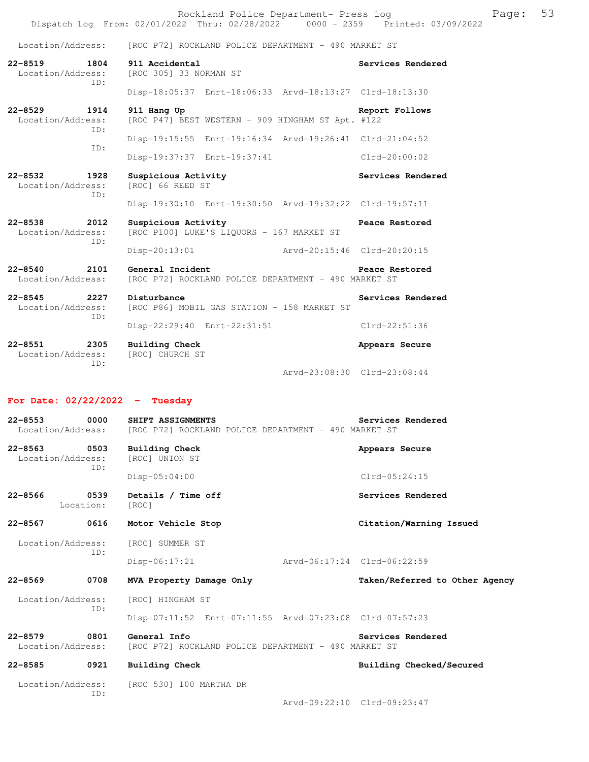Location/Address: [ROC P72] ROCKLAND POLICE DEPARTMENT - 490 MARKET ST

**22-8519 1804 911 Accidental** — Services Rendered
Location/Address: [ROC 305] 33 NORMAN ST
ID:
Disp-18:05:37 Enrt-18:06:33 Arvd-18:13:27 Clrd-18:13:30

**22-8529 1914 911 Hang Up** — Report Follows
Location/Address: [ROC P47] BEST WESTERN - 909 HINGHAM ST Apt. #122
ID:
Disp-19:15:55 Enrt-19:16:34 Arvd-19:26:41 Clrd-21:04:52
ID:
Disp-19:37:37 Enrt-19:37:41 Clrd-20:00:02

**22-8532 1928 Suspicious Activity** — Services Rendered
Location/Address: [ROC] 66 REED ST
ID:
Disp-19:30:10 Enrt-19:30:50 Arvd-19:32:22 Clrd-19:57:11

**22-8538 2012 Suspicious Activity** — Peace Restored
Location/Address: [ROC P100] LUKE'S LIQUORS - 167 MARKET ST
ID:
Disp-20:13:01 Arvd-20:15:46 Clrd-20:20:15

**22-8540 2101 General Incident** — Peace Restored
Location/Address: [ROC P72] ROCKLAND POLICE DEPARTMENT - 490 MARKET ST

**22-8545 2227 Disturbance** — Services Rendered
Location/Address: [ROC P86] MOBIL GAS STATION - 158 MARKET ST
ID:
Disp-22:29:40 Enrt-22:31:51 Clrd-22:51:36

**22-8551 2305 Building Check** — Appears Secure
Location/Address: [ROC] CHURCH ST
ID:
Arvd-23:08:30 Clrd-23:08:44

## For Date: 02/22/2022 - Tuesday

**22-8553 0000 SHIFT ASSIGNMENTS** — Services Rendered
Location/Address: [ROC P72] ROCKLAND POLICE DEPARTMENT - 490 MARKET ST

**22-8563 0503 Building Check** — Appears Secure
Location/Address: [ROC] UNION ST
ID:
Disp-05:04:00 Clrd-05:24:15

**22-8566 0539 Details / Time off** — Services Rendered
Location: [ROC]

**22-8567 0616 Motor Vehicle Stop** — Citation/Warning Issued
Location/Address: [ROC] SUMMER ST
ID:
Disp-06:17:21 Arvd-06:17:24 Clrd-06:22:59

**22-8569 0708 MVA Property Damage Only** — Taken/Referred to Other Agency
Location/Address: [ROC] HINGHAM ST
ID:
Disp-07:11:52 Enrt-07:11:55 Arvd-07:23:08 Clrd-07:57:23

**22-8579 0801 General Info** — Services Rendered
Location/Address: [ROC P72] ROCKLAND POLICE DEPARTMENT - 490 MARKET ST

**22-8585 0921 Building Check** — Building Checked/Secured
Location/Address: [ROC 530] 100 MARTHA DR
ID:
Arvd-09:22:10 Clrd-09:23:47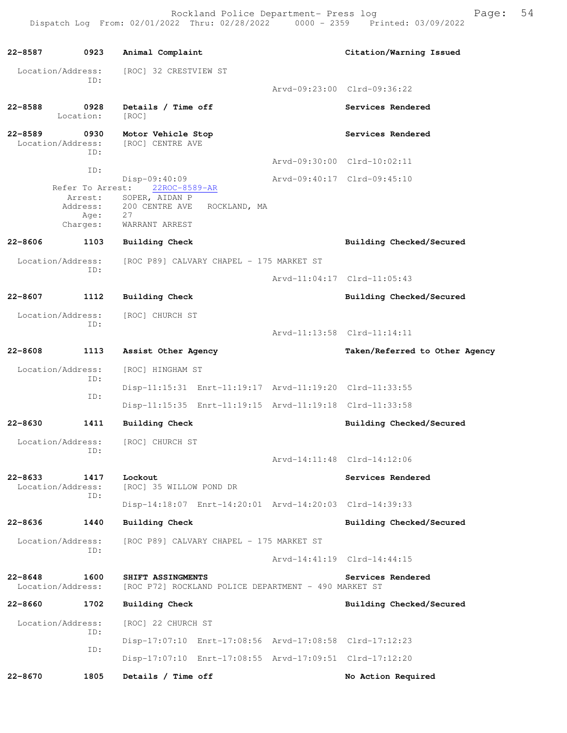**22-8587** 0923 **Animal Complaint** **Citation/Warning Issued**

Location/Address: [ROC] 32 CRESTVIEW ST
ID:
Arvd-09:23:00 Clrd-09:36:22

**22-8588** 0928 **Details / Time off** **Services Rendered**
Location: [ROC]

**22-8589** 0930 **Motor Vehicle Stop** **Services Rendered**
Location/Address: [ROC] CENTRE AVE
ID:
Arvd-09:30:00 Clrd-10:02:11
ID:
Disp-09:40:09 Arvd-09:40:17 Clrd-09:45:10
Refer To Arrest: 22ROC-8589-AR
Arrest: SOPER, AIDAN P
Address: 200 CENTRE AVE ROCKLAND, MA
Age: 27
Charges: WARRANT ARREST

**22-8606** 1103 **Building Check** **Building Checked/Secured**

Location/Address: [ROC P89] CALVARY CHAPEL - 175 MARKET ST
ID:
Arvd-11:04:17 Clrd-11:05:43

**22-8607** 1112 **Building Check** **Building Checked/Secured**

Location/Address: [ROC] CHURCH ST
ID:
Arvd-11:13:58 Clrd-11:14:11

**22-8608** 1113 **Assist Other Agency** **Taken/Referred to Other Agency**

Location/Address: [ROC] HINGHAM ST
ID:
Disp-11:15:31 Enrt-11:19:17 Arvd-11:19:20 Clrd-11:33:55
ID:
Disp-11:15:35 Enrt-11:19:15 Arvd-11:19:18 Clrd-11:33:58

**22-8630** 1411 **Building Check** **Building Checked/Secured**

Location/Address: [ROC] CHURCH ST
ID:
Arvd-14:11:48 Clrd-14:12:06

**22-8633** 1417 **Lockout** **Services Rendered**
Location/Address: [ROC] 35 WILLOW POND DR
ID:
Disp-14:18:07 Enrt-14:20:01 Arvd-14:20:03 Clrd-14:39:33

**22-8636** 1440 **Building Check** **Building Checked/Secured**

Location/Address: [ROC P89] CALVARY CHAPEL - 175 MARKET ST
ID:
Arvd-14:41:19 Clrd-14:44:15

**22-8648** 1600 **SHIFT ASSINGMENTS** **Services Rendered**
Location/Address: [ROC P72] ROCKLAND POLICE DEPARTMENT - 490 MARKET ST

**22-8660** 1702 **Building Check** **Building Checked/Secured**

Location/Address: [ROC] 22 CHURCH ST
ID:
Disp-17:07:10 Enrt-17:08:56 Arvd-17:08:58 Clrd-17:12:23
ID:
Disp-17:07:10 Enrt-17:08:55 Arvd-17:09:51 Clrd-17:12:20

**22-8670** 1805 **Details / Time off** **No Action Required**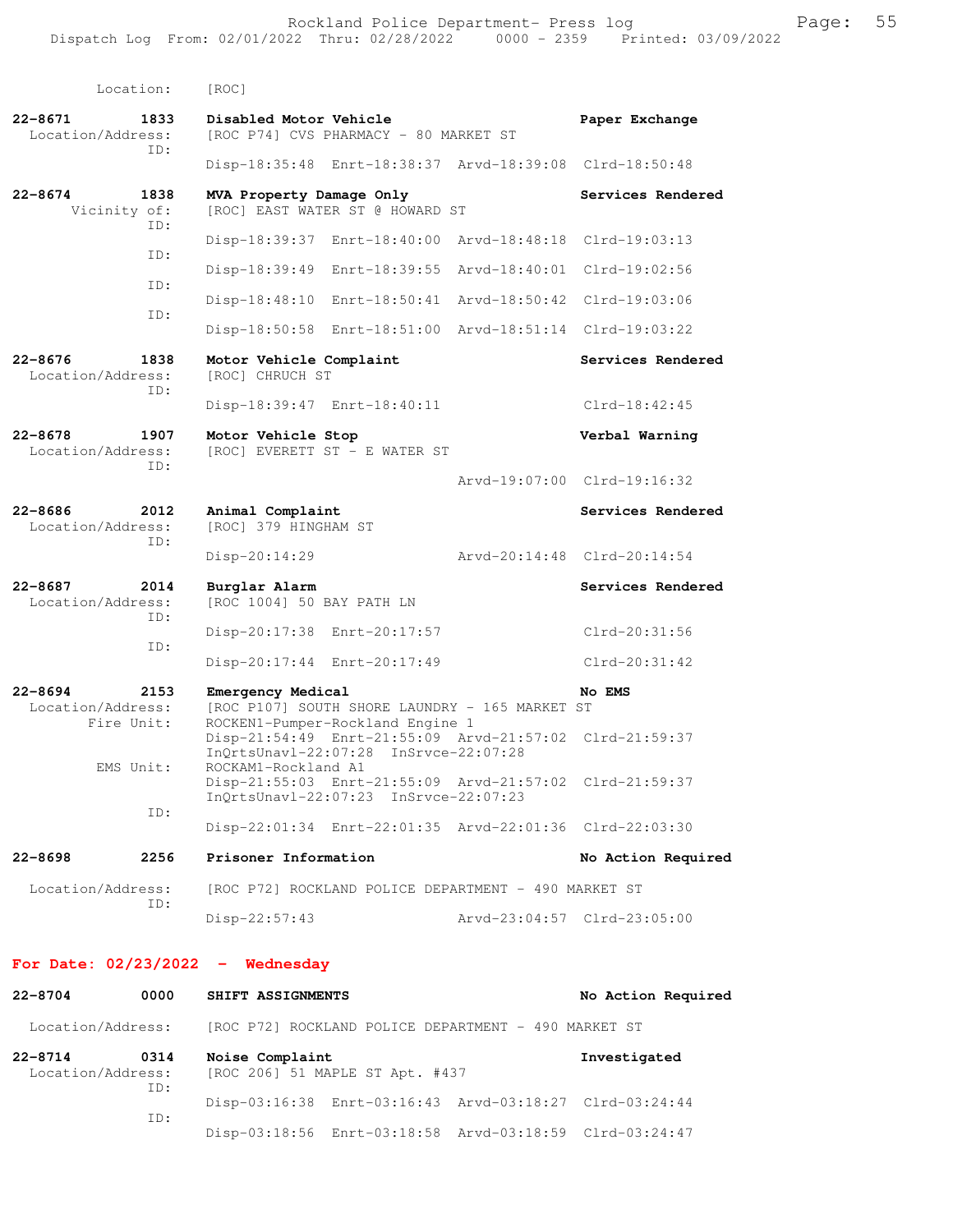Location: [ROC]

**22-8671 1833 Disabled Motor Vehicle** — Paper Exchange
Location/Address: [ROC P74] CVS PHARMACY - 80 MARKET ST
ID:
Disp-18:35:48 Enrt-18:38:37 Arvd-18:39:08 Clrd-18:50:48

**22-8674 1838 MVA Property Damage Only** — Services Rendered
Vicinity of: [ROC] EAST WATER ST @ HOWARD ST
ID:
Disp-18:39:37 Enrt-18:40:00 Arvd-18:48:18 Clrd-19:03:13
ID:
Disp-18:39:49 Enrt-18:39:55 Arvd-18:40:01 Clrd-19:02:56
ID:
Disp-18:48:10 Enrt-18:50:41 Arvd-18:50:42 Clrd-19:03:06
ID:
Disp-18:50:58 Enrt-18:51:00 Arvd-18:51:14 Clrd-19:03:22

**22-8676 1838 Motor Vehicle Complaint** — Services Rendered
Location/Address: [ROC] CHRUCH ST
ID:
Disp-18:39:47 Enrt-18:40:11 Clrd-18:42:45

**22-8678 1907 Motor Vehicle Stop** — Verbal Warning
Location/Address: [ROC] EVERETT ST - E WATER ST
ID:
Arvd-19:07:00 Clrd-19:16:32

**22-8686 2012 Animal Complaint** — Services Rendered
Location/Address: [ROC] 379 HINGHAM ST
ID:
Disp-20:14:29 Arvd-20:14:48 Clrd-20:14:54

**22-8687 2014 Burglar Alarm** — Services Rendered
Location/Address: [ROC 1004] 50 BAY PATH LN
ID:
Disp-20:17:38 Enrt-20:17:57 Clrd-20:31:56
ID:
Disp-20:17:44 Enrt-20:17:49 Clrd-20:31:42

**22-8694 2153 Emergency Medical** — No EMS
Location/Address: [ROC P107] SOUTH SHORE LAUNDRY - 165 MARKET ST
Fire Unit: ROCKEN1-Pumper-Rockland Engine 1
Disp-21:54:49 Enrt-21:55:09 Arvd-21:57:02 Clrd-21:59:37
InQrtsUnavl-22:07:28 InSrvce-22:07:28
EMS Unit: ROCKAM1-Rockland A1
Disp-21:55:03 Enrt-21:55:09 Arvd-21:57:02 Clrd-21:59:37
InQrtsUnavl-22:07:23 InSrvce-22:07:23
ID:
Disp-22:01:34 Enrt-22:01:35 Arvd-22:01:36 Clrd-22:03:30

**22-8698 2256 Prisoner Information** — No Action Required
Location/Address: [ROC P72] ROCKLAND POLICE DEPARTMENT - 490 MARKET ST
ID:
Disp-22:57:43 Arvd-23:04:57 Clrd-23:05:00

## For Date: 02/23/2022 - Wednesday

**22-8704 0000 SHIFT ASSIGNMENTS** — No Action Required
Location/Address: [ROC P72] ROCKLAND POLICE DEPARTMENT - 490 MARKET ST

**22-8714 0314 Noise Complaint** — Investigated
Location/Address: [ROC 206] 51 MAPLE ST Apt. #437
ID:
Disp-03:16:38 Enrt-03:16:43 Arvd-03:18:27 Clrd-03:24:44
ID:
Disp-03:18:56 Enrt-03:18:58 Arvd-03:18:59 Clrd-03:24:47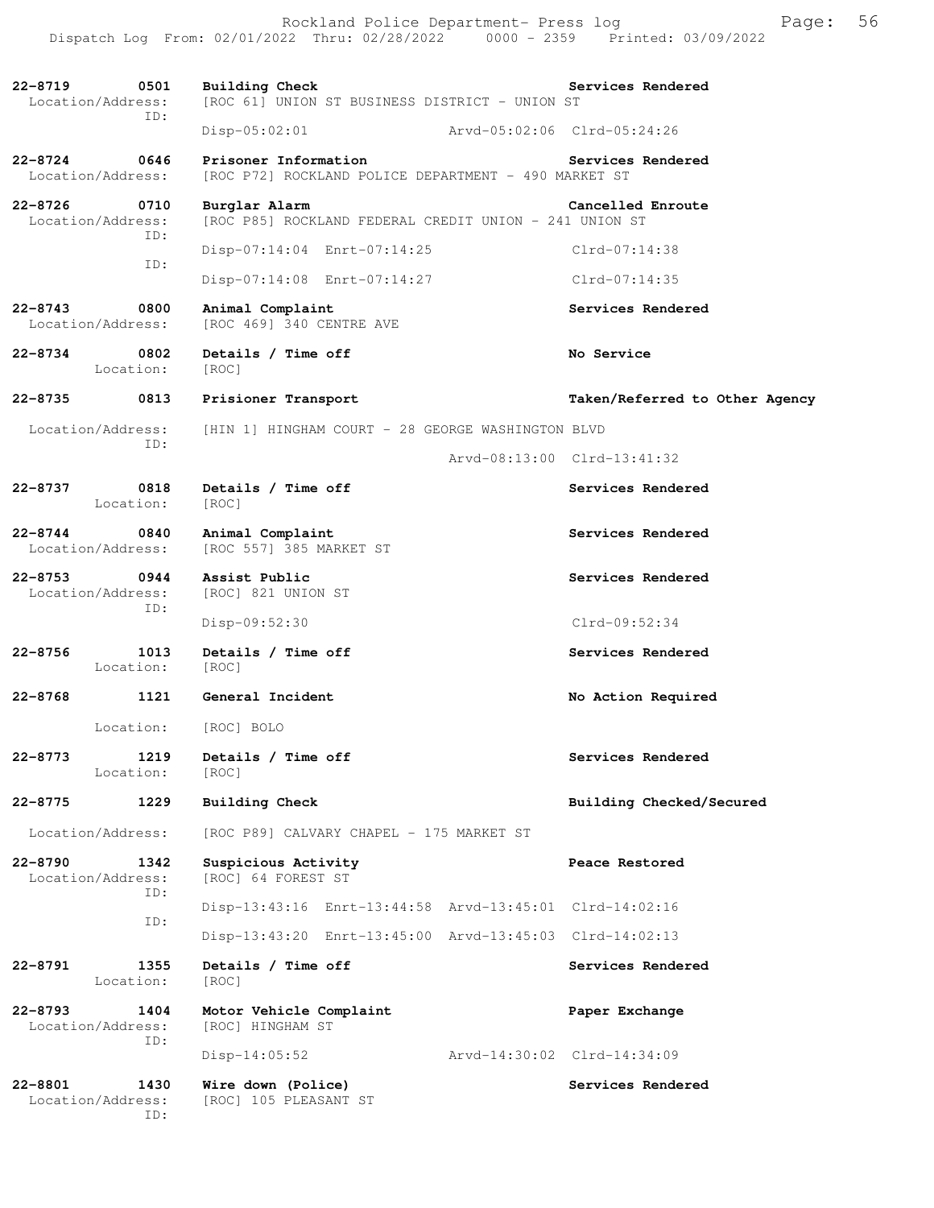**22-8719** 0501 **Building Check** **Services Rendered**
Location/Address: [ROC 61] UNION ST BUSINESS DISTRICT - UNION ST
ID:
Disp-05:02:01 Arvd-05:02:06 Clrd-05:24:26

**22-8724** 0646 **Prisoner Information** **Services Rendered**
Location/Address: [ROC P72] ROCKLAND POLICE DEPARTMENT - 490 MARKET ST

**22-8726** 0710 **Burglar Alarm** **Cancelled Enroute**
Location/Address: [ROC P85] ROCKLAND FEDERAL CREDIT UNION - 241 UNION ST
ID:
Disp-07:14:04 Enrt-07:14:25 Clrd-07:14:38
ID:
Disp-07:14:08 Enrt-07:14:27 Clrd-07:14:35

**22-8743** 0800 **Animal Complaint** **Services Rendered**
Location/Address: [ROC 469] 340 CENTRE AVE

**22-8734** 0802 **Details / Time off** **No Service**
Location: [ROC]

**22-8735** 0813 **Prisioner Transport** **Taken/Referred to Other Agency**
Location/Address: [HIN 1] HINGHAM COURT - 28 GEORGE WASHINGTON BLVD
ID:
Arvd-08:13:00 Clrd-13:41:32

**22-8737** 0818 **Details / Time off** **Services Rendered**
Location: [ROC]

**22-8744** 0840 **Animal Complaint** **Services Rendered**
Location/Address: [ROC 557] 385 MARKET ST

**22-8753** 0944 **Assist Public** **Services Rendered**
Location/Address: [ROC] 821 UNION ST
ID:
Disp-09:52:30 Clrd-09:52:34

**22-8756** 1013 **Details / Time off** **Services Rendered**
Location: [ROC]

**22-8768** 1121 **General Incident** **No Action Required**
Location: [ROC] BOLO

**22-8773** 1219 **Details / Time off** **Services Rendered**
Location: [ROC]

**22-8775** 1229 **Building Check** **Building Checked/Secured**
Location/Address: [ROC P89] CALVARY CHAPEL - 175 MARKET ST

**22-8790** 1342 **Suspicious Activity** **Peace Restored**
Location/Address: [ROC] 64 FOREST ST
ID:
Disp-13:43:16 Enrt-13:44:58 Arvd-13:45:01 Clrd-14:02:16
ID:
Disp-13:43:20 Enrt-13:45:00 Arvd-13:45:03 Clrd-14:02:13

**22-8791** 1355 **Details / Time off** **Services Rendered**
Location: [ROC]

**22-8793** 1404 **Motor Vehicle Complaint** **Paper Exchange**
Location/Address: [ROC] HINGHAM ST
ID:
Disp-14:05:52 Arvd-14:30:02 Clrd-14:34:09

**22-8801** 1430 **Wire down (Police)** **Services Rendered**
Location/Address: [ROC] 105 PLEASANT ST
ID: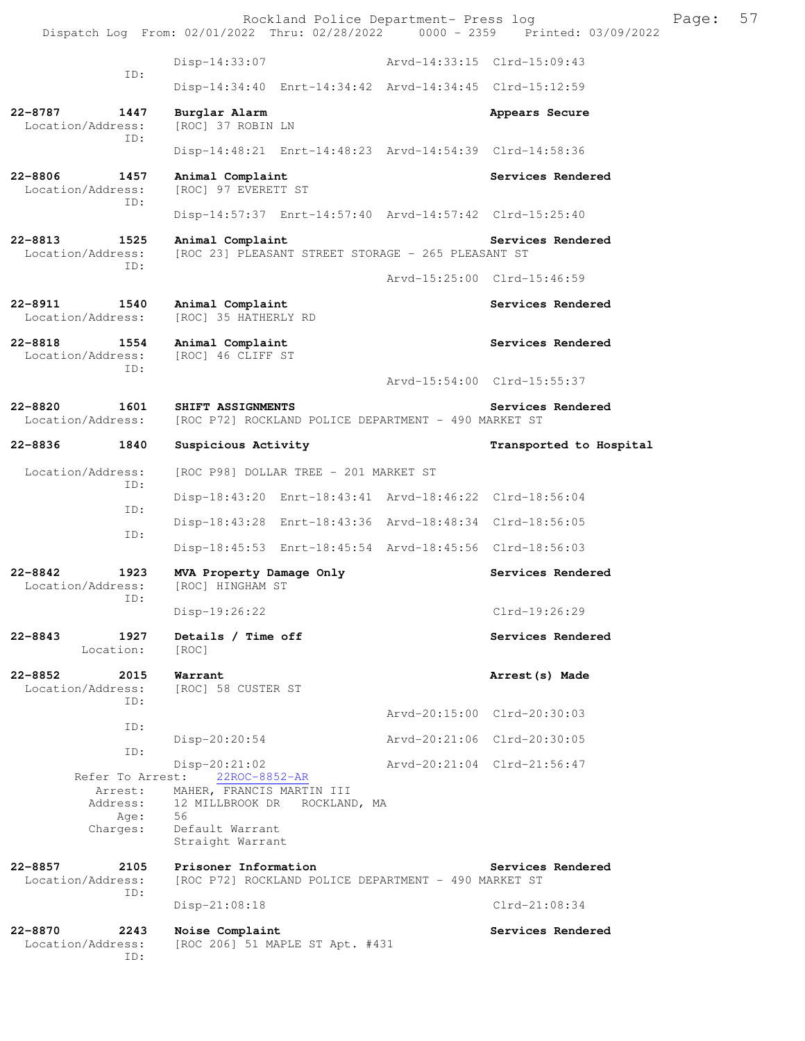Disp-14:33:07 Arvd-14:33:15 Clrd-15:09:43
ID:
Disp-14:34:40 Enrt-14:34:42 Arvd-14:34:45 Clrd-15:12:59

**22-8787 1447 Burglar Alarm** **Appears Secure**
Location/Address: [ROC] 37 ROBIN LN
ID:
Disp-14:48:21 Enrt-14:48:23 Arvd-14:54:39 Clrd-14:58:36

**22-8806 1457 Animal Complaint** **Services Rendered**
Location/Address: [ROC] 97 EVERETT ST
ID:
Disp-14:57:37 Enrt-14:57:40 Arvd-14:57:42 Clrd-15:25:40

**22-8813 1525 Animal Complaint** **Services Rendered**
Location/Address: [ROC 23] PLEASANT STREET STORAGE - 265 PLEASANT ST
ID:
Arvd-15:25:00 Clrd-15:46:59

**22-8911 1540 Animal Complaint** **Services Rendered**
Location/Address: [ROC] 35 HATHERLY RD

**22-8818 1554 Animal Complaint** **Services Rendered**
Location/Address: [ROC] 46 CLIFF ST
ID:
Arvd-15:54:00 Clrd-15:55:37

**22-8820 1601 SHIFT ASSIGNMENTS** **Services Rendered**
Location/Address: [ROC P72] ROCKLAND POLICE DEPARTMENT - 490 MARKET ST

**22-8836 1840 Suspicious Activity** **Transported to Hospital**
Location/Address: [ROC P98] DOLLAR TREE - 201 MARKET ST
ID:
Disp-18:43:20 Enrt-18:43:41 Arvd-18:46:22 Clrd-18:56:04
ID:
Disp-18:43:28 Enrt-18:43:36 Arvd-18:48:34 Clrd-18:56:05
ID:
Disp-18:45:53 Enrt-18:45:54 Arvd-18:45:56 Clrd-18:56:03

**22-8842 1923 MVA Property Damage Only** **Services Rendered**
Location/Address: [ROC] HINGHAM ST
ID:
Disp-19:26:22 Clrd-19:26:29

**22-8843 1927 Details / Time off** **Services Rendered**
Location: [ROC]

**22-8852 2015 Warrant** **Arrest(s) Made**
Location/Address: [ROC] 58 CUSTER ST
ID:
Arvd-20:15:00 Clrd-20:30:03
ID:
Disp-20:20:54 Arvd-20:21:06 Clrd-20:30:05
ID:
Disp-20:21:02 Arvd-20:21:04 Clrd-21:56:47
Refer To Arrest: 22ROC-8852-AR
Arrest: MAHER, FRANCIS MARTIN III
Address: 12 MILLBROOK DR ROCKLAND, MA
Age: 56
Charges: Default Warrant
Straight Warrant

**22-8857 2105 Prisoner Information** **Services Rendered**
Location/Address: [ROC P72] ROCKLAND POLICE DEPARTMENT - 490 MARKET ST
ID:
Disp-21:08:18 Clrd-21:08:34

**22-8870 2243 Noise Complaint** **Services Rendered**
Location/Address: [ROC 206] 51 MAPLE ST Apt. #431
ID: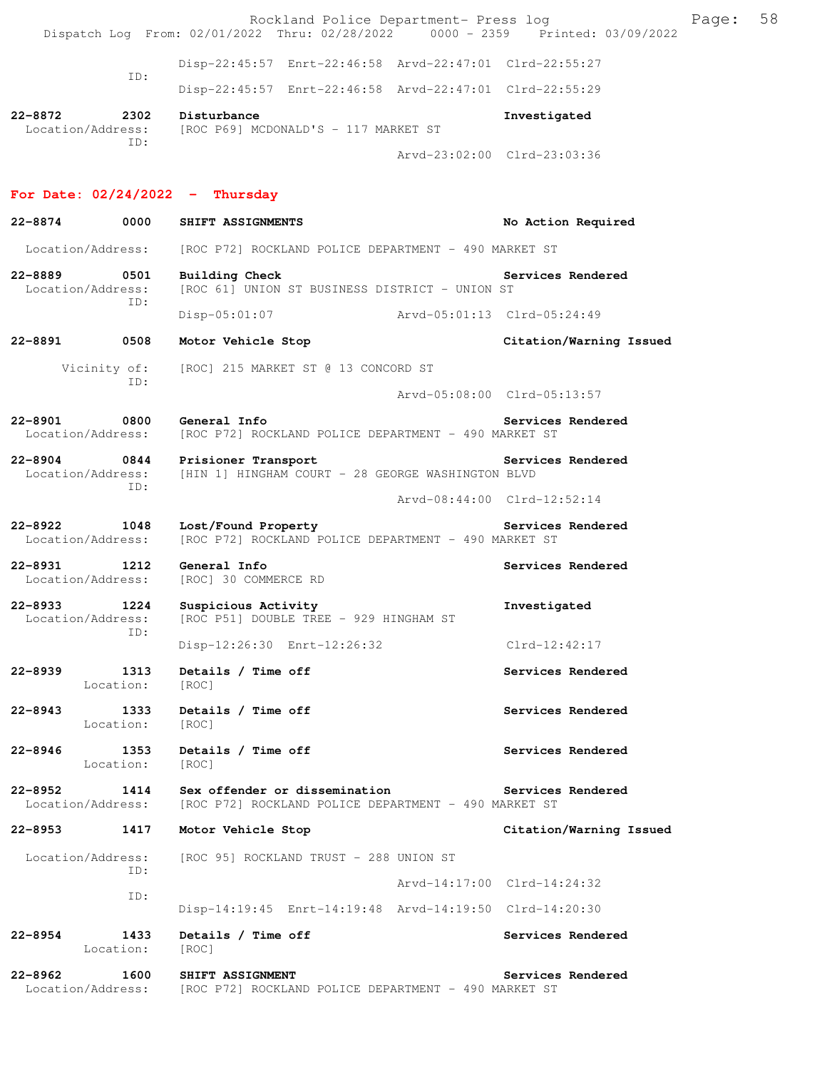Disp-22:45:57 Enrt-22:46:58 Arvd-22:47:01 Clrd-22:55:27
ID:
Disp-22:45:57 Enrt-22:46:58 Arvd-22:47:01 Clrd-22:55:29

**22-8872** 2302 **Disturbance** **Investigated**
Location/Address: [ROC P69] MCDONALD'S - 117 MARKET ST
ID:
Arvd-23:02:00 Clrd-23:03:36

## For Date: 02/24/2022 - Thursday

**22-8874** 0000 **SHIFT ASSIGNMENTS** **No Action Required**
Location/Address: [ROC P72] ROCKLAND POLICE DEPARTMENT - 490 MARKET ST

**22-8889** 0501 **Building Check** **Services Rendered**
Location/Address: [ROC 61] UNION ST BUSINESS DISTRICT - UNION ST
ID:
Disp-05:01:07 Arvd-05:01:13 Clrd-05:24:49

**22-8891** 0508 **Motor Vehicle Stop** **Citation/Warning Issued**
Vicinity of: [ROC] 215 MARKET ST @ 13 CONCORD ST
ID:
Arvd-05:08:00 Clrd-05:13:57

**22-8901** 0800 **General Info** **Services Rendered**
Location/Address: [ROC P72] ROCKLAND POLICE DEPARTMENT - 490 MARKET ST

**22-8904** 0844 **Prisioner Transport** **Services Rendered**
Location/Address: [HIN 1] HINGHAM COURT - 28 GEORGE WASHINGTON BLVD
ID:
Arvd-08:44:00 Clrd-12:52:14

**22-8922** 1048 **Lost/Found Property** **Services Rendered**
Location/Address: [ROC P72] ROCKLAND POLICE DEPARTMENT - 490 MARKET ST

**22-8931** 1212 **General Info** **Services Rendered**
Location/Address: [ROC] 30 COMMERCE RD

**22-8933** 1224 **Suspicious Activity** **Investigated**
Location/Address: [ROC P51] DOUBLE TREE - 929 HINGHAM ST
ID:
Disp-12:26:30 Enrt-12:26:32 Clrd-12:42:17

**22-8939** 1313 **Details / Time off** **Services Rendered**
Location: [ROC]

**22-8943** 1333 **Details / Time off** **Services Rendered**
Location: [ROC]

**22-8946** 1353 **Details / Time off** **Services Rendered**
Location: [ROC]

**22-8952** 1414 **Sex offender or dissemination** **Services Rendered**
Location/Address: [ROC P72] ROCKLAND POLICE DEPARTMENT - 490 MARKET ST

**22-8953** 1417 **Motor Vehicle Stop** **Citation/Warning Issued**
Location/Address: [ROC 95] ROCKLAND TRUST - 288 UNION ST
ID:
Arvd-14:17:00 Clrd-14:24:32
ID:
Disp-14:19:45 Enrt-14:19:48 Arvd-14:19:50 Clrd-14:20:30

**22-8954** 1433 **Details / Time off** **Services Rendered**
Location: [ROC]

**22-8962** 1600 **SHIFT ASSIGNMENT** **Services Rendered**
Location/Address: [ROC P72] ROCKLAND POLICE DEPARTMENT - 490 MARKET ST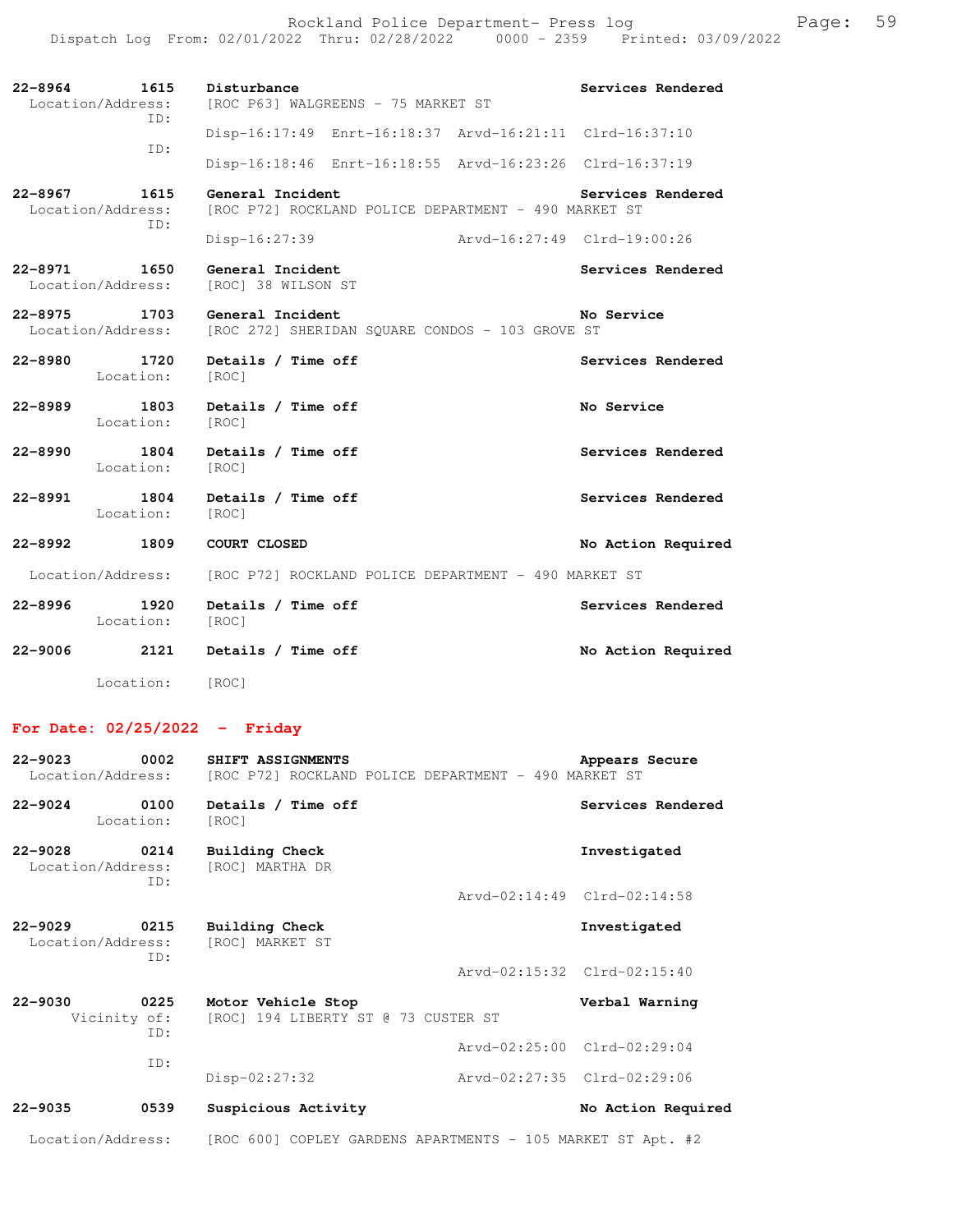**22-8964** 1615 **Disturbance** — **Services Rendered**
Location/Address: [ROC P63] WALGREENS - 75 MARKET ST
ID: Disp-16:17:49 Enrt-16:18:37 Arvd-16:21:11 Clrd-16:37:10
ID: Disp-16:18:46 Enrt-16:18:55 Arvd-16:23:26 Clrd-16:37:19

**22-8967** 1615 **General Incident** — **Services Rendered**
Location/Address: [ROC P72] ROCKLAND POLICE DEPARTMENT - 490 MARKET ST
ID: Disp-16:27:39 Arvd-16:27:49 Clrd-19:00:26

**22-8971** 1650 **General Incident** — **Services Rendered**
Location/Address: [ROC] 38 WILSON ST

**22-8975** 1703 **General Incident** — **No Service**
Location/Address: [ROC 272] SHERIDAN SQUARE CONDOS - 103 GROVE ST

**22-8980** 1720 **Details / Time off** — **Services Rendered**
Location: [ROC]

**22-8989** 1803 **Details / Time off** — **No Service**
Location: [ROC]

**22-8990** 1804 **Details / Time off** — **Services Rendered**
Location: [ROC]

**22-8991** 1804 **Details / Time off** — **Services Rendered**
Location: [ROC]

**22-8992** 1809 **COURT CLOSED** — **No Action Required**
Location/Address: [ROC P72] ROCKLAND POLICE DEPARTMENT - 490 MARKET ST

**22-8996** 1920 **Details / Time off** — **Services Rendered**
Location: [ROC]

**22-9006** 2121 **Details / Time off** — **No Action Required**
Location: [ROC]

## For Date: 02/25/2022 - Friday

**22-9023** 0002 **SHIFT ASSIGNMENTS** — **Appears Secure**
Location/Address: [ROC P72] ROCKLAND POLICE DEPARTMENT - 490 MARKET ST

**22-9024** 0100 **Details / Time off** — **Services Rendered**
Location: [ROC]

**22-9028** 0214 **Building Check** — **Investigated**
Location/Address: [ROC] MARTHA DR
ID: Arvd-02:14:49 Clrd-02:14:58

**22-9029** 0215 **Building Check** — **Investigated**
Location/Address: [ROC] MARKET ST
ID: Arvd-02:15:32 Clrd-02:15:40

**22-9030** 0225 **Motor Vehicle Stop** — **Verbal Warning**
Vicinity of: [ROC] 194 LIBERTY ST @ 73 CUSTER ST
ID: Arvd-02:25:00 Clrd-02:29:04
ID: Disp-02:27:32 Arvd-02:27:35 Clrd-02:29:06

**22-9035** 0539 **Suspicious Activity** — **No Action Required**
Location/Address: [ROC 600] COPLEY GARDENS APARTMENTS - 105 MARKET ST Apt. #2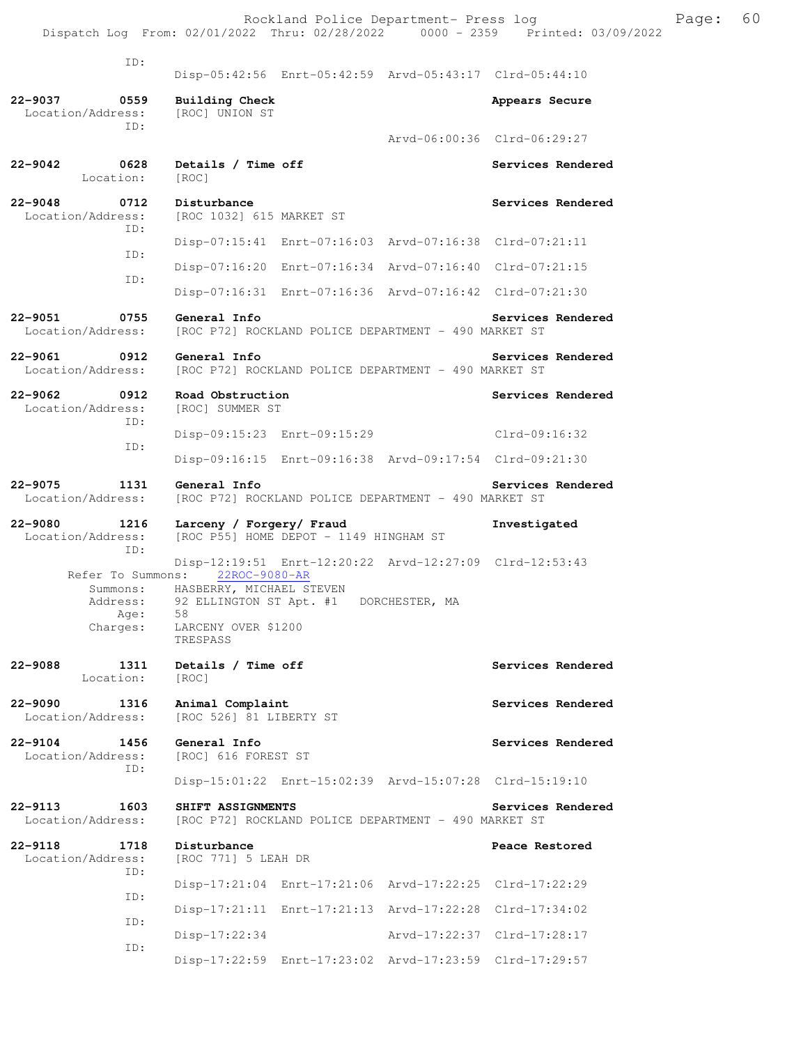```
 ID:
                    Disp-05:42:56  Enrt-05:42:59  Arvd-05:43:17  Clrd-05:44:10

22-9037        0559    Building Check                              Appears Secure
 Location/Address:     [ROC] UNION ST
              ID:
                                                  Arvd-06:00:36  Clrd-06:29:27

22-9042        0628    Details / Time off                          Services Rendered
        Location:      [ROC]

22-9048        0712    Disturbance                                 Services Rendered
 Location/Address:     [ROC 1032] 615 MARKET ST
              ID:
                       Disp-07:15:41  Enrt-07:16:03  Arvd-07:16:38  Clrd-07:21:11
              ID:
                       Disp-07:16:20  Enrt-07:16:34  Arvd-07:16:40  Clrd-07:21:15
              ID:
                       Disp-07:16:31  Enrt-07:16:36  Arvd-07:16:42  Clrd-07:21:30

22-9051        0755    General Info                                Services Rendered
 Location/Address:     [ROC P72] ROCKLAND POLICE DEPARTMENT - 490 MARKET ST

22-9061        0912    General Info                                Services Rendered
 Location/Address:     [ROC P72] ROCKLAND POLICE DEPARTMENT - 490 MARKET ST

22-9062        0912    Road Obstruction                            Services Rendered
 Location/Address:     [ROC] SUMMER ST
              ID:
                       Disp-09:15:23  Enrt-09:15:29                 Clrd-09:16:32
              ID:
                       Disp-09:16:15  Enrt-09:16:38  Arvd-09:17:54  Clrd-09:21:30

22-9075        1131    General Info                                Services Rendered
 Location/Address:     [ROC P72] ROCKLAND POLICE DEPARTMENT - 490 MARKET ST

22-9080        1216    Larceny / Forgery/ Fraud                    Investigated
 Location/Address:     [ROC P55] HOME DEPOT - 1149 HINGHAM ST
              ID:
                       Disp-12:19:51  Enrt-12:20:22  Arvd-12:27:09  Clrd-12:53:43
       Refer To Summons:    22ROC-9080-AR
          Summons:     HASBERRY, MICHAEL STEVEN
          Address:     92 ELLINGTON ST Apt. #1   DORCHESTER, MA
              Age:     58
          Charges:     LARCENY OVER $1200
                       TRESPASS

22-9088        1311    Details / Time off                          Services Rendered
        Location:      [ROC]

22-9090        1316    Animal Complaint                            Services Rendered
 Location/Address:     [ROC 526] 81 LIBERTY ST

22-9104        1456    General Info                                Services Rendered
 Location/Address:     [ROC] 616 FOREST ST
              ID:
                       Disp-15:01:22  Enrt-15:02:39  Arvd-15:07:28  Clrd-15:19:10

22-9113        1603    SHIFT ASSIGNMENTS                           Services Rendered
 Location/Address:     [ROC P72] ROCKLAND POLICE DEPARTMENT - 490 MARKET ST

22-9118        1718    Disturbance                                 Peace Restored
 Location/Address:     [ROC 771] 5 LEAH DR
              ID:
                       Disp-17:21:04  Enrt-17:21:06  Arvd-17:22:25  Clrd-17:22:29
              ID:
                       Disp-17:21:11  Enrt-17:21:13  Arvd-17:22:28  Clrd-17:34:02
              ID:
                       Disp-17:22:34                 Arvd-17:22:37  Clrd-17:28:17
              ID:
                       Disp-17:22:59  Enrt-17:23:02  Arvd-17:23:59  Clrd-17:29:57
```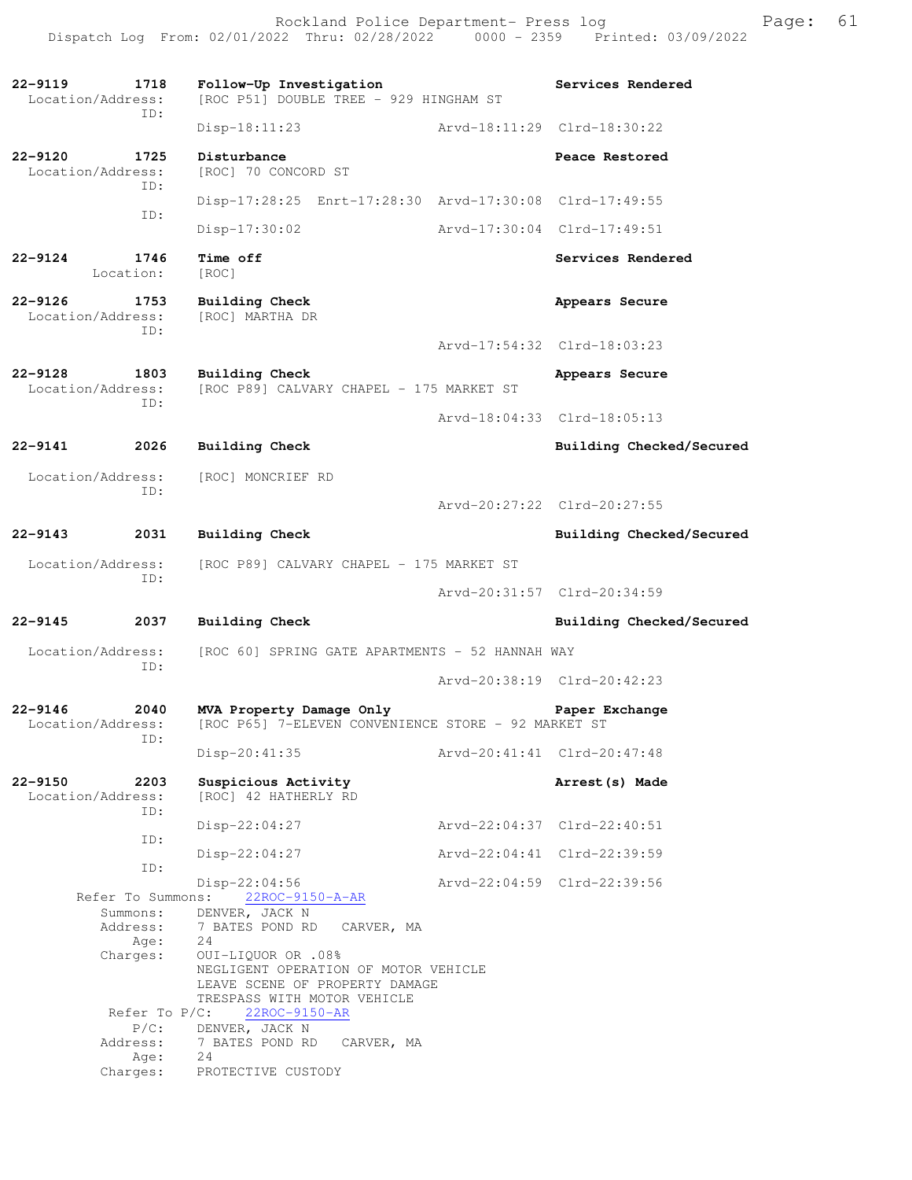**22-9119** 1718 **Follow-Up Investigation** — **Services Rendered**
Location/Address: [ROC P51] DOUBLE TREE - 929 HINGHAM ST
ID:
Disp-18:11:23 Arvd-18:11:29 Clrd-18:30:22

**22-9120** 1725 **Disturbance** — **Peace Restored**
Location/Address: [ROC] 70 CONCORD ST
ID:
Disp-17:28:25 Enrt-17:28:30 Arvd-17:30:08 Clrd-17:49:55
ID:
Disp-17:30:02 Arvd-17:30:04 Clrd-17:49:51

**22-9124** 1746 **Time off** — **Services Rendered**
Location: [ROC]

**22-9126** 1753 **Building Check** — **Appears Secure**
Location/Address: [ROC] MARTHA DR
ID:
Arvd-17:54:32 Clrd-18:03:23

**22-9128** 1803 **Building Check** — **Appears Secure**
Location/Address: [ROC P89] CALVARY CHAPEL - 175 MARKET ST
ID:
Arvd-18:04:33 Clrd-18:05:13

**22-9141** 2026 **Building Check** — **Building Checked/Secured**
Location/Address: [ROC] MONCRIEF RD
ID:
Arvd-20:27:22 Clrd-20:27:55

**22-9143** 2031 **Building Check** — **Building Checked/Secured**
Location/Address: [ROC P89] CALVARY CHAPEL - 175 MARKET ST
ID:
Arvd-20:31:57 Clrd-20:34:59

**22-9145** 2037 **Building Check** — **Building Checked/Secured**
Location/Address: [ROC 60] SPRING GATE APARTMENTS - 52 HANNAH WAY
ID:
Arvd-20:38:19 Clrd-20:42:23

**22-9146** 2040 **MVA Property Damage Only** — **Paper Exchange**
Location/Address: [ROC P65] 7-ELEVEN CONVENIENCE STORE - 92 MARKET ST
ID:
Disp-20:41:35 Arvd-20:41:41 Clrd-20:47:48

**22-9150** 2203 **Suspicious Activity** — **Arrest(s) Made**
Location/Address: [ROC] 42 HATHERLY RD
ID:
Disp-22:04:27 Arvd-22:04:37 Clrd-22:40:51
ID:
Disp-22:04:27 Arvd-22:04:41 Clrd-22:39:59
ID:
Disp-22:04:56 Arvd-22:04:59 Clrd-22:39:56

Refer To Summons: 22ROC-9150-A-AR
Summons: DENVER, JACK N
Address: 7 BATES POND RD CARVER, MA
Age: 24
Charges: OUI-LIQUOR OR .08%
NEGLIGENT OPERATION OF MOTOR VEHICLE
LEAVE SCENE OF PROPERTY DAMAGE
TRESPASS WITH MOTOR VEHICLE

Refer To P/C: 22ROC-9150-AR
P/C: DENVER, JACK N
Address: 7 BATES POND RD CARVER, MA
Age: 24
Charges: PROTECTIVE CUSTODY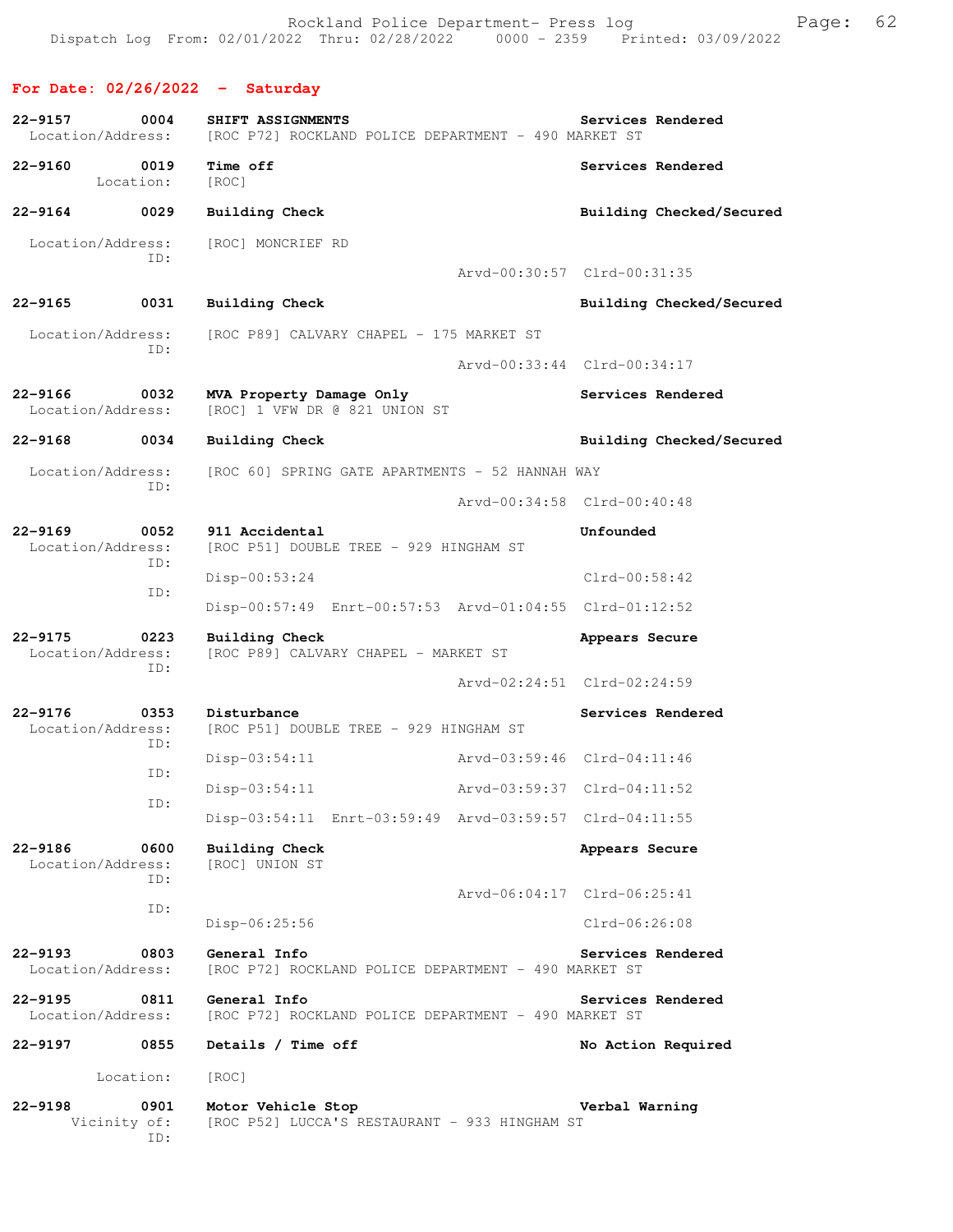## For Date: 02/26/2022 - Saturday

**22-9157 0004 SHIFT ASSIGNMENTS** — Services Rendered
Location/Address: [ROC P72] ROCKLAND POLICE DEPARTMENT - 490 MARKET ST

**22-9160 0019 Time off** — Services Rendered
Location: [ROC]

**22-9164 0029 Building Check** — Building Checked/Secured
Location/Address: [ROC] MONCRIEF RD
ID:
Arvd-00:30:57 Clrd-00:31:35

**22-9165 0031 Building Check** — Building Checked/Secured
Location/Address: [ROC P89] CALVARY CHAPEL - 175 MARKET ST
ID:
Arvd-00:33:44 Clrd-00:34:17

**22-9166 0032 MVA Property Damage Only** — Services Rendered
Location/Address: [ROC] 1 VFW DR @ 821 UNION ST

**22-9168 0034 Building Check** — Building Checked/Secured
Location/Address: [ROC 60] SPRING GATE APARTMENTS - 52 HANNAH WAY
ID:
Arvd-00:34:58 Clrd-00:40:48

**22-9169 0052 911 Accidental** — Unfounded
Location/Address: [ROC P51] DOUBLE TREE - 929 HINGHAM ST
ID:
Disp-00:53:24 Clrd-00:58:42
ID:
Disp-00:57:49 Enrt-00:57:53 Arvd-01:04:55 Clrd-01:12:52

**22-9175 0223 Building Check** — Appears Secure
Location/Address: [ROC P89] CALVARY CHAPEL - MARKET ST
ID:
Arvd-02:24:51 Clrd-02:24:59

**22-9176 0353 Disturbance** — Services Rendered
Location/Address: [ROC P51] DOUBLE TREE - 929 HINGHAM ST
ID:
Disp-03:54:11 Arvd-03:59:46 Clrd-04:11:46
ID:
Disp-03:54:11 Arvd-03:59:37 Clrd-04:11:52
ID:
Disp-03:54:11 Enrt-03:59:49 Arvd-03:59:57 Clrd-04:11:55

**22-9186 0600 Building Check** — Appears Secure
Location/Address: [ROC] UNION ST
ID:
Arvd-06:04:17 Clrd-06:25:41
ID:
Disp-06:25:56 Clrd-06:26:08

**22-9193 0803 General Info** — Services Rendered
Location/Address: [ROC P72] ROCKLAND POLICE DEPARTMENT - 490 MARKET ST

**22-9195 0811 General Info** — Services Rendered
Location/Address: [ROC P72] ROCKLAND POLICE DEPARTMENT - 490 MARKET ST

**22-9197 0855 Details / Time off** — No Action Required
Location: [ROC]

**22-9198 0901 Motor Vehicle Stop** — Verbal Warning
Vicinity of: [ROC P52] LUCCA'S RESTAURANT - 933 HINGHAM ST
ID: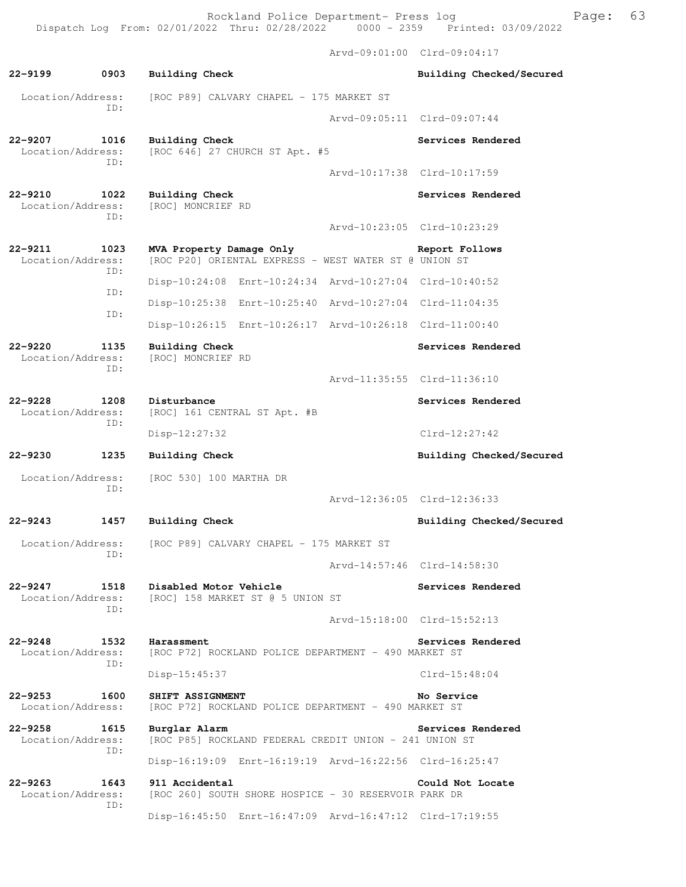Arvd-09:01:00 Clrd-09:04:17

**22-9199 0903 Building Check** **Building Checked/Secured**

Location/Address: [ROC P89] CALVARY CHAPEL - 175 MARKET ST
ID:
Arvd-09:05:11 Clrd-09:07:44

**22-9207 1016 Building Check** **Services Rendered**
Location/Address: [ROC 646] 27 CHURCH ST Apt. #5
ID:
Arvd-10:17:38 Clrd-10:17:59

**22-9210 1022 Building Check** **Services Rendered**
Location/Address: [ROC] MONCRIEF RD
ID:
Arvd-10:23:05 Clrd-10:23:29

**22-9211 1023 MVA Property Damage Only** **Report Follows**
Location/Address: [ROC P20] ORIENTAL EXPRESS - WEST WATER ST @ UNION ST
ID:
Disp-10:24:08 Enrt-10:24:34 Arvd-10:27:04 Clrd-10:40:52
ID:
Disp-10:25:38 Enrt-10:25:40 Arvd-10:27:04 Clrd-11:04:35
ID:
Disp-10:26:15 Enrt-10:26:17 Arvd-10:26:18 Clrd-11:00:40

**22-9220 1135 Building Check** **Services Rendered**
Location/Address: [ROC] MONCRIEF RD
ID:
Arvd-11:35:55 Clrd-11:36:10

**22-9228 1208 Disturbance** **Services Rendered**
Location/Address: [ROC] 161 CENTRAL ST Apt. #B
ID:
Disp-12:27:32 Clrd-12:27:42

**22-9230 1235 Building Check** **Building Checked/Secured**

Location/Address: [ROC 530] 100 MARTHA DR
ID:
Arvd-12:36:05 Clrd-12:36:33

**22-9243 1457 Building Check** **Building Checked/Secured**

Location/Address: [ROC P89] CALVARY CHAPEL - 175 MARKET ST
ID:
Arvd-14:57:46 Clrd-14:58:30

**22-9247 1518 Disabled Motor Vehicle** **Services Rendered**
Location/Address: [ROC] 158 MARKET ST @ 5 UNION ST
ID:
Arvd-15:18:00 Clrd-15:52:13

**22-9248 1532 Harassment** **Services Rendered**
Location/Address: [ROC P72] ROCKLAND POLICE DEPARTMENT - 490 MARKET ST
ID:
Disp-15:45:37 Clrd-15:48:04

**22-9253 1600 SHIFT ASSIGNMENT** **No Service**
Location/Address: [ROC P72] ROCKLAND POLICE DEPARTMENT - 490 MARKET ST

**22-9258 1615 Burglar Alarm** **Services Rendered**
Location/Address: [ROC P85] ROCKLAND FEDERAL CREDIT UNION - 241 UNION ST
ID:
Disp-16:19:09 Enrt-16:19:19 Arvd-16:22:56 Clrd-16:25:47

**22-9263 1643 911 Accidental** **Could Not Locate**
Location/Address: [ROC 260] SOUTH SHORE HOSPICE - 30 RESERVOIR PARK DR
ID:
Disp-16:45:50 Enrt-16:47:09 Arvd-16:47:12 Clrd-17:19:55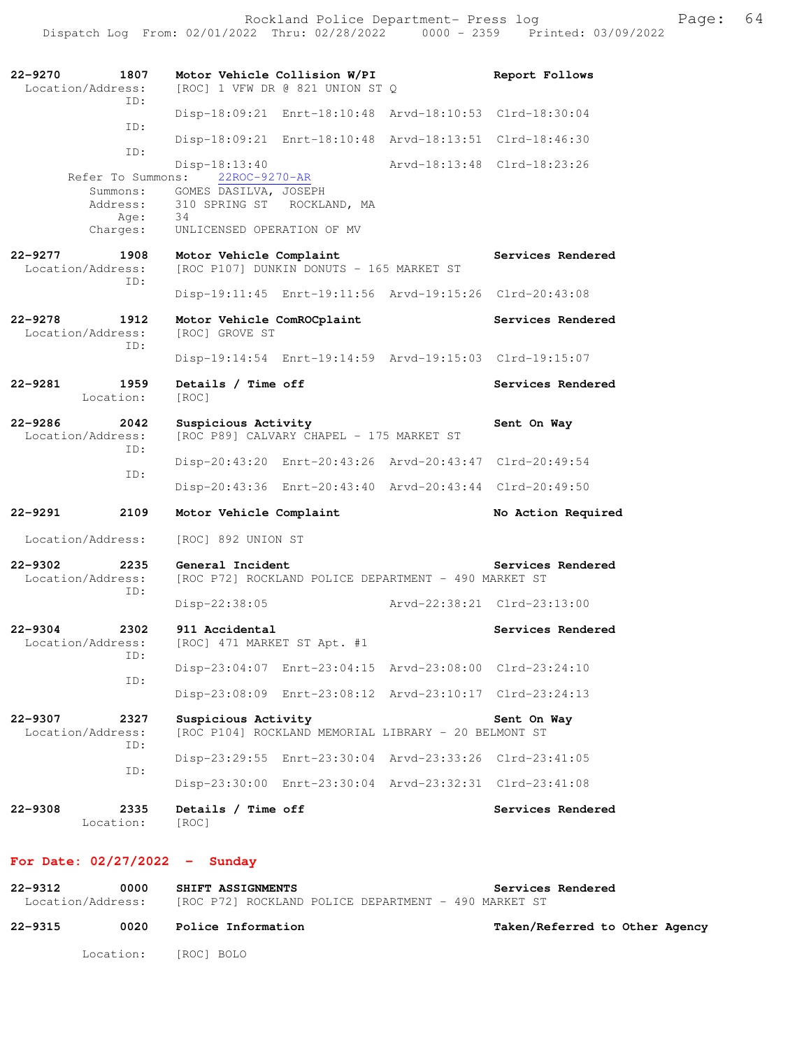**22-9270** 1807 **Motor Vehicle Collision W/PI** **Report Follows**
Location/Address: [ROC] 1 VFW DR @ 821 UNION ST Q
ID:
Disp-18:09:21 Enrt-18:10:48 Arvd-18:10:53 Clrd-18:30:04
ID:
Disp-18:09:21 Enrt-18:10:48 Arvd-18:13:51 Clrd-18:46:30
ID:
Disp-18:13:40 Arvd-18:13:48 Clrd-18:23:26
Refer To Summons: 22ROC-9270-AR
Summons: GOMES DASILVA, JOSEPH
Address: 310 SPRING ST ROCKLAND, MA
Age: 34
Charges: UNLICENSED OPERATION OF MV

**22-9277** 1908 **Motor Vehicle Complaint** **Services Rendered**
Location/Address: [ROC P107] DUNKIN DONUTS - 165 MARKET ST
ID:
Disp-19:11:45 Enrt-19:11:56 Arvd-19:15:26 Clrd-20:43:08

**22-9278** 1912 **Motor Vehicle ComROCplaint** **Services Rendered**
Location/Address: [ROC] GROVE ST
ID:
Disp-19:14:54 Enrt-19:14:59 Arvd-19:15:03 Clrd-19:15:07

**22-9281** 1959 **Details / Time off** **Services Rendered**
Location: [ROC]

**22-9286** 2042 **Suspicious Activity** **Sent On Way**
Location/Address: [ROC P89] CALVARY CHAPEL - 175 MARKET ST
ID:
Disp-20:43:20 Enrt-20:43:26 Arvd-20:43:47 Clrd-20:49:54
ID:
Disp-20:43:36 Enrt-20:43:40 Arvd-20:43:44 Clrd-20:49:50

**22-9291** 2109 **Motor Vehicle Complaint** **No Action Required**
Location/Address: [ROC] 892 UNION ST

**22-9302** 2235 **General Incident** **Services Rendered**
Location/Address: [ROC P72] ROCKLAND POLICE DEPARTMENT - 490 MARKET ST
ID:
Disp-22:38:05 Arvd-22:38:21 Clrd-23:13:00

**22-9304** 2302 **911 Accidental** **Services Rendered**
Location/Address: [ROC] 471 MARKET ST Apt. #1
ID:
Disp-23:04:07 Enrt-23:04:15 Arvd-23:08:00 Clrd-23:24:10
ID:
Disp-23:08:09 Enrt-23:08:12 Arvd-23:10:17 Clrd-23:24:13

**22-9307** 2327 **Suspicious Activity** **Sent On Way**
Location/Address: [ROC P104] ROCKLAND MEMORIAL LIBRARY - 20 BELMONT ST
ID:
Disp-23:29:55 Enrt-23:30:04 Arvd-23:33:26 Clrd-23:41:05
ID:
Disp-23:30:00 Enrt-23:30:04 Arvd-23:32:31 Clrd-23:41:08

**22-9308** 2335 **Details / Time off** **Services Rendered**
Location: [ROC]

## For Date: 02/27/2022 - Sunday

**22-9312** 0000 **SHIFT ASSIGNMENTS** **Services Rendered**
Location/Address: [ROC P72] ROCKLAND POLICE DEPARTMENT - 490 MARKET ST

**22-9315** 0020 **Police Information** **Taken/Referred to Other Agency**
Location: [ROC] BOLO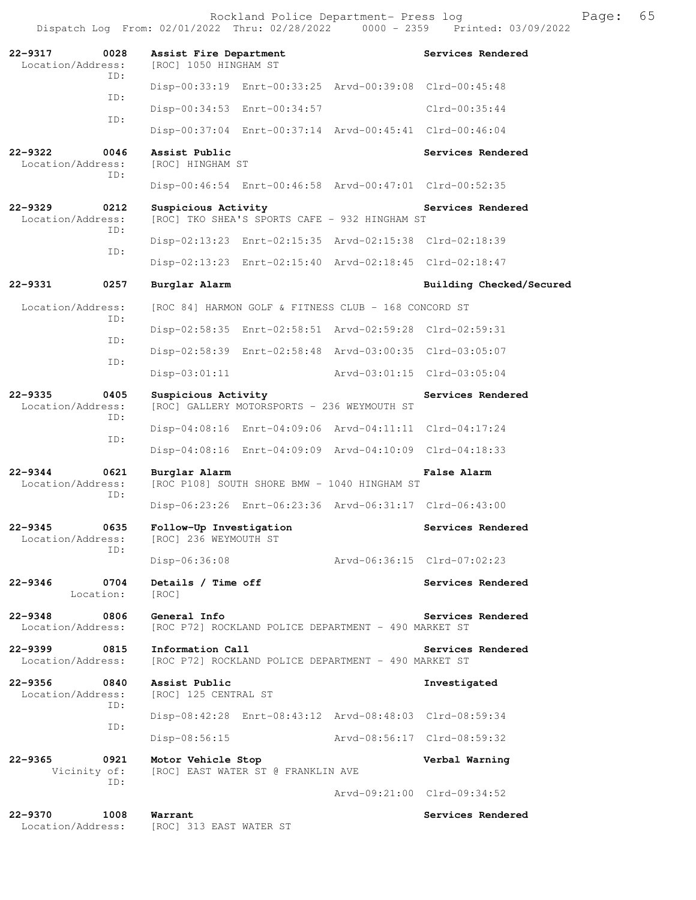**22-9317 0028 Assist Fire Department — Services Rendered**
Location/Address: [ROC] 1050 HINGHAM ST
ID: Disp-00:33:19 Enrt-00:33:25 Arvd-00:39:08 Clrd-00:45:48
ID: Disp-00:34:53 Enrt-00:34:57 Clrd-00:35:44
ID: Disp-00:37:04 Enrt-00:37:14 Arvd-00:45:41 Clrd-00:46:04

**22-9322 0046 Assist Public — Services Rendered**
Location/Address: [ROC] HINGHAM ST
ID: Disp-00:46:54 Enrt-00:46:58 Arvd-00:47:01 Clrd-00:52:35

**22-9329 0212 Suspicious Activity — Services Rendered**
Location/Address: [ROC] TKO SHEA'S SPORTS CAFE - 932 HINGHAM ST
ID: Disp-02:13:23 Enrt-02:15:35 Arvd-02:15:38 Clrd-02:18:39
ID: Disp-02:13:23 Enrt-02:15:40 Arvd-02:18:45 Clrd-02:18:47

**22-9331 0257 Burglar Alarm — Building Checked/Secured**
Location/Address: [ROC 84] HARMON GOLF & FITNESS CLUB - 168 CONCORD ST
ID: Disp-02:58:35 Enrt-02:58:51 Arvd-02:59:28 Clrd-02:59:31
ID: Disp-02:58:39 Enrt-02:58:48 Arvd-03:00:35 Clrd-03:05:07
ID: Disp-03:01:11 Arvd-03:01:15 Clrd-03:05:04

**22-9335 0405 Suspicious Activity — Services Rendered**
Location/Address: [ROC] GALLERY MOTORSPORTS - 236 WEYMOUTH ST
ID: Disp-04:08:16 Enrt-04:09:06 Arvd-04:11:11 Clrd-04:17:24
ID: Disp-04:08:16 Enrt-04:09:09 Arvd-04:10:09 Clrd-04:18:33

**22-9344 0621 Burglar Alarm — False Alarm**
Location/Address: [ROC P108] SOUTH SHORE BMW - 1040 HINGHAM ST
ID: Disp-06:23:26 Enrt-06:23:36 Arvd-06:31:17 Clrd-06:43:00

**22-9345 0635 Follow-Up Investigation — Services Rendered**
Location/Address: [ROC] 236 WEYMOUTH ST
ID: Disp-06:36:08 Arvd-06:36:15 Clrd-07:02:23

**22-9346 0704 Details / Time off — Services Rendered**
Location: [ROC]

**22-9348 0806 General Info — Services Rendered**
Location/Address: [ROC P72] ROCKLAND POLICE DEPARTMENT - 490 MARKET ST

**22-9399 0815 Information Call — Services Rendered**
Location/Address: [ROC P72] ROCKLAND POLICE DEPARTMENT - 490 MARKET ST

**22-9356 0840 Assist Public — Investigated**
Location/Address: [ROC] 125 CENTRAL ST
ID: Disp-08:42:28 Enrt-08:43:12 Arvd-08:48:03 Clrd-08:59:34
ID: Disp-08:56:15 Arvd-08:56:17 Clrd-08:59:32

**22-9365 0921 Motor Vehicle Stop — Verbal Warning**
Vicinity of: [ROC] EAST WATER ST @ FRANKLIN AVE
ID: Arvd-09:21:00 Clrd-09:34:52

**22-9370 1008 Warrant — Services Rendered**
Location/Address: [ROC] 313 EAST WATER ST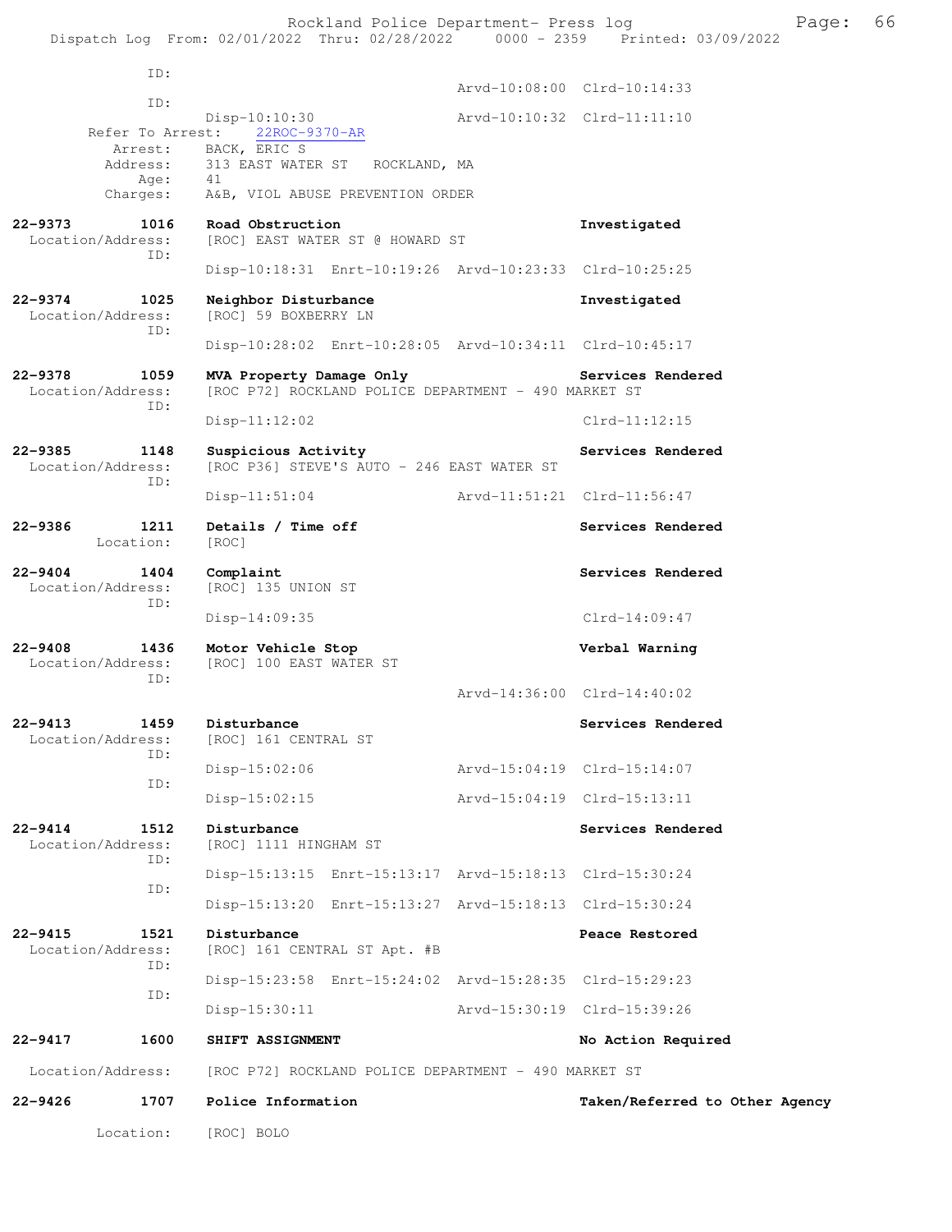```
        ID:
                                                Arvd-10:08:00  Clrd-10:14:33
        ID:
                     Disp-10:10:30              Arvd-10:10:32  Clrd-11:11:10
   Refer To Arrest:   22ROC-9370-AR
           Arrest:   BACK, ERIC S
          Address:   313 EAST WATER ST   ROCKLAND, MA
              Age:   41
          Charges:   A&B, VIOL ABUSE PREVENTION ORDER

22-9373        1016   Road Obstruction                            Investigated
  Location/Address:   [ROC] EAST WATER ST @ HOWARD ST
               ID:
                     Disp-10:18:31  Enrt-10:19:26  Arvd-10:23:33  Clrd-10:25:25

22-9374        1025   Neighbor Disturbance                        Investigated
  Location/Address:   [ROC] 59 BOXBERRY LN
               ID:
                     Disp-10:28:02  Enrt-10:28:05  Arvd-10:34:11  Clrd-10:45:17

22-9378        1059   MVA Property Damage Only                    Services Rendered
  Location/Address:   [ROC P72] ROCKLAND POLICE DEPARTMENT - 490 MARKET ST
               ID:
                     Disp-11:12:02                                Clrd-11:12:15

22-9385        1148   Suspicious Activity                         Services Rendered
  Location/Address:   [ROC P36] STEVE'S AUTO - 246 EAST WATER ST
               ID:
                     Disp-11:51:04              Arvd-11:51:21  Clrd-11:56:47

22-9386        1211   Details / Time off                          Services Rendered
         Location:   [ROC]

22-9404        1404   Complaint                                   Services Rendered
  Location/Address:   [ROC] 135 UNION ST
               ID:
                     Disp-14:09:35                                Clrd-14:09:47

22-9408        1436   Motor Vehicle Stop                          Verbal Warning
  Location/Address:   [ROC] 100 EAST WATER ST
               ID:
                                                Arvd-14:36:00  Clrd-14:40:02

22-9413        1459   Disturbance                                 Services Rendered
  Location/Address:   [ROC] 161 CENTRAL ST
               ID:
                     Disp-15:02:06              Arvd-15:04:19  Clrd-15:14:07
               ID:
                     Disp-15:02:15              Arvd-15:04:19  Clrd-15:13:11

22-9414        1512   Disturbance                                 Services Rendered
  Location/Address:   [ROC] 1111 HINGHAM ST
               ID:
                     Disp-15:13:15  Enrt-15:13:17  Arvd-15:18:13  Clrd-15:30:24
               ID:
                     Disp-15:13:20  Enrt-15:13:27  Arvd-15:18:13  Clrd-15:30:24

22-9415        1521   Disturbance                                 Peace Restored
  Location/Address:   [ROC] 161 CENTRAL ST Apt. #B
               ID:
                     Disp-15:23:58  Enrt-15:24:02  Arvd-15:28:35  Clrd-15:29:23
               ID:
                     Disp-15:30:11              Arvd-15:30:19  Clrd-15:39:26

22-9417        1600   SHIFT ASSIGNMENT                            No Action Required

  Location/Address:   [ROC P72] ROCKLAND POLICE DEPARTMENT - 490 MARKET ST

22-9426        1707   Police Information                          Taken/Referred to Other Agency

         Location:   [ROC] BOLO
```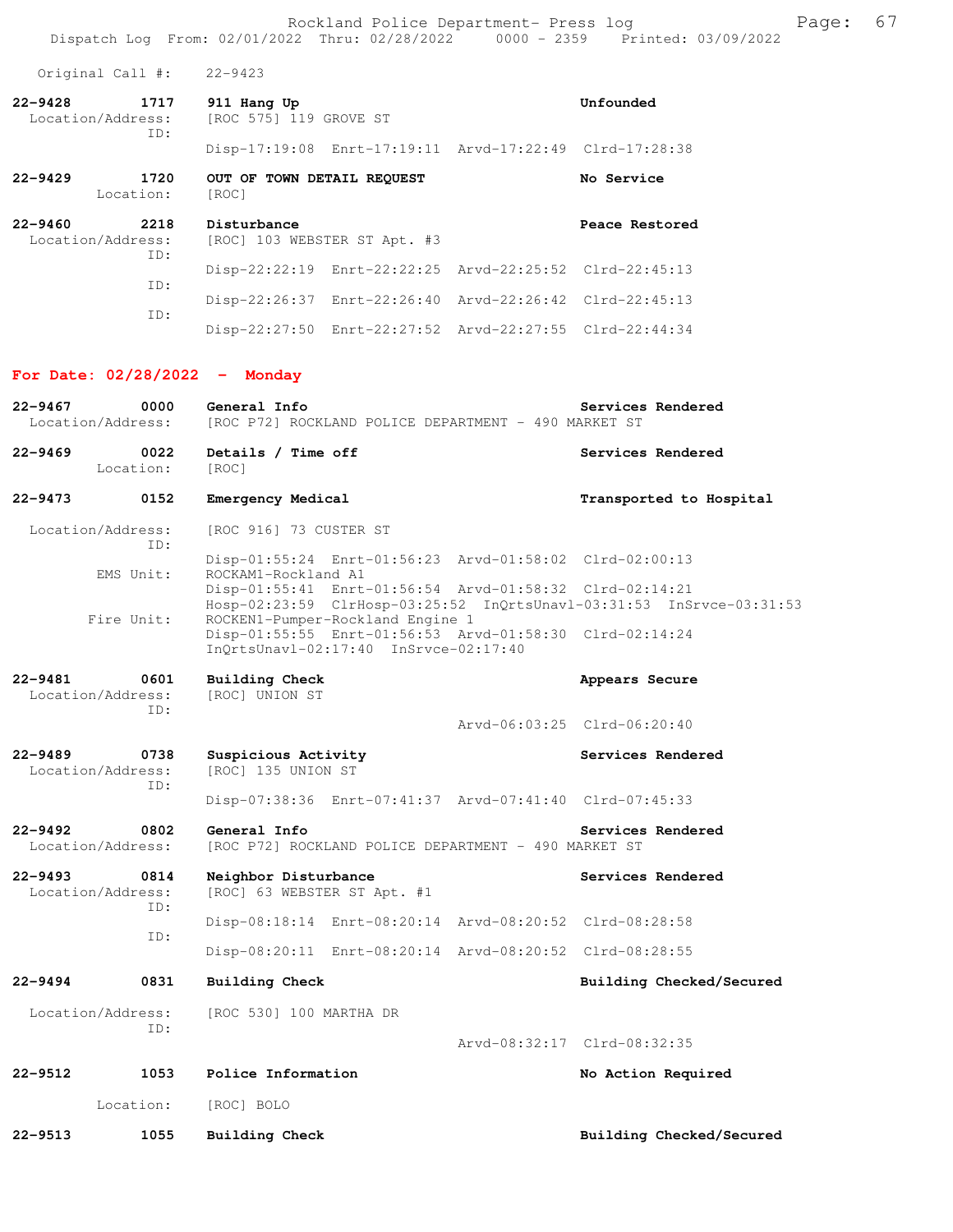Original Call #: 22-9423

**22-9428 1717 911 Hang Up** — Unfounded
Location/Address: [ROC 575] 119 GROVE ST
ID:
Disp-17:19:08 Enrt-17:19:11 Arvd-17:22:49 Clrd-17:28:38

**22-9429 1720 OUT OF TOWN DETAIL REQUEST** — No Service
Location: [ROC]

**22-9460 2218 Disturbance** — Peace Restored
Location/Address: [ROC] 103 WEBSTER ST Apt. #3
ID:
Disp-22:22:19 Enrt-22:22:25 Arvd-22:25:52 Clrd-22:45:13
ID:
Disp-22:26:37 Enrt-22:26:40 Arvd-22:26:42 Clrd-22:45:13
ID:
Disp-22:27:50 Enrt-22:27:52 Arvd-22:27:55 Clrd-22:44:34

## For Date: 02/28/2022 - Monday

**22-9467 0000 General Info** — Services Rendered
Location/Address: [ROC P72] ROCKLAND POLICE DEPARTMENT - 490 MARKET ST

**22-9469 0022 Details / Time off** — Services Rendered
Location: [ROC]

**22-9473 0152 Emergency Medical** — Transported to Hospital
Location/Address: [ROC 916] 73 CUSTER ST
ID:
Disp-01:55:24 Enrt-01:56:23 Arvd-01:58:02 Clrd-02:00:13
EMS Unit: ROCKAM1-Rockland A1
Disp-01:55:41 Enrt-01:56:54 Arvd-01:58:32 Clrd-02:14:21
Hosp-02:23:59 ClrHosp-03:25:52 InQrtsUnavl-03:31:53 InSrvce-03:31:53
Fire Unit: ROCKEN1-Pumper-Rockland Engine 1
Disp-01:55:55 Enrt-01:56:53 Arvd-01:58:30 Clrd-02:14:24
InQrtsUnavl-02:17:40 InSrvce-02:17:40

**22-9481 0601 Building Check** — Appears Secure
Location/Address: [ROC] UNION ST
ID:
Arvd-06:03:25 Clrd-06:20:40

**22-9489 0738 Suspicious Activity** — Services Rendered
Location/Address: [ROC] 135 UNION ST
ID:
Disp-07:38:36 Enrt-07:41:37 Arvd-07:41:40 Clrd-07:45:33

**22-9492 0802 General Info** — Services Rendered
Location/Address: [ROC P72] ROCKLAND POLICE DEPARTMENT - 490 MARKET ST

**22-9493 0814 Neighbor Disturbance** — Services Rendered
Location/Address: [ROC] 63 WEBSTER ST Apt. #1
ID:
Disp-08:18:14 Enrt-08:20:14 Arvd-08:20:52 Clrd-08:28:58
ID:
Disp-08:20:11 Enrt-08:20:14 Arvd-08:20:52 Clrd-08:28:55

**22-9494 0831 Building Check** — Building Checked/Secured
Location/Address: [ROC 530] 100 MARTHA DR
ID:
Arvd-08:32:17 Clrd-08:32:35

**22-9512 1053 Police Information** — No Action Required
Location: [ROC] BOLO

**22-9513 1055 Building Check** — Building Checked/Secured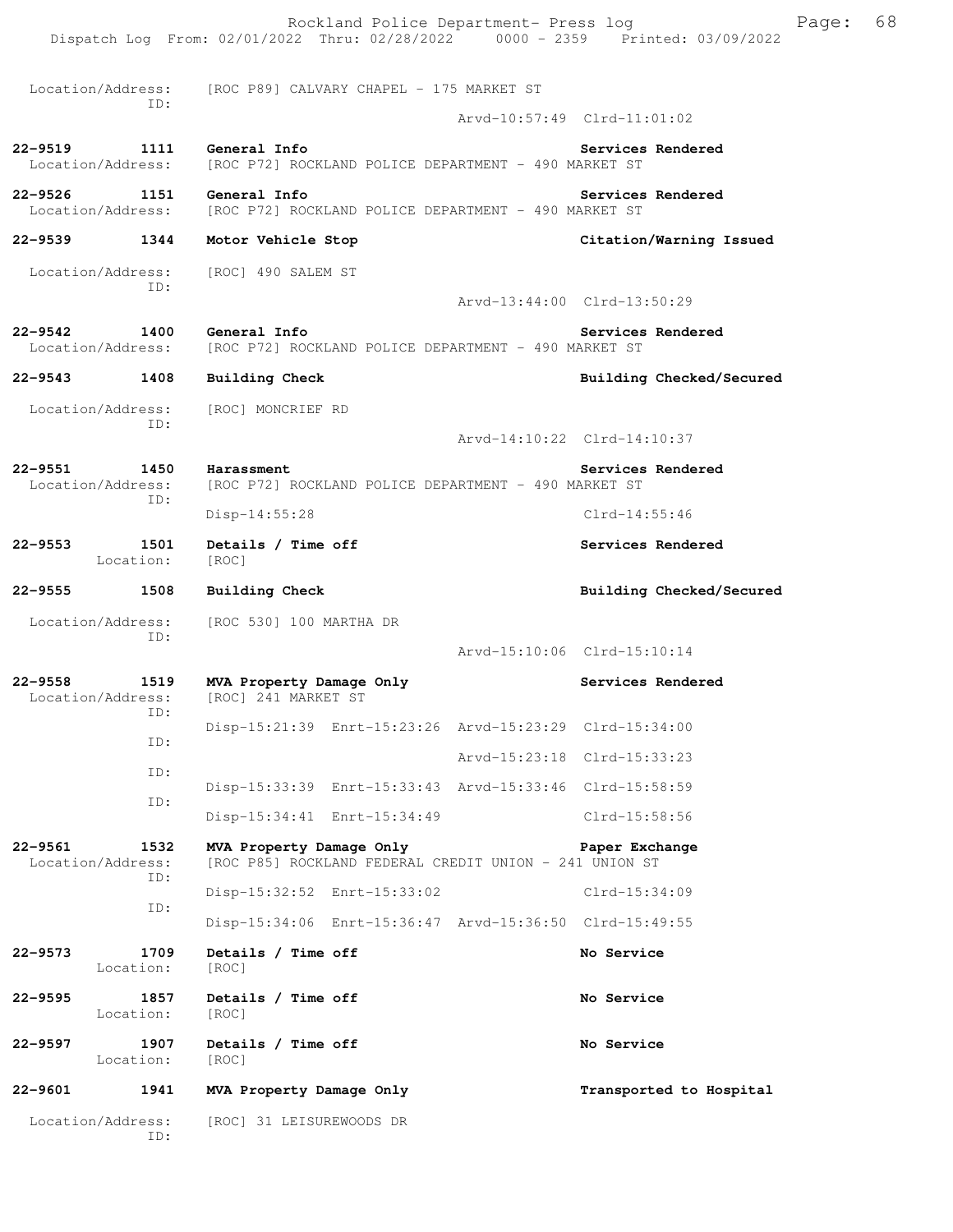Location/Address: [ROC P89] CALVARY CHAPEL - 175 MARKET ST
ID:
Arvd-10:57:49 Clrd-11:01:02

**22-9519 1111 General Info** — **Services Rendered**
Location/Address: [ROC P72] ROCKLAND POLICE DEPARTMENT - 490 MARKET ST

**22-9526 1151 General Info** — **Services Rendered**
Location/Address: [ROC P72] ROCKLAND POLICE DEPARTMENT - 490 MARKET ST

**22-9539 1344 Motor Vehicle Stop** — **Citation/Warning Issued**
Location/Address: [ROC] 490 SALEM ST
ID:
Arvd-13:44:00 Clrd-13:50:29

**22-9542 1400 General Info** — **Services Rendered**
Location/Address: [ROC P72] ROCKLAND POLICE DEPARTMENT - 490 MARKET ST

**22-9543 1408 Building Check** — **Building Checked/Secured**
Location/Address: [ROC] MONCRIEF RD
ID:
Arvd-14:10:22 Clrd-14:10:37

**22-9551 1450 Harassment** — **Services Rendered**
Location/Address: [ROC P72] ROCKLAND POLICE DEPARTMENT - 490 MARKET ST
ID:
Disp-14:55:28 Clrd-14:55:46

**22-9553 1501 Details / Time off** — **Services Rendered**
Location: [ROC]

**22-9555 1508 Building Check** — **Building Checked/Secured**
Location/Address: [ROC 530] 100 MARTHA DR
ID:
Arvd-15:10:06 Clrd-15:10:14

**22-9558 1519 MVA Property Damage Only** — **Services Rendered**
Location/Address: [ROC] 241 MARKET ST
ID:
Disp-15:21:39 Enrt-15:23:26 Arvd-15:23:29 Clrd-15:34:00
ID:
Arvd-15:23:18 Clrd-15:33:23
ID:
Disp-15:33:39 Enrt-15:33:43 Arvd-15:33:46 Clrd-15:58:59
ID:
Disp-15:34:41 Enrt-15:34:49 Clrd-15:58:56

**22-9561 1532 MVA Property Damage Only** — **Paper Exchange**
Location/Address: [ROC P85] ROCKLAND FEDERAL CREDIT UNION - 241 UNION ST
ID:
Disp-15:32:52 Enrt-15:33:02 Clrd-15:34:09
ID:
Disp-15:34:06 Enrt-15:36:47 Arvd-15:36:50 Clrd-15:49:55

**22-9573 1709 Details / Time off** — **No Service**
Location: [ROC]

**22-9595 1857 Details / Time off** — **No Service**
Location: [ROC]

**22-9597 1907 Details / Time off** — **No Service**
Location: [ROC]

**22-9601 1941 MVA Property Damage Only** — **Transported to Hospital**
Location/Address: [ROC] 31 LEISUREWOODS DR
ID: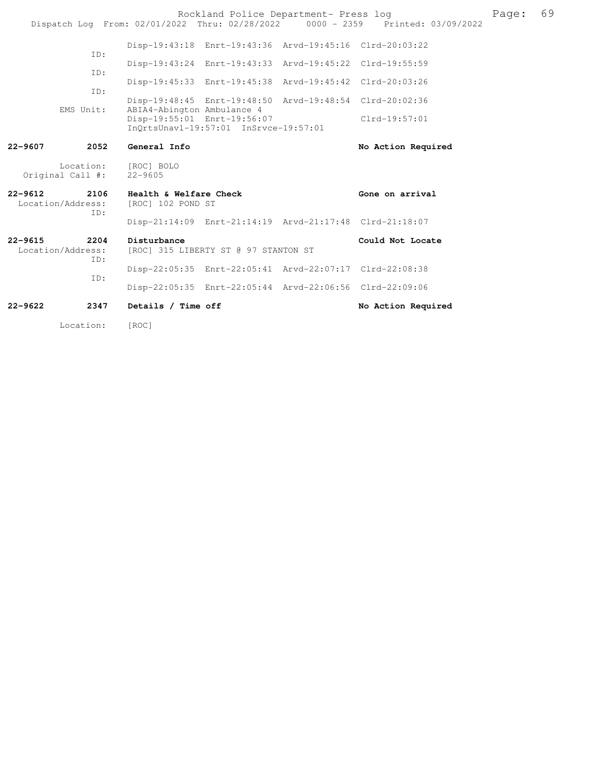```
                Disp-19:43:18  Enrt-19:43:36  Arvd-19:45:16  Clrd-20:03:22
          ID:
                Disp-19:43:24  Enrt-19:43:33  Arvd-19:45:22  Clrd-19:55:59
          ID:
                Disp-19:45:33  Enrt-19:45:38  Arvd-19:45:42  Clrd-20:03:26
          ID:
                Disp-19:48:45  Enrt-19:48:50  Arvd-19:48:54  Clrd-20:02:36
   EMS Unit:    ABIA4-Abington Ambulance 4
                Disp-19:55:01  Enrt-19:56:07                 Clrd-19:57:01
                InQrtsUnavl-19:57:01  InSrvce-19:57:01
```

**22-9607 2052 General Info** **No Action Required**

```
         Location:   [ROC] BOLO
  Original Call #:   22-9605
```

**22-9612 2106 Health & Welfare Check** **Gone on arrival**

```
Location/Address:   [ROC] 102 POND ST
              ID:
                    Disp-21:14:09  Enrt-21:14:19  Arvd-21:17:48  Clrd-21:18:07
```

**22-9615 2204 Disturbance** **Could Not Locate**

```
Location/Address:   [ROC] 315 LIBERTY ST @ 97 STANTON ST
              ID:
                    Disp-22:05:35  Enrt-22:05:41  Arvd-22:07:17  Clrd-22:08:38
              ID:
                    Disp-22:05:35  Enrt-22:05:44  Arvd-22:06:56  Clrd-22:09:06
```

**22-9622 2347 Details / Time off** **No Action Required**

```
        Location:   [ROC]
```